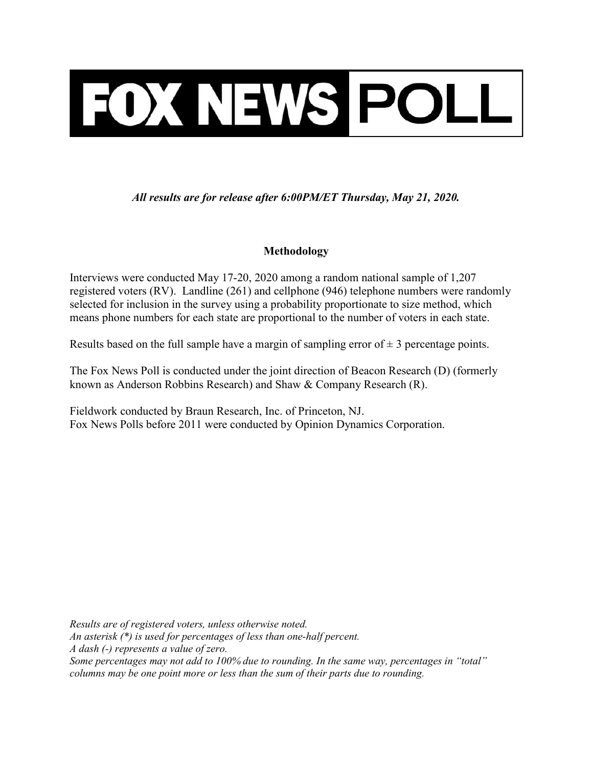# FOX NEWS POLL

***All results are for release after 6:00PM/ET Thursday, May 21, 2020.***

## Methodology

Interviews were conducted May 17-20, 2020 among a random national sample of 1,207 registered voters (RV). Landline (261) and cellphone (946) telephone numbers were randomly selected for inclusion in the survey using a probability proportionate to size method, which means phone numbers for each state are proportional to the number of voters in each state.

Results based on the full sample have a margin of sampling error of ± 3 percentage points.

The Fox News Poll is conducted under the joint direction of Beacon Research (D) (formerly known as Anderson Robbins Research) and Shaw & Company Research (R).

Fieldwork conducted by Braun Research, Inc. of Princeton, NJ.
Fox News Polls before 2011 were conducted by Opinion Dynamics Corporation.

*Results are of registered voters, unless otherwise noted.*
*An asterisk (*) is used for percentages of less than one-half percent.*
*A dash (-) represents a value of zero.*
*Some percentages may not add to 100% due to rounding. In the same way, percentages in "total" columns may be one point more or less than the sum of their parts due to rounding.*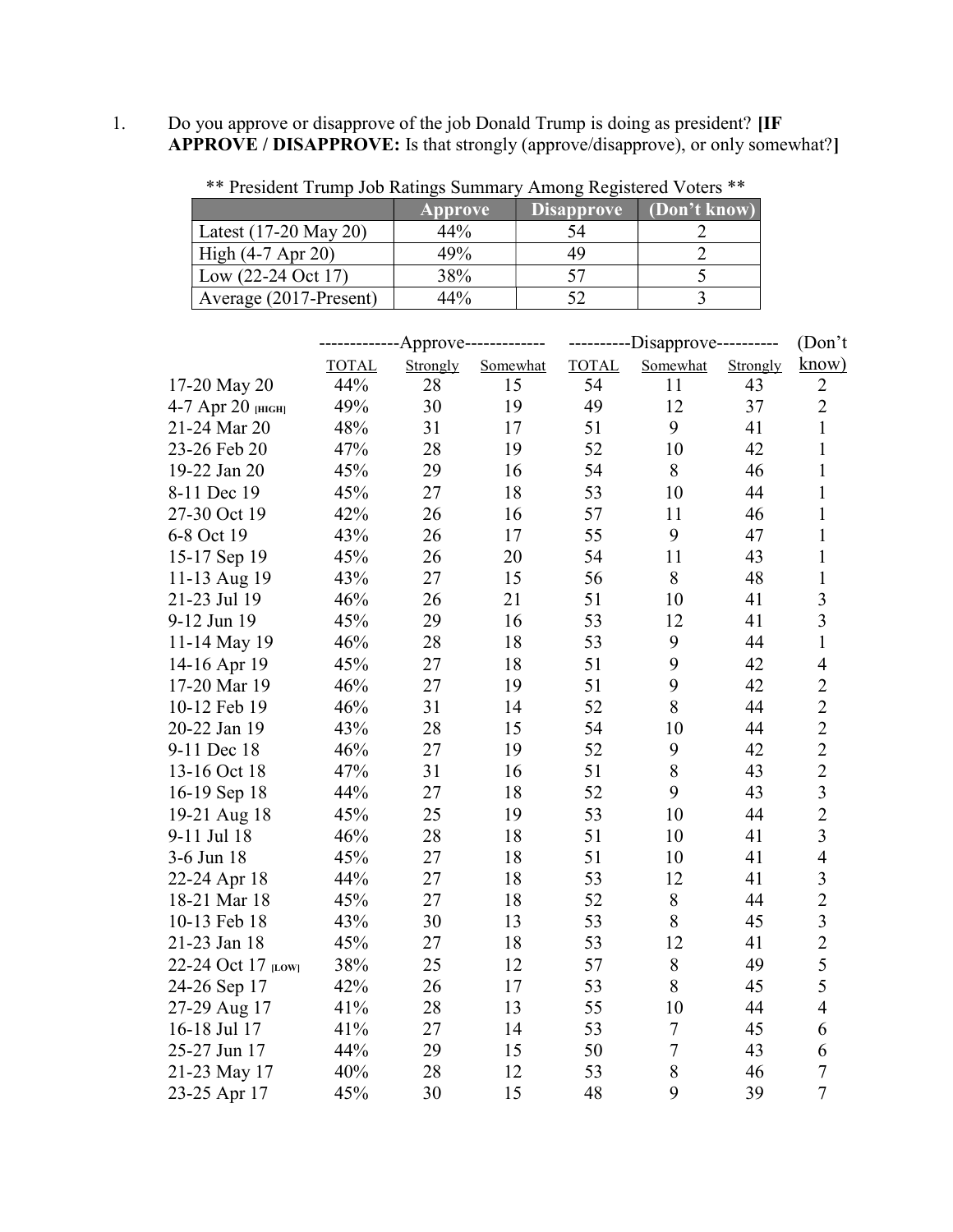1. Do you approve or disapprove of the job Donald Trump is doing as president? **[IF APPROVE / DISAPPROVE:** Is that strongly (approve/disapprove), or only somewhat?**]**

** President Trump Job Ratings Summary Among Registered Voters **

| | Approve | Disapprove | (Don't know) |
|---|---|---|---|
| Latest (17-20 May 20) | 44% | 54 | 2 |
| High (4-7 Apr 20) | 49% | 49 | 2 |
| Low (22-24 Oct 17) | 38% | 57 | 5 |
| Average (2017-Present) | 44% | 52 | 3 |

| | Approve | | | Disapprove | | | (Don't |
|---|---|---|---|---|---|---|---|
| | TOTAL | Strongly | Somewhat | TOTAL | Somewhat | Strongly | know) |
| 17-20 May 20 | 44% | 28 | 15 | 54 | 11 | 43 | 2 |
| 4-7 Apr 20 [HIGH] | 49% | 30 | 19 | 49 | 12 | 37 | 2 |
| 21-24 Mar 20 | 48% | 31 | 17 | 51 | 9 | 41 | 1 |
| 23-26 Feb 20 | 47% | 28 | 19 | 52 | 10 | 42 | 1 |
| 19-22 Jan 20 | 45% | 29 | 16 | 54 | 8 | 46 | 1 |
| 8-11 Dec 19 | 45% | 27 | 18 | 53 | 10 | 44 | 1 |
| 27-30 Oct 19 | 42% | 26 | 16 | 57 | 11 | 46 | 1 |
| 6-8 Oct 19 | 43% | 26 | 17 | 55 | 9 | 47 | 1 |
| 15-17 Sep 19 | 45% | 26 | 20 | 54 | 11 | 43 | 1 |
| 11-13 Aug 19 | 43% | 27 | 15 | 56 | 8 | 48 | 1 |
| 21-23 Jul 19 | 46% | 26 | 21 | 51 | 10 | 41 | 3 |
| 9-12 Jun 19 | 45% | 29 | 16 | 53 | 12 | 41 | 3 |
| 11-14 May 19 | 46% | 28 | 18 | 53 | 9 | 44 | 1 |
| 14-16 Apr 19 | 45% | 27 | 18 | 51 | 9 | 42 | 4 |
| 17-20 Mar 19 | 46% | 27 | 19 | 51 | 9 | 42 | 2 |
| 10-12 Feb 19 | 46% | 31 | 14 | 52 | 8 | 44 | 2 |
| 20-22 Jan 19 | 43% | 28 | 15 | 54 | 10 | 44 | 2 |
| 9-11 Dec 18 | 46% | 27 | 19 | 52 | 9 | 42 | 2 |
| 13-16 Oct 18 | 47% | 31 | 16 | 51 | 8 | 43 | 2 |
| 16-19 Sep 18 | 44% | 27 | 18 | 52 | 9 | 43 | 3 |
| 19-21 Aug 18 | 45% | 25 | 19 | 53 | 10 | 44 | 2 |
| 9-11 Jul 18 | 46% | 28 | 18 | 51 | 10 | 41 | 3 |
| 3-6 Jun 18 | 45% | 27 | 18 | 51 | 10 | 41 | 4 |
| 22-24 Apr 18 | 44% | 27 | 18 | 53 | 12 | 41 | 3 |
| 18-21 Mar 18 | 45% | 27 | 18 | 52 | 8 | 44 | 2 |
| 10-13 Feb 18 | 43% | 30 | 13 | 53 | 8 | 45 | 3 |
| 21-23 Jan 18 | 45% | 27 | 18 | 53 | 12 | 41 | 2 |
| 22-24 Oct 17 [LOW] | 38% | 25 | 12 | 57 | 8 | 49 | 5 |
| 24-26 Sep 17 | 42% | 26 | 17 | 53 | 8 | 45 | 5 |
| 27-29 Aug 17 | 41% | 28 | 13 | 55 | 10 | 44 | 4 |
| 16-18 Jul 17 | 41% | 27 | 14 | 53 | 7 | 45 | 6 |
| 25-27 Jun 17 | 44% | 29 | 15 | 50 | 7 | 43 | 6 |
| 21-23 May 17 | 40% | 28 | 12 | 53 | 8 | 46 | 7 |
| 23-25 Apr 17 | 45% | 30 | 15 | 48 | 9 | 39 | 7 |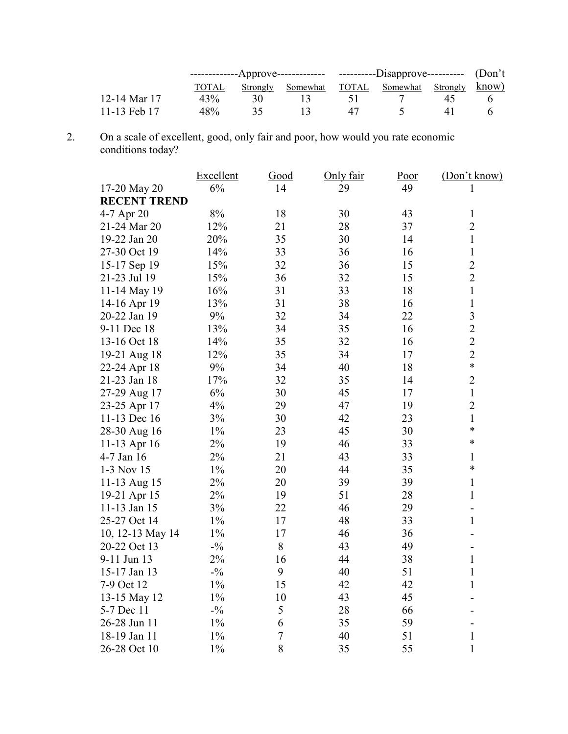| | Approve | | | Disapprove | | | (Don't know) |
|---|---|---|---|---|---|---|---|
| | TOTAL | Strongly | Somewhat | TOTAL | Somewhat | Strongly | |
| 12-14 Mar 17 | 43% | 30 | 13 | 51 | 7 | 45 | 6 |
| 11-13 Feb 17 | 48% | 35 | 13 | 47 | 5 | 41 | 6 |

2. On a scale of excellent, good, only fair and poor, how would you rate economic conditions today?

| | Excellent | Good | Only fair | Poor | (Don't know) |
|---|---|---|---|---|---|
| 17-20 May 20 | 6% | 14 | 29 | 49 | 1 |
| **RECENT TREND** | | | | | |
| 4-7 Apr 20 | 8% | 18 | 30 | 43 | 1 |
| 21-24 Mar 20 | 12% | 21 | 28 | 37 | 2 |
| 19-22 Jan 20 | 20% | 35 | 30 | 14 | 1 |
| 27-30 Oct 19 | 14% | 33 | 36 | 16 | 1 |
| 15-17 Sep 19 | 15% | 32 | 36 | 15 | 2 |
| 21-23 Jul 19 | 15% | 36 | 32 | 15 | 2 |
| 11-14 May 19 | 16% | 31 | 33 | 18 | 1 |
| 14-16 Apr 19 | 13% | 31 | 38 | 16 | 1 |
| 20-22 Jan 19 | 9% | 32 | 34 | 22 | 3 |
| 9-11 Dec 18 | 13% | 34 | 35 | 16 | 2 |
| 13-16 Oct 18 | 14% | 35 | 32 | 16 | 2 |
| 19-21 Aug 18 | 12% | 35 | 34 | 17 | 2 |
| 22-24 Apr 18 | 9% | 34 | 40 | 18 | * |
| 21-23 Jan 18 | 17% | 32 | 35 | 14 | 2 |
| 27-29 Aug 17 | 6% | 30 | 45 | 17 | 1 |
| 23-25 Apr 17 | 4% | 29 | 47 | 19 | 2 |
| 11-13 Dec 16 | 3% | 30 | 42 | 23 | 1 |
| 28-30 Aug 16 | 1% | 23 | 45 | 30 | * |
| 11-13 Apr 16 | 2% | 19 | 46 | 33 | * |
| 4-7 Jan 16 | 2% | 21 | 43 | 33 | 1 |
| 1-3 Nov 15 | 1% | 20 | 44 | 35 | * |
| 11-13 Aug 15 | 2% | 20 | 39 | 39 | 1 |
| 19-21 Apr 15 | 2% | 19 | 51 | 28 | 1 |
| 11-13 Jan 15 | 3% | 22 | 46 | 29 | - |
| 25-27 Oct 14 | 1% | 17 | 48 | 33 | 1 |
| 10, 12-13 May 14 | 1% | 17 | 46 | 36 | - |
| 20-22 Oct 13 | -% | 8 | 43 | 49 | - |
| 9-11 Jun 13 | 2% | 16 | 44 | 38 | 1 |
| 15-17 Jan 13 | -% | 9 | 40 | 51 | 1 |
| 7-9 Oct 12 | 1% | 15 | 42 | 42 | 1 |
| 13-15 May 12 | 1% | 10 | 43 | 45 | - |
| 5-7 Dec 11 | -% | 5 | 28 | 66 | - |
| 26-28 Jun 11 | 1% | 6 | 35 | 59 | - |
| 18-19 Jan 11 | 1% | 7 | 40 | 51 | 1 |
| 26-28 Oct 10 | 1% | 8 | 35 | 55 | 1 |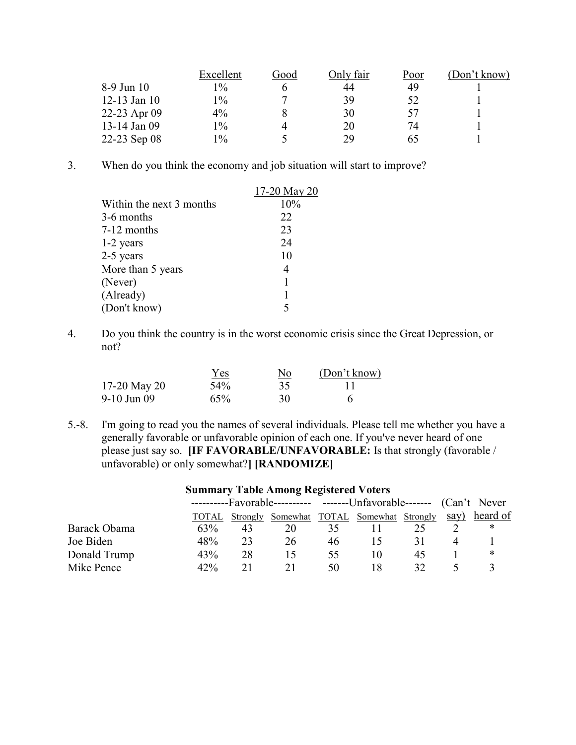| | Excellent | Good | Only fair | Poor | (Don't know) |
|---|---|---|---|---|---|
| 8-9 Jun 10 | 1% | 6 | 44 | 49 | 1 |
| 12-13 Jan 10 | 1% | 7 | 39 | 52 | 1 |
| 22-23 Apr 09 | 4% | 8 | 30 | 57 | 1 |
| 13-14 Jan 09 | 1% | 4 | 20 | 74 | 1 |
| 22-23 Sep 08 | 1% | 5 | 29 | 65 | 1 |

3. When do you think the economy and job situation will start to improve?

| | 17-20 May 20 |
|---|---|
| Within the next 3 months | 10% |
| 3-6 months | 22 |
| 7-12 months | 23 |
| 1-2 years | 24 |
| 2-5 years | 10 |
| More than 5 years | 4 |
| (Never) | 1 |
| (Already) | 1 |
| (Don't know) | 5 |

4. Do you think the country is in the worst economic crisis since the Great Depression, or not?

| | Yes | No | (Don't know) |
|---|---|---|---|
| 17-20 May 20 | 54% | 35 | 11 |
| 9-10 Jun 09 | 65% | 30 | 6 |

5.-8. I'm going to read you the names of several individuals. Please tell me whether you have a generally favorable or unfavorable opinion of each one. If you've never heard of one please just say so. **[IF FAVORABLE/UNFAVORABLE:** Is that strongly (favorable / unfavorable) or only somewhat?**] [RANDOMIZE]**

**Summary Table Among Registered Voters**

| | ----------Favorable---------- | | | -------Unfavorable------- | | | (Can't | Never |
|---|---|---|---|---|---|---|---|---|
| | TOTAL | Strongly | Somewhat | TOTAL | Somewhat | Strongly | say) | heard of |
| Barack Obama | 63% | 43 | 20 | 35 | 11 | 25 | 2 | * |
| Joe Biden | 48% | 23 | 26 | 46 | 15 | 31 | 4 | 1 |
| Donald Trump | 43% | 28 | 15 | 55 | 10 | 45 | 1 | * |
| Mike Pence | 42% | 21 | 21 | 50 | 18 | 32 | 5 | 3 |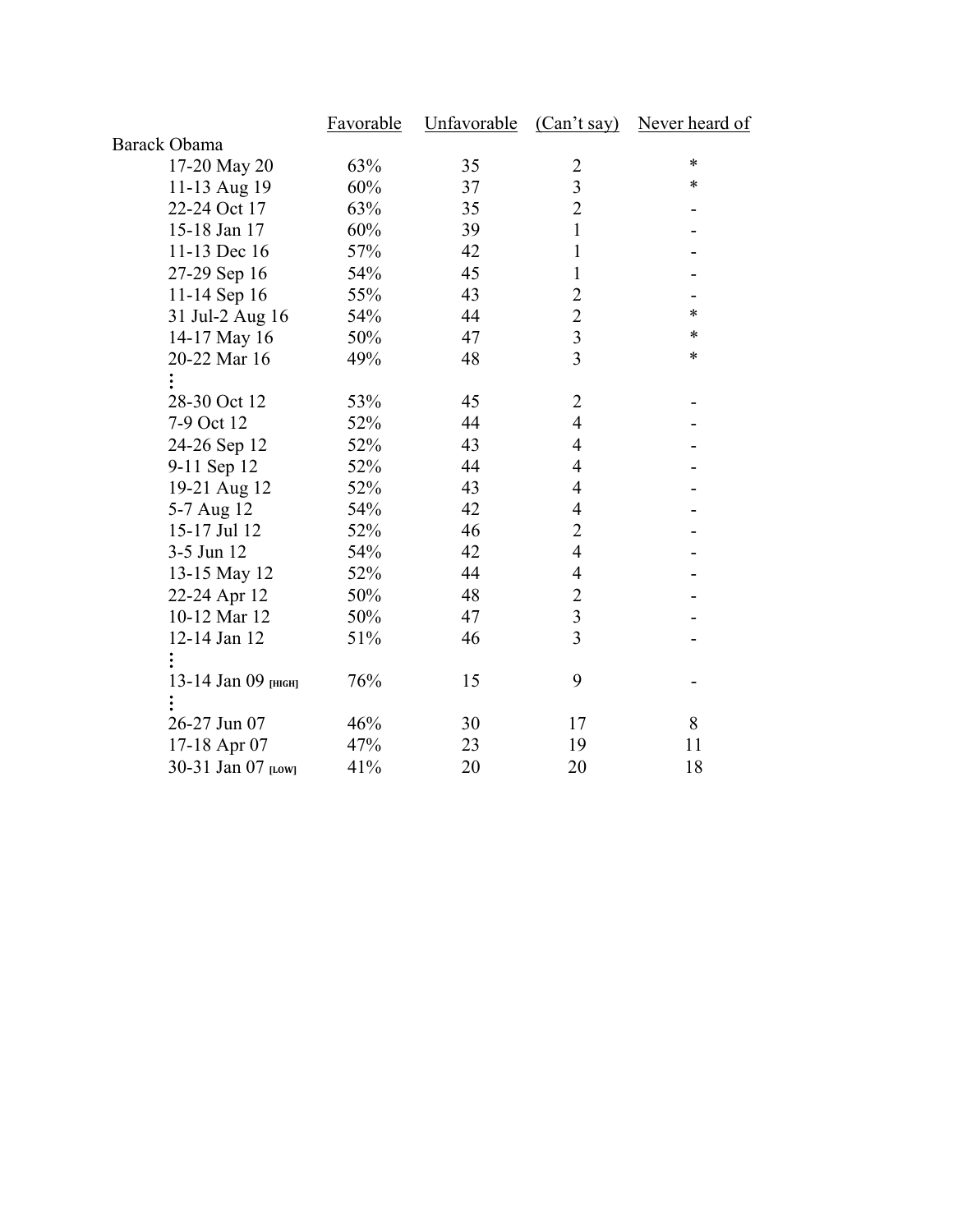| | Favorable | Unfavorable | (Can't say) | Never heard of |
|---|---|---|---|---|
| Barack Obama | | | | |
| 17-20 May 20 | 63% | 35 | 2 | * |
| 11-13 Aug 19 | 60% | 37 | 3 | * |
| 22-24 Oct 17 | 63% | 35 | 2 | - |
| 15-18 Jan 17 | 60% | 39 | 1 | - |
| 11-13 Dec 16 | 57% | 42 | 1 | - |
| 27-29 Sep 16 | 54% | 45 | 1 | - |
| 11-14 Sep 16 | 55% | 43 | 2 | - |
| 31 Jul-2 Aug 16 | 54% | 44 | 2 | * |
| 14-17 May 16 | 50% | 47 | 3 | * |
| 20-22 Mar 16 | 49% | 48 | 3 | * |
| ⋮ | | | | |
| 28-30 Oct 12 | 53% | 45 | 2 | - |
| 7-9 Oct 12 | 52% | 44 | 4 | - |
| 24-26 Sep 12 | 52% | 43 | 4 | - |
| 9-11 Sep 12 | 52% | 44 | 4 | - |
| 19-21 Aug 12 | 52% | 43 | 4 | - |
| 5-7 Aug 12 | 54% | 42 | 4 | - |
| 15-17 Jul 12 | 52% | 46 | 2 | - |
| 3-5 Jun 12 | 54% | 42 | 4 | - |
| 13-15 May 12 | 52% | 44 | 4 | - |
| 22-24 Apr 12 | 50% | 48 | 2 | - |
| 10-12 Mar 12 | 50% | 47 | 3 | - |
| 12-14 Jan 12 | 51% | 46 | 3 | - |
| ⋮ | | | | |
| 13-14 Jan 09 [HIGH] | 76% | 15 | 9 | - |
| ⋮ | | | | |
| 26-27 Jun 07 | 46% | 30 | 17 | 8 |
| 17-18 Apr 07 | 47% | 23 | 19 | 11 |
| 30-31 Jan 07 [LOW] | 41% | 20 | 20 | 18 |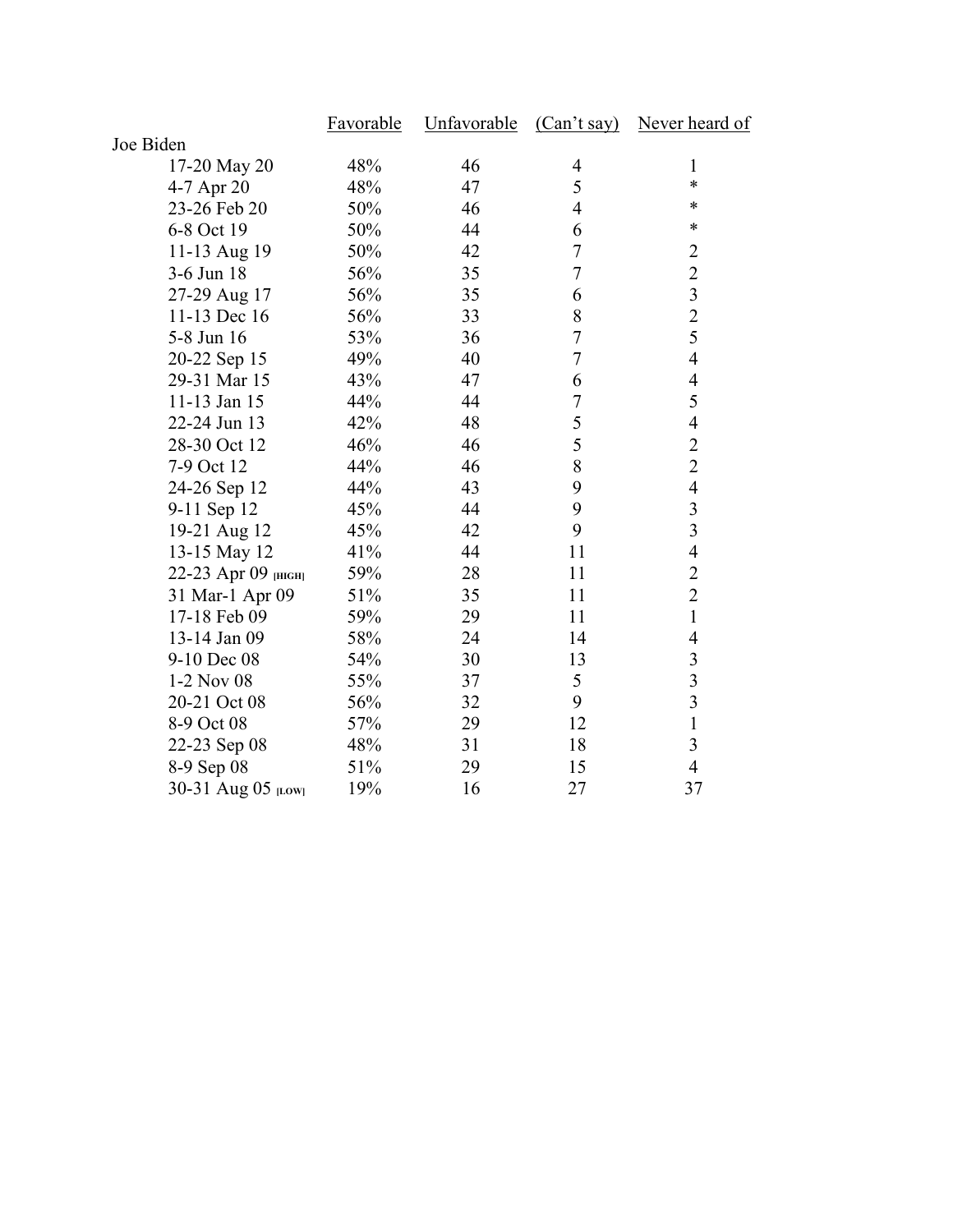| | Favorable | Unfavorable | (Can't say) | Never heard of |
|---|---|---|---|---|
| Joe Biden | | | | |
| 17-20 May 20 | 48% | 46 | 4 | 1 |
| 4-7 Apr 20 | 48% | 47 | 5 | * |
| 23-26 Feb 20 | 50% | 46 | 4 | * |
| 6-8 Oct 19 | 50% | 44 | 6 | * |
| 11-13 Aug 19 | 50% | 42 | 7 | 2 |
| 3-6 Jun 18 | 56% | 35 | 7 | 2 |
| 27-29 Aug 17 | 56% | 35 | 6 | 3 |
| 11-13 Dec 16 | 56% | 33 | 8 | 2 |
| 5-8 Jun 16 | 53% | 36 | 7 | 5 |
| 20-22 Sep 15 | 49% | 40 | 7 | 4 |
| 29-31 Mar 15 | 43% | 47 | 6 | 4 |
| 11-13 Jan 15 | 44% | 44 | 7 | 5 |
| 22-24 Jun 13 | 42% | 48 | 5 | 4 |
| 28-30 Oct 12 | 46% | 46 | 5 | 2 |
| 7-9 Oct 12 | 44% | 46 | 8 | 2 |
| 24-26 Sep 12 | 44% | 43 | 9 | 4 |
| 9-11 Sep 12 | 45% | 44 | 9 | 3 |
| 19-21 Aug 12 | 45% | 42 | 9 | 3 |
| 13-15 May 12 | 41% | 44 | 11 | 4 |
| 22-23 Apr 09 [HIGH] | 59% | 28 | 11 | 2 |
| 31 Mar-1 Apr 09 | 51% | 35 | 11 | 2 |
| 17-18 Feb 09 | 59% | 29 | 11 | 1 |
| 13-14 Jan 09 | 58% | 24 | 14 | 4 |
| 9-10 Dec 08 | 54% | 30 | 13 | 3 |
| 1-2 Nov 08 | 55% | 37 | 5 | 3 |
| 20-21 Oct 08 | 56% | 32 | 9 | 3 |
| 8-9 Oct 08 | 57% | 29 | 12 | 1 |
| 22-23 Sep 08 | 48% | 31 | 18 | 3 |
| 8-9 Sep 08 | 51% | 29 | 15 | 4 |
| 30-31 Aug 05 [LOW] | 19% | 16 | 27 | 37 |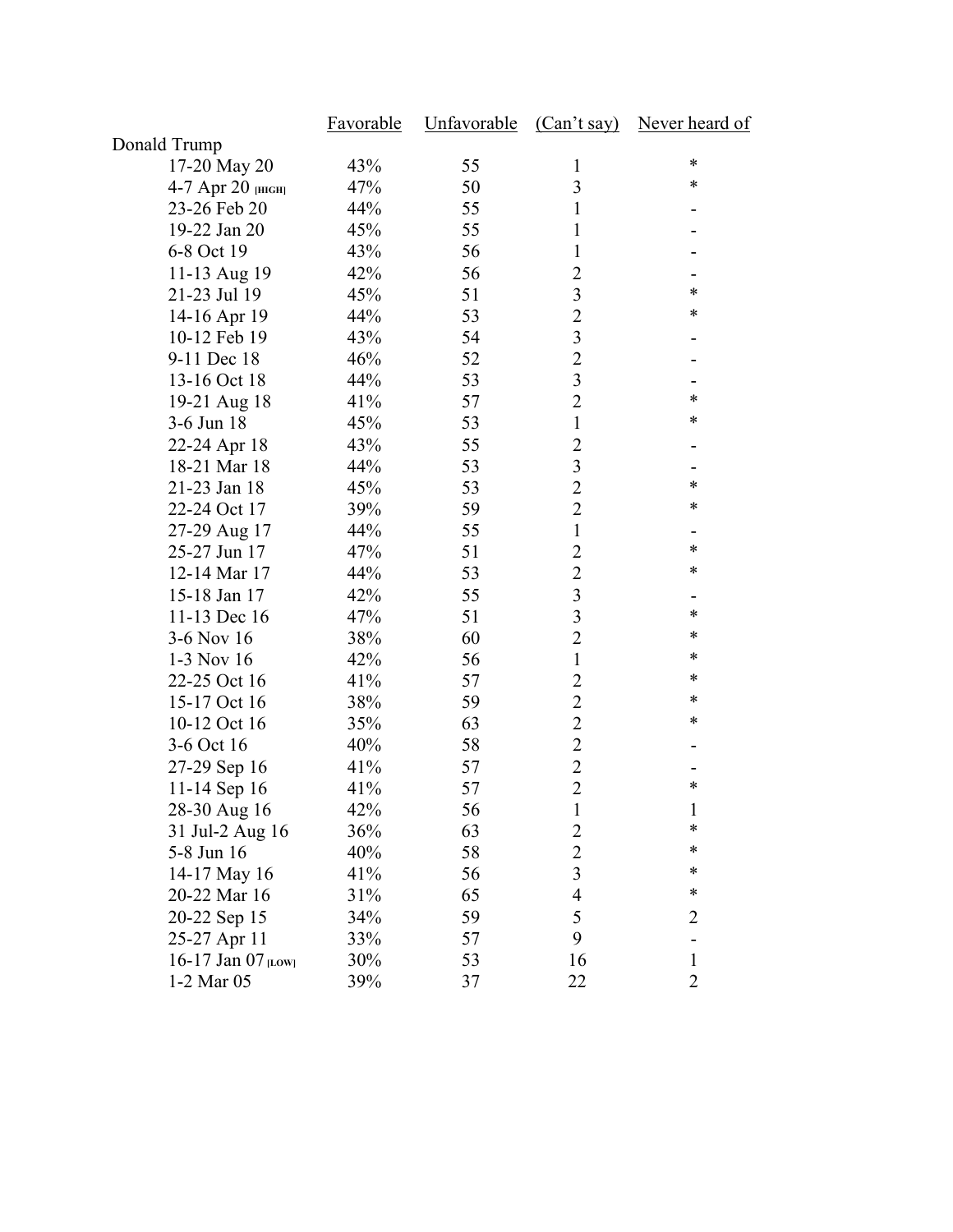| | Favorable | Unfavorable | (Can't say) | Never heard of |
|---|---|---|---|---|
| Donald Trump | | | | |
| 17-20 May 20 | 43% | 55 | 1 | * |
| 4-7 Apr 20 [HIGH] | 47% | 50 | 3 | * |
| 23-26 Feb 20 | 44% | 55 | 1 | - |
| 19-22 Jan 20 | 45% | 55 | 1 | - |
| 6-8 Oct 19 | 43% | 56 | 1 | - |
| 11-13 Aug 19 | 42% | 56 | 2 | - |
| 21-23 Jul 19 | 45% | 51 | 3 | * |
| 14-16 Apr 19 | 44% | 53 | 2 | * |
| 10-12 Feb 19 | 43% | 54 | 3 | - |
| 9-11 Dec 18 | 46% | 52 | 2 | - |
| 13-16 Oct 18 | 44% | 53 | 3 | - |
| 19-21 Aug 18 | 41% | 57 | 2 | * |
| 3-6 Jun 18 | 45% | 53 | 1 | * |
| 22-24 Apr 18 | 43% | 55 | 2 | - |
| 18-21 Mar 18 | 44% | 53 | 3 | - |
| 21-23 Jan 18 | 45% | 53 | 2 | * |
| 22-24 Oct 17 | 39% | 59 | 2 | * |
| 27-29 Aug 17 | 44% | 55 | 1 | - |
| 25-27 Jun 17 | 47% | 51 | 2 | * |
| 12-14 Mar 17 | 44% | 53 | 2 | * |
| 15-18 Jan 17 | 42% | 55 | 3 | - |
| 11-13 Dec 16 | 47% | 51 | 3 | * |
| 3-6 Nov 16 | 38% | 60 | 2 | * |
| 1-3 Nov 16 | 42% | 56 | 1 | * |
| 22-25 Oct 16 | 41% | 57 | 2 | * |
| 15-17 Oct 16 | 38% | 59 | 2 | * |
| 10-12 Oct 16 | 35% | 63 | 2 | * |
| 3-6 Oct 16 | 40% | 58 | 2 | - |
| 27-29 Sep 16 | 41% | 57 | 2 | - |
| 11-14 Sep 16 | 41% | 57 | 2 | * |
| 28-30 Aug 16 | 42% | 56 | 1 | 1 |
| 31 Jul-2 Aug 16 | 36% | 63 | 2 | * |
| 5-8 Jun 16 | 40% | 58 | 2 | * |
| 14-17 May 16 | 41% | 56 | 3 | * |
| 20-22 Mar 16 | 31% | 65 | 4 | * |
| 20-22 Sep 15 | 34% | 59 | 5 | 2 |
| 25-27 Apr 11 | 33% | 57 | 9 | - |
| 16-17 Jan 07 [LOW] | 30% | 53 | 16 | 1 |
| 1-2 Mar 05 | 39% | 37 | 22 | 2 |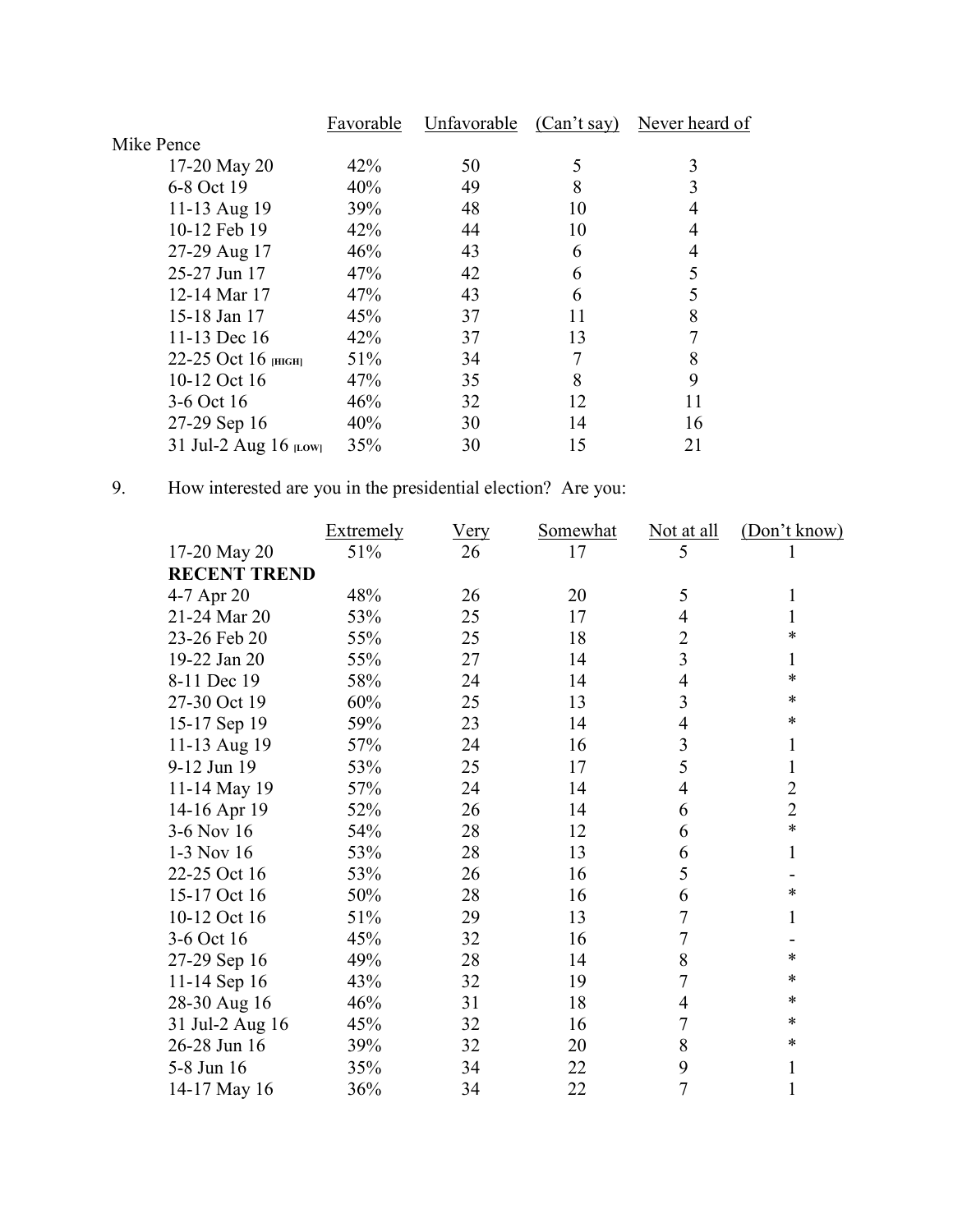| | Favorable | Unfavorable | (Can't say) | Never heard of |
|---|---|---|---|---|
| **Mike Pence** | | | | |
| 17-20 May 20 | 42% | 50 | 5 | 3 |
| 6-8 Oct 19 | 40% | 49 | 8 | 3 |
| 11-13 Aug 19 | 39% | 48 | 10 | 4 |
| 10-12 Feb 19 | 42% | 44 | 10 | 4 |
| 27-29 Aug 17 | 46% | 43 | 6 | 4 |
| 25-27 Jun 17 | 47% | 42 | 6 | 5 |
| 12-14 Mar 17 | 47% | 43 | 6 | 5 |
| 15-18 Jan 17 | 45% | 37 | 11 | 8 |
| 11-13 Dec 16 | 42% | 37 | 13 | 7 |
| 22-25 Oct 16 [HIGH] | 51% | 34 | 7 | 8 |
| 10-12 Oct 16 | 47% | 35 | 8 | 9 |
| 3-6 Oct 16 | 46% | 32 | 12 | 11 |
| 27-29 Sep 16 | 40% | 30 | 14 | 16 |
| 31 Jul-2 Aug 16 [LOW] | 35% | 30 | 15 | 21 |

9. How interested are you in the presidential election? Are you:

| | Extremely | Very | Somewhat | Not at all | (Don't know) |
|---|---|---|---|---|---|
| 17-20 May 20 | 51% | 26 | 17 | 5 | 1 |
| **RECENT TREND** | | | | | |
| 4-7 Apr 20 | 48% | 26 | 20 | 5 | 1 |
| 21-24 Mar 20 | 53% | 25 | 17 | 4 | 1 |
| 23-26 Feb 20 | 55% | 25 | 18 | 2 | * |
| 19-22 Jan 20 | 55% | 27 | 14 | 3 | 1 |
| 8-11 Dec 19 | 58% | 24 | 14 | 4 | * |
| 27-30 Oct 19 | 60% | 25 | 13 | 3 | * |
| 15-17 Sep 19 | 59% | 23 | 14 | 4 | * |
| 11-13 Aug 19 | 57% | 24 | 16 | 3 | 1 |
| 9-12 Jun 19 | 53% | 25 | 17 | 5 | 1 |
| 11-14 May 19 | 57% | 24 | 14 | 4 | 2 |
| 14-16 Apr 19 | 52% | 26 | 14 | 6 | 2 |
| 3-6 Nov 16 | 54% | 28 | 12 | 6 | * |
| 1-3 Nov 16 | 53% | 28 | 13 | 6 | 1 |
| 22-25 Oct 16 | 53% | 26 | 16 | 5 | - |
| 15-17 Oct 16 | 50% | 28 | 16 | 6 | * |
| 10-12 Oct 16 | 51% | 29 | 13 | 7 | 1 |
| 3-6 Oct 16 | 45% | 32 | 16 | 7 | - |
| 27-29 Sep 16 | 49% | 28 | 14 | 8 | * |
| 11-14 Sep 16 | 43% | 32 | 19 | 7 | * |
| 28-30 Aug 16 | 46% | 31 | 18 | 4 | * |
| 31 Jul-2 Aug 16 | 45% | 32 | 16 | 7 | * |
| 26-28 Jun 16 | 39% | 32 | 20 | 8 | * |
| 5-8 Jun 16 | 35% | 34 | 22 | 9 | 1 |
| 14-17 May 16 | 36% | 34 | 22 | 7 | 1 |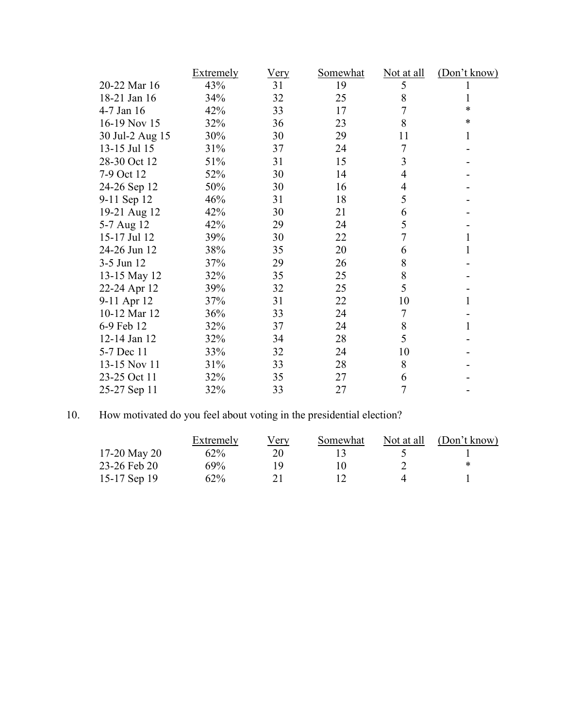| | Extremely | Very | Somewhat | Not at all | (Don't know) |
|---|---|---|---|---|---|
| 20-22 Mar 16 | 43% | 31 | 19 | 5 | 1 |
| 18-21 Jan 16 | 34% | 32 | 25 | 8 | 1 |
| 4-7 Jan 16 | 42% | 33 | 17 | 7 | * |
| 16-19 Nov 15 | 32% | 36 | 23 | 8 | * |
| 30 Jul-2 Aug 15 | 30% | 30 | 29 | 11 | 1 |
| 13-15 Jul 15 | 31% | 37 | 24 | 7 | - |
| 28-30 Oct 12 | 51% | 31 | 15 | 3 | - |
| 7-9 Oct 12 | 52% | 30 | 14 | 4 | - |
| 24-26 Sep 12 | 50% | 30 | 16 | 4 | - |
| 9-11 Sep 12 | 46% | 31 | 18 | 5 | - |
| 19-21 Aug 12 | 42% | 30 | 21 | 6 | - |
| 5-7 Aug 12 | 42% | 29 | 24 | 5 | - |
| 15-17 Jul 12 | 39% | 30 | 22 | 7 | 1 |
| 24-26 Jun 12 | 38% | 35 | 20 | 6 | 1 |
| 3-5 Jun 12 | 37% | 29 | 26 | 8 | - |
| 13-15 May 12 | 32% | 35 | 25 | 8 | - |
| 22-24 Apr 12 | 39% | 32 | 25 | 5 | - |
| 9-11 Apr 12 | 37% | 31 | 22 | 10 | 1 |
| 10-12 Mar 12 | 36% | 33 | 24 | 7 | - |
| 6-9 Feb 12 | 32% | 37 | 24 | 8 | 1 |
| 12-14 Jan 12 | 32% | 34 | 28 | 5 | - |
| 5-7 Dec 11 | 33% | 32 | 24 | 10 | - |
| 13-15 Nov 11 | 31% | 33 | 28 | 8 | - |
| 23-25 Oct 11 | 32% | 35 | 27 | 6 | - |
| 25-27 Sep 11 | 32% | 33 | 27 | 7 | - |

10. How motivated do you feel about voting in the presidential election?

| | Extremely | Very | Somewhat | Not at all | (Don't know) |
|---|---|---|---|---|---|
| 17-20 May 20 | 62% | 20 | 13 | 5 | 1 |
| 23-26 Feb 20 | 69% | 19 | 10 | 2 | * |
| 15-17 Sep 19 | 62% | 21 | 12 | 4 | 1 |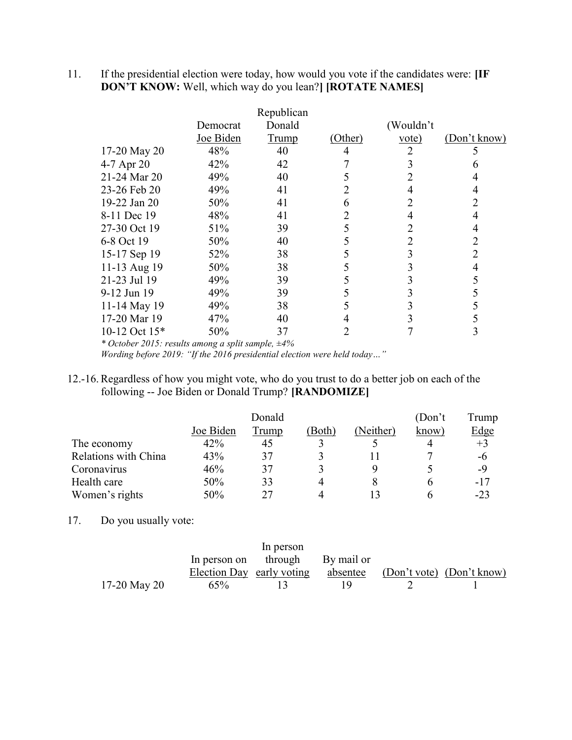11. If the presidential election were today, how would you vote if the candidates were: **[IF DON'T KNOW:** Well, which way do you lean?**] [ROTATE NAMES]**

| | Democrat Joe Biden | Republican Donald Trump | (Other) | (Wouldn't vote) | (Don't know) |
|---|---|---|---|---|---|
| 17-20 May 20 | 48% | 40 | 4 | 2 | 5 |
| 4-7 Apr 20 | 42% | 42 | 7 | 3 | 6 |
| 21-24 Mar 20 | 49% | 40 | 5 | 2 | 4 |
| 23-26 Feb 20 | 49% | 41 | 2 | 4 | 4 |
| 19-22 Jan 20 | 50% | 41 | 6 | 2 | 2 |
| 8-11 Dec 19 | 48% | 41 | 2 | 4 | 4 |
| 27-30 Oct 19 | 51% | 39 | 5 | 2 | 4 |
| 6-8 Oct 19 | 50% | 40 | 5 | 2 | 2 |
| 15-17 Sep 19 | 52% | 38 | 5 | 3 | 2 |
| 11-13 Aug 19 | 50% | 38 | 5 | 3 | 4 |
| 21-23 Jul 19 | 49% | 39 | 5 | 3 | 5 |
| 9-12 Jun 19 | 49% | 39 | 5 | 3 | 5 |
| 11-14 May 19 | 49% | 38 | 5 | 3 | 5 |
| 17-20 Mar 19 | 47% | 40 | 4 | 3 | 5 |
| 10-12 Oct 15* | 50% | 37 | 2 | 7 | 3 |

*\* October 2015: results among a split sample, ±4%*
*Wording before 2019: "If the 2016 presidential election were held today…"*

12.-16. Regardless of how you might vote, who do you trust to do a better job on each of the following -- Joe Biden or Donald Trump? **[RANDOMIZE]**

| | Joe Biden | Donald Trump | (Both) | (Neither) | (Don't know) | Trump Edge |
|---|---|---|---|---|---|---|
| The economy | 42% | 45 | 3 | 5 | 4 | +3 |
| Relations with China | 43% | 37 | 3 | 11 | 7 | -6 |
| Coronavirus | 46% | 37 | 3 | 9 | 5 | -9 |
| Health care | 50% | 33 | 4 | 8 | 6 | -17 |
| Women's rights | 50% | 27 | 4 | 13 | 6 | -23 |

17. Do you usually vote:

| | In person on Election Day | In person through early voting | By mail or absentee | (Don't vote) | (Don't know) |
|---|---|---|---|---|---|
| 17-20 May 20 | 65% | 13 | 19 | 2 | 1 |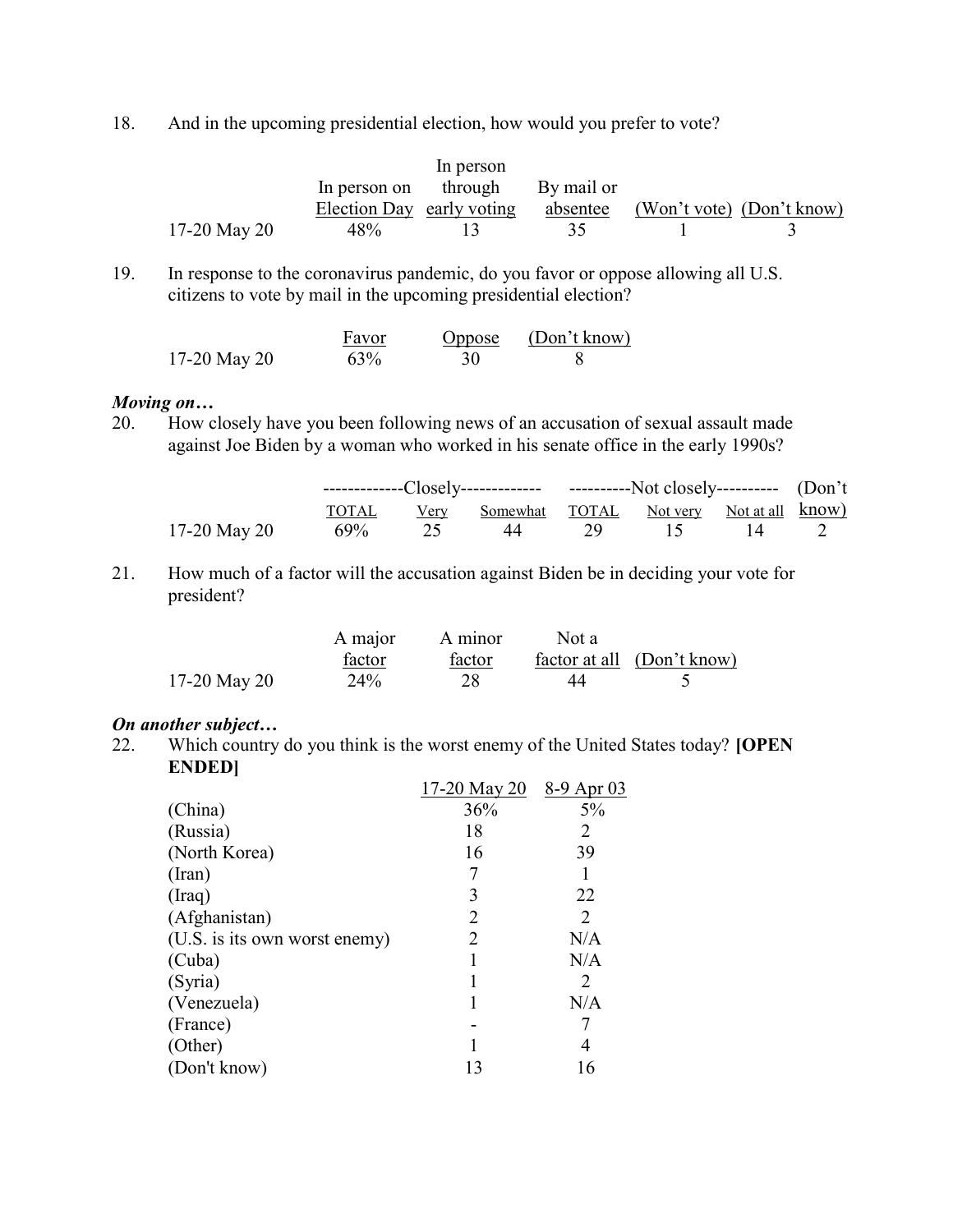18. And in the upcoming presidential election, how would you prefer to vote?

| | In person on Election Day | In person through early voting | By mail or absentee | (Won't vote) | (Don't know) |
|---|---|---|---|---|---|
| 17-20 May 20 | 48% | 13 | 35 | 1 | 3 |

19. In response to the coronavirus pandemic, do you favor or oppose allowing all U.S. citizens to vote by mail in the upcoming presidential election?

| | Favor | Oppose | (Don't know) |
|---|---|---|---|
| 17-20 May 20 | 63% | 30 | 8 |

***Moving on…***

20. How closely have you been following news of an accusation of sexual assault made against Joe Biden by a woman who worked in his senate office in the early 1990s?

| | Closely | | | Not closely | | | (Don't know) |
|---|---|---|---|---|---|---|---|
| | TOTAL | Very | Somewhat | TOTAL | Not very | Not at all | |
| 17-20 May 20 | 69% | 25 | 44 | 29 | 15 | 14 | 2 |

21. How much of a factor will the accusation against Biden be in deciding your vote for president?

| | A major factor | A minor factor | Not a factor at all | (Don't know) |
|---|---|---|---|---|
| 17-20 May 20 | 24% | 28 | 44 | 5 |

***On another subject…***

22. Which country do you think is the worst enemy of the United States today? **[OPEN ENDED]**

| | 17-20 May 20 | 8-9 Apr 03 |
|---|---|---|
| (China) | 36% | 5% |
| (Russia) | 18 | 2 |
| (North Korea) | 16 | 39 |
| (Iran) | 7 | 1 |
| (Iraq) | 3 | 22 |
| (Afghanistan) | 2 | 2 |
| (U.S. is its own worst enemy) | 2 | N/A |
| (Cuba) | 1 | N/A |
| (Syria) | 1 | 2 |
| (Venezuela) | 1 | N/A |
| (France) | - | 7 |
| (Other) | 1 | 4 |
| (Don't know) | 13 | 16 |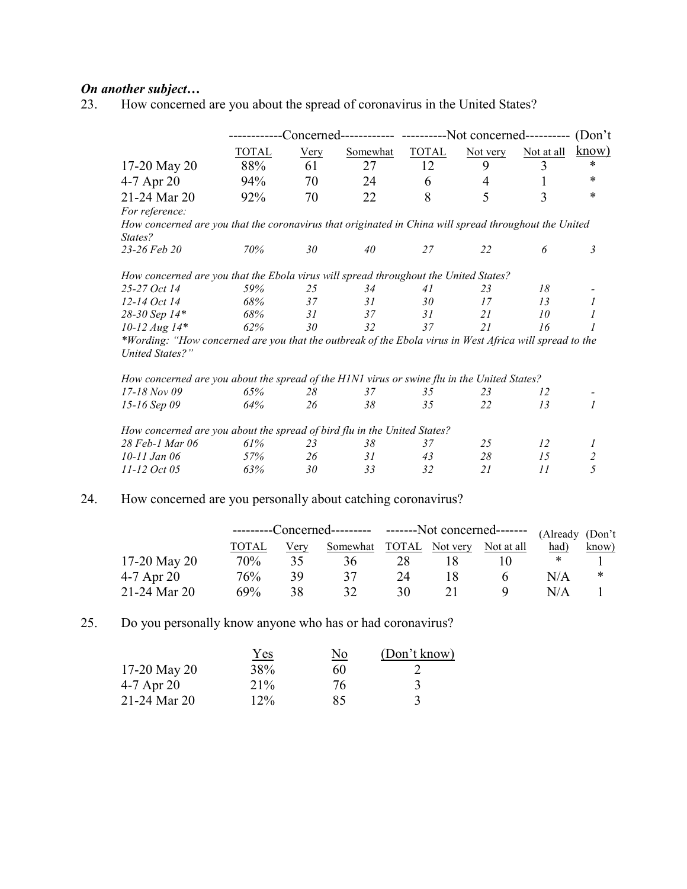***On another subject…***

23. How concerned are you about the spread of coronavirus in the United States?

| | Concerned | | | Not concerned | | | |
|---|---|---|---|---|---|---|---|
| | TOTAL | Very | Somewhat | TOTAL | Not very | Not at all | (Don't know) |
| 17-20 May 20 | 88% | 61 | 27 | 12 | 9 | 3 | * |
| 4-7 Apr 20 | 94% | 70 | 24 | 6 | 4 | 1 | * |
| 21-24 Mar 20 | 92% | 70 | 22 | 8 | 5 | 3 | * |
| *For reference:* | | | | | | | |
| *How concerned are you that the coronavirus that originated in China will spread throughout the United States?* | | | | | | | |
| *23-26 Feb 20* | *70%* | *30* | *40* | *27* | *22* | *6* | *3* |
| *How concerned are you that the Ebola virus will spread throughout the United States?* | | | | | | | |
| *25-27 Oct 14* | *59%* | *25* | *34* | *41* | *23* | *18* | *-* |
| *12-14 Oct 14* | *68%* | *37* | *31* | *30* | *17* | *13* | *1* |
| *28-30 Sep 14** | *68%* | *31* | *37* | *31* | *21* | *10* | *1* |
| *10-12 Aug 14** | *62%* | *30* | *32* | *37* | *21* | *16* | *1* |
| *\*Wording: "How concerned are you that the outbreak of the Ebola virus in West Africa will spread to the United States?"* | | | | | | | |
| *How concerned are you about the spread of the H1N1 virus or swine flu in the United States?* | | | | | | | |
| *17-18 Nov 09* | *65%* | *28* | *37* | *35* | *23* | *12* | *-* |
| *15-16 Sep 09* | *64%* | *26* | *38* | *35* | *22* | *13* | *1* |
| *How concerned are you about the spread of bird flu in the United States?* | | | | | | | |
| *28 Feb-1 Mar 06* | *61%* | *23* | *38* | *37* | *25* | *12* | *1* |
| *10-11 Jan 06* | *57%* | *26* | *31* | *43* | *28* | *15* | *2* |
| *11-12 Oct 05* | *63%* | *30* | *33* | *32* | *21* | *11* | *5* |

24. How concerned are you personally about catching coronavirus?

| | Concerned | | | Not concerned | | | | |
|---|---|---|---|---|---|---|---|---|
| | TOTAL | Very | Somewhat | TOTAL | Not very | Not at all | (Already had) | (Don't know) |
| 17-20 May 20 | 70% | 35 | 36 | 28 | 18 | 10 | * | 1 |
| 4-7 Apr 20 | 76% | 39 | 37 | 24 | 18 | 6 | N/A | * |
| 21-24 Mar 20 | 69% | 38 | 32 | 30 | 21 | 9 | N/A | 1 |

25. Do you personally know anyone who has or had coronavirus?

| | Yes | No | (Don't know) |
|---|---|---|---|
| 17-20 May 20 | 38% | 60 | 2 |
| 4-7 Apr 20 | 21% | 76 | 3 |
| 21-24 Mar 20 | 12% | 85 | 3 |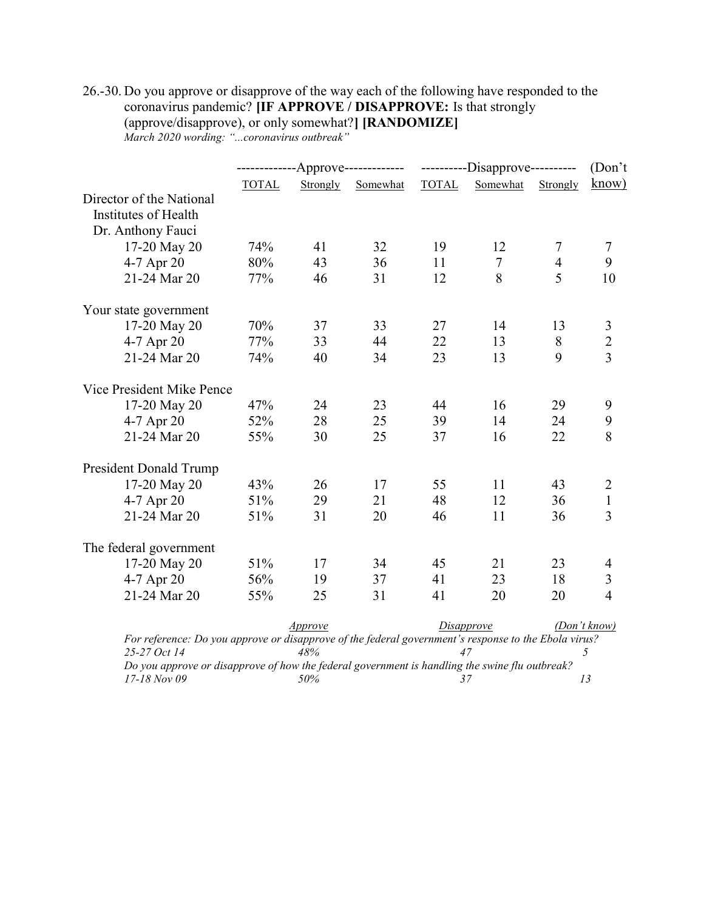26.-30. Do you approve or disapprove of the way each of the following have responded to the coronavirus pandemic? **[IF APPROVE / DISAPPROVE:** Is that strongly (approve/disapprove), or only somewhat?**] [RANDOMIZE]**
*March 2020 wording: "...coronavirus outbreak"*

| | Approve | | | Disapprove | | | (Don't |
|---|---|---|---|---|---|---|---|
| | TOTAL | Strongly | Somewhat | TOTAL | Somewhat | Strongly | know) |
| **Director of the National Institutes of Health Dr. Anthony Fauci** | | | | | | | |
| 17-20 May 20 | 74% | 41 | 32 | 19 | 12 | 7 | 7 |
| 4-7 Apr 20 | 80% | 43 | 36 | 11 | 7 | 4 | 9 |
| 21-24 Mar 20 | 77% | 46 | 31 | 12 | 8 | 5 | 10 |
| **Your state government** | | | | | | | |
| 17-20 May 20 | 70% | 37 | 33 | 27 | 14 | 13 | 3 |
| 4-7 Apr 20 | 77% | 33 | 44 | 22 | 13 | 8 | 2 |
| 21-24 Mar 20 | 74% | 40 | 34 | 23 | 13 | 9 | 3 |
| **Vice President Mike Pence** | | | | | | | |
| 17-20 May 20 | 47% | 24 | 23 | 44 | 16 | 29 | 9 |
| 4-7 Apr 20 | 52% | 28 | 25 | 39 | 14 | 24 | 9 |
| 21-24 Mar 20 | 55% | 30 | 25 | 37 | 16 | 22 | 8 |
| **President Donald Trump** | | | | | | | |
| 17-20 May 20 | 43% | 26 | 17 | 55 | 11 | 43 | 2 |
| 4-7 Apr 20 | 51% | 29 | 21 | 48 | 12 | 36 | 1 |
| 21-24 Mar 20 | 51% | 31 | 20 | 46 | 11 | 36 | 3 |
| **The federal government** | | | | | | | |
| 17-20 May 20 | 51% | 17 | 34 | 45 | 21 | 23 | 4 |
| 4-7 Apr 20 | 56% | 19 | 37 | 41 | 23 | 18 | 3 |
| 21-24 Mar 20 | 55% | 25 | 31 | 41 | 20 | 20 | 4 |

| | *Approve* | *Disapprove* | *(Don't know)* |
|---|---|---|---|
| *For reference: Do you approve or disapprove of the federal government's response to the Ebola virus?* | | | |
| *25-27 Oct 14* | *48%* | *47* | *5* |
| *Do you approve or disapprove of how the federal government is handling the swine flu outbreak?* | | | |
| *17-18 Nov 09* | *50%* | *37* | *13* |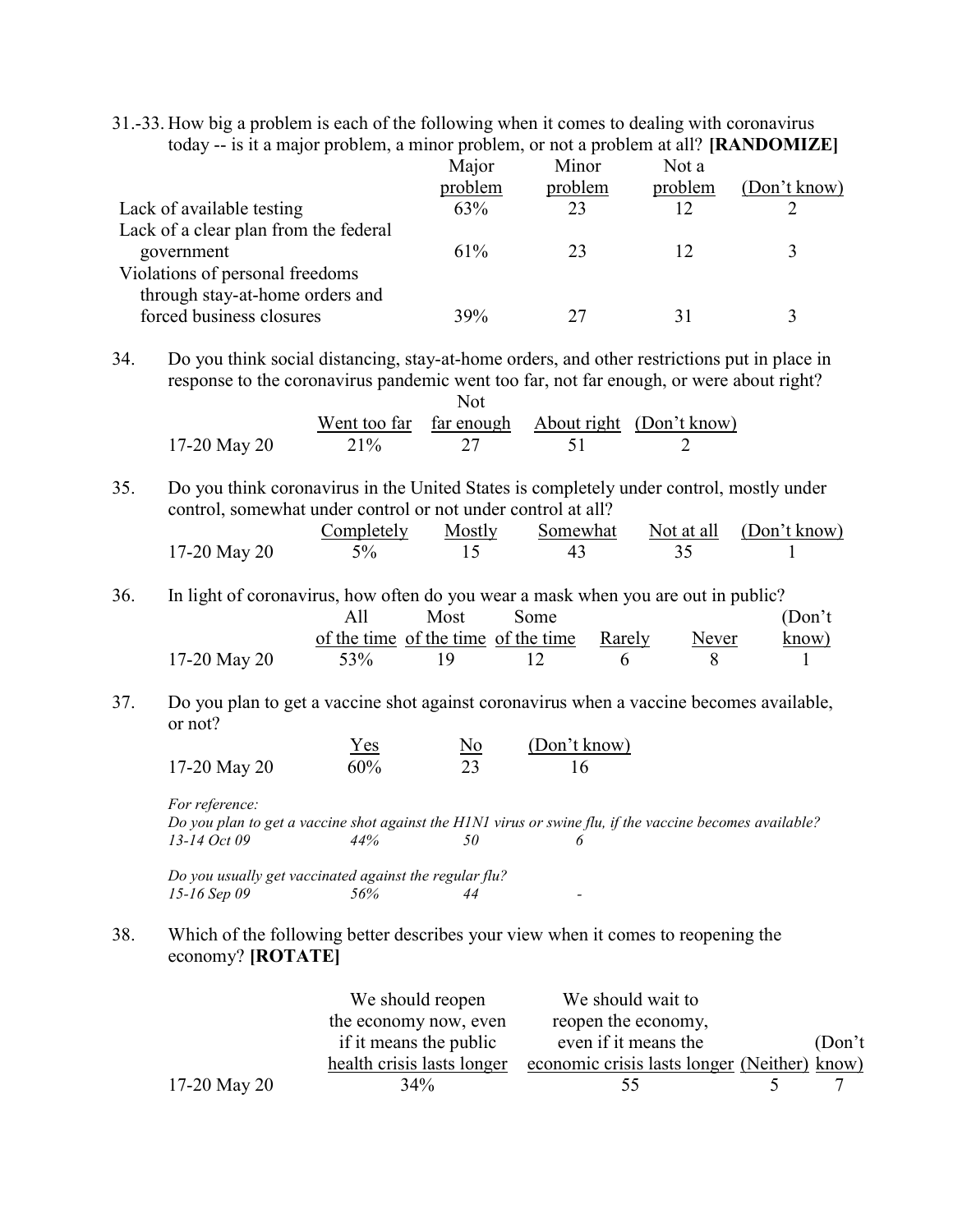31.-33. How big a problem is each of the following when it comes to dealing with coronavirus today -- is it a major problem, a minor problem, or not a problem at all? **[RANDOMIZE]**

| | Major problem | Minor problem | Not a problem | (Don't know) |
|---|---|---|---|---|
| Lack of available testing | 63% | 23 | 12 | 2 |
| Lack of a clear plan from the federal government | 61% | 23 | 12 | 3 |
| Violations of personal freedoms through stay-at-home orders and forced business closures | 39% | 27 | 31 | 3 |

34. Do you think social distancing, stay-at-home orders, and other restrictions put in place in response to the coronavirus pandemic went too far, not far enough, or were about right?

| | Went too far | Not far enough | About right | (Don't know) |
|---|---|---|---|---|
| 17-20 May 20 | 21% | 27 | 51 | 2 |

35. Do you think coronavirus in the United States is completely under control, mostly under control, somewhat under control or not under control at all?

| | Completely | Mostly | Somewhat | Not at all | (Don't know) |
|---|---|---|---|---|---|
| 17-20 May 20 | 5% | 15 | 43 | 35 | 1 |

36. In light of coronavirus, how often do you wear a mask when you are out in public?

| | All of the time | Most of the time | Some of the time | Rarely | Never | (Don't know) |
|---|---|---|---|---|---|---|
| 17-20 May 20 | 53% | 19 | 12 | 6 | 8 | 1 |

37. Do you plan to get a vaccine shot against coronavirus when a vaccine becomes available, or not?

| | Yes | No | (Don't know) |
|---|---|---|---|
| 17-20 May 20 | 60% | 23 | 16 |

*For reference:*
*Do you plan to get a vaccine shot against the H1N1 virus or swine flu, if the vaccine becomes available?*

| | | | |
|---|---|---|---|
| *13-14 Oct 09* | *44%* | *50* | *6* |

*Do you usually get vaccinated against the regular flu?*

| | | | |
|---|---|---|---|
| *15-16 Sep 09* | *56%* | *44* | *-* |

38. Which of the following better describes your view when it comes to reopening the economy? **[ROTATE]**

| | We should reopen the economy now, even if it means the public health crisis lasts longer | We should wait to reopen the economy, even if it means the economic crisis lasts longer | (Neither) | (Don't know) |
|---|---|---|---|---|
| 17-20 May 20 | 34% | 55 | 5 | 7 |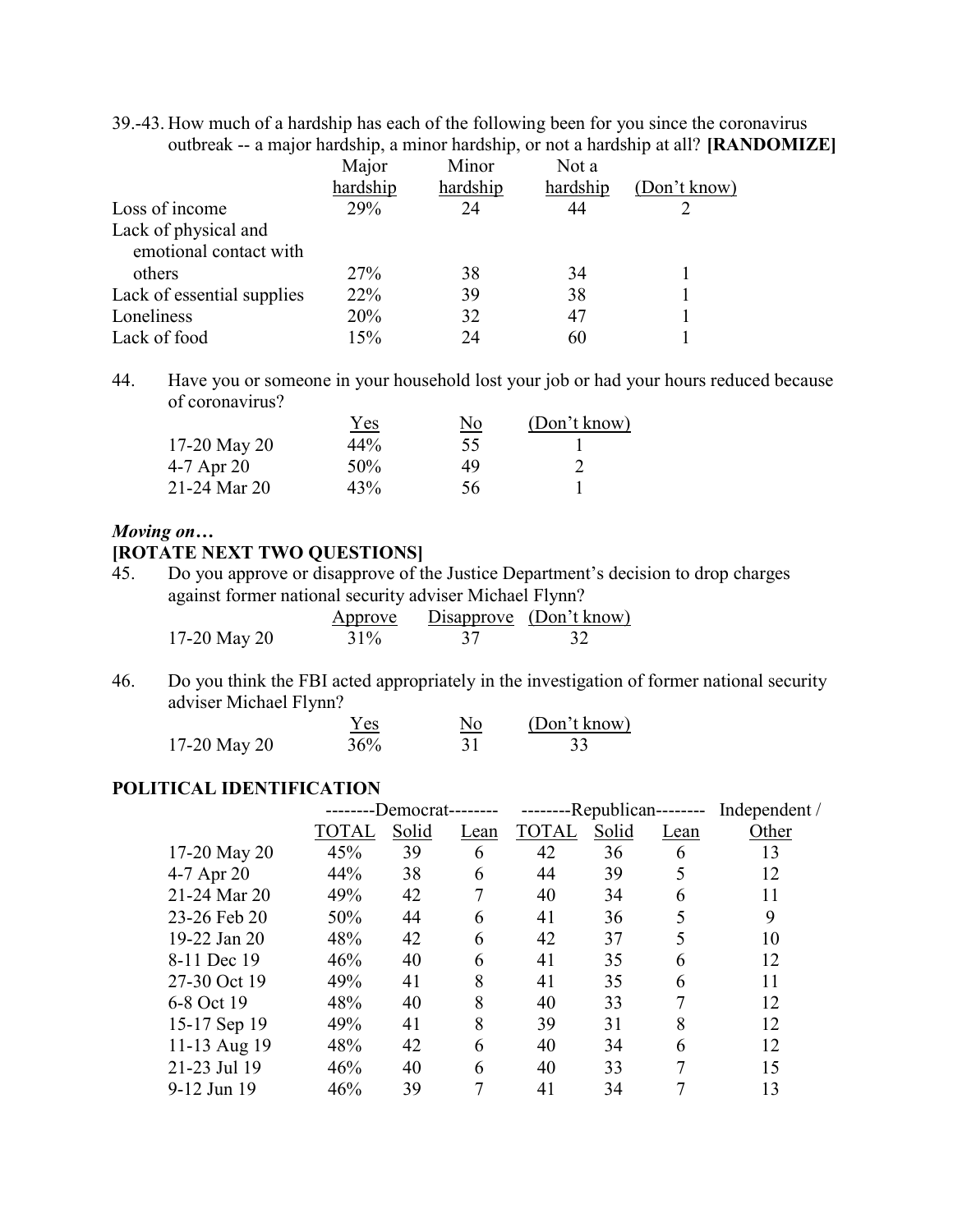39.-43. How much of a hardship has each of the following been for you since the coronavirus outbreak -- a major hardship, a minor hardship, or not a hardship at all? **[RANDOMIZE]**

| | Major hardship | Minor hardship | Not a hardship | (Don't know) |
|---|---|---|---|---|
| Loss of income | 29% | 24 | 44 | 2 |
| Lack of physical and emotional contact with others | 27% | 38 | 34 | 1 |
| Lack of essential supplies | 22% | 39 | 38 | 1 |
| Loneliness | 20% | 32 | 47 | 1 |
| Lack of food | 15% | 24 | 60 | 1 |

44. Have you or someone in your household lost your job or had your hours reduced because of coronavirus?

| | Yes | No | (Don't know) |
|---|---|---|---|
| 17-20 May 20 | 44% | 55 | 1 |
| 4-7 Apr 20 | 50% | 49 | 2 |
| 21-24 Mar 20 | 43% | 56 | 1 |

***Moving on…***

**[ROTATE NEXT TWO QUESTIONS]**

45. Do you approve or disapprove of the Justice Department's decision to drop charges against former national security adviser Michael Flynn?

| | Approve | Disapprove | (Don't know) |
|---|---|---|---|
| 17-20 May 20 | 31% | 37 | 32 |

46. Do you think the FBI acted appropriately in the investigation of former national security adviser Michael Flynn?

| | Yes | No | (Don't know) |
|---|---|---|---|
| 17-20 May 20 | 36% | 31 | 33 |

**POLITICAL IDENTIFICATION**

| | --------Democrat-------- | | | --------Republican-------- | | | Independent / |
|---|---|---|---|---|---|---|---|
| | TOTAL | Solid | Lean | TOTAL | Solid | Lean | Other |
| 17-20 May 20 | 45% | 39 | 6 | 42 | 36 | 6 | 13 |
| 4-7 Apr 20 | 44% | 38 | 6 | 44 | 39 | 5 | 12 |
| 21-24 Mar 20 | 49% | 42 | 7 | 40 | 34 | 6 | 11 |
| 23-26 Feb 20 | 50% | 44 | 6 | 41 | 36 | 5 | 9 |
| 19-22 Jan 20 | 48% | 42 | 6 | 42 | 37 | 5 | 10 |
| 8-11 Dec 19 | 46% | 40 | 6 | 41 | 35 | 6 | 12 |
| 27-30 Oct 19 | 49% | 41 | 8 | 41 | 35 | 6 | 11 |
| 6-8 Oct 19 | 48% | 40 | 8 | 40 | 33 | 7 | 12 |
| 15-17 Sep 19 | 49% | 41 | 8 | 39 | 31 | 8 | 12 |
| 11-13 Aug 19 | 48% | 42 | 6 | 40 | 34 | 6 | 12 |
| 21-23 Jul 19 | 46% | 40 | 6 | 40 | 33 | 7 | 15 |
| 9-12 Jun 19 | 46% | 39 | 7 | 41 | 34 | 7 | 13 |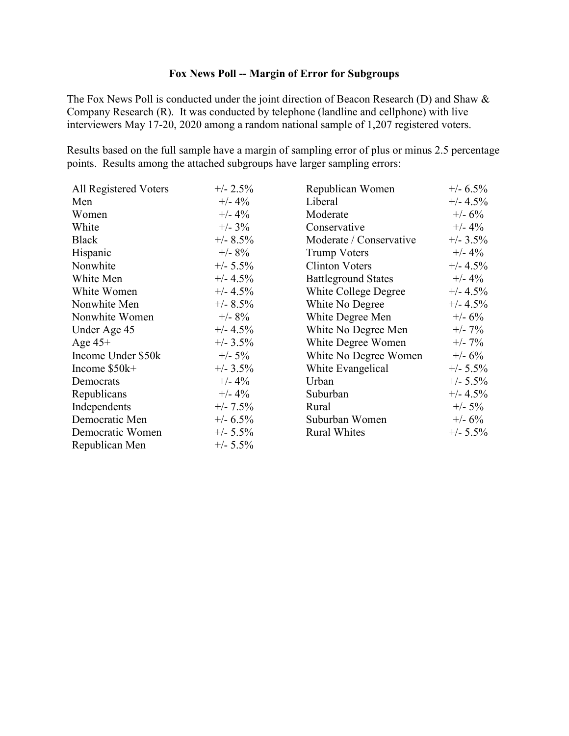**Fox News Poll -- Margin of Error for Subgroups**

The Fox News Poll is conducted under the joint direction of Beacon Research (D) and Shaw & Company Research (R). It was conducted by telephone (landline and cellphone) with live interviewers May 17-20, 2020 among a random national sample of 1,207 registered voters.

Results based on the full sample have a margin of sampling error of plus or minus 2.5 percentage points. Results among the attached subgroups have larger sampling errors:

| | | | |
|---|---|---|---|
| All Registered Voters | +/- 2.5% | Republican Women | +/- 6.5% |
| Men | +/- 4% | Liberal | +/- 4.5% |
| Women | +/- 4% | Moderate | +/- 6% |
| White | +/- 3% | Conservative | +/- 4% |
| Black | +/- 8.5% | Moderate / Conservative | +/- 3.5% |
| Hispanic | +/- 8% | Trump Voters | +/- 4% |
| Nonwhite | +/- 5.5% | Clinton Voters | +/- 4.5% |
| White Men | +/- 4.5% | Battleground States | +/- 4% |
| White Women | +/- 4.5% | White College Degree | +/- 4.5% |
| Nonwhite Men | +/- 8.5% | White No Degree | +/- 4.5% |
| Nonwhite Women | +/- 8% | White Degree Men | +/- 6% |
| Under Age 45 | +/- 4.5% | White No Degree Men | +/- 7% |
| Age 45+ | +/- 3.5% | White Degree Women | +/- 7% |
| Income Under $50k | +/- 5% | White No Degree Women | +/- 6% |
| Income $50k+ | +/- 3.5% | White Evangelical | +/- 5.5% |
| Democrats | +/- 4% | Urban | +/- 5.5% |
| Republicans | +/- 4% | Suburban | +/- 4.5% |
| Independents | +/- 7.5% | Rural | +/- 5% |
| Democratic Men | +/- 6.5% | Suburban Women | +/- 6% |
| Democratic Women | +/- 5.5% | Rural Whites | +/- 5.5% |
| Republican Men | +/- 5.5% | | |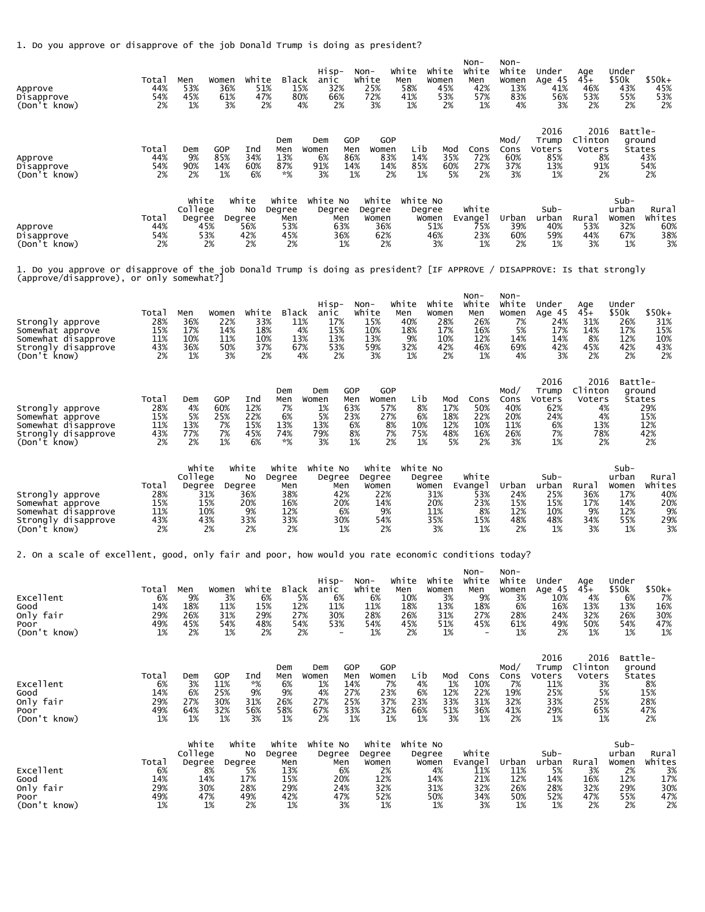1. Do you approve or disapprove of the job Donald Trump is doing as president?

| | Total | Men | Women | White | Black | Hisp-anic | Non-White | White Men | White Women | Non-White Men | Non-White Women | Under Age 45 | Age 45+ | Under $50k | $50k+ |
|---|---|---|---|---|---|---|---|---|---|---|---|---|---|---|---|
| Approve | 44% | 53% | 36% | 51% | 15% | 32% | 25% | 58% | 45% | 42% | 13% | 41% | 46% | 43% | 45% |
| Disapprove | 54% | 45% | 61% | 47% | 80% | 66% | 72% | 41% | 53% | 57% | 83% | 56% | 53% | 55% | 53% |
| (Don't know) | 2% | 1% | 3% | 2% | 4% | 2% | 3% | 1% | 2% | 1% | 4% | 3% | 2% | 2% | 2% |

| | Total | Dem | GOP | Ind | Dem Men | Dem Women | GOP Men | GOP Women | Lib | Mod | Cons | Mod/ Cons | 2016 Trump Voters | 2016 Clinton Voters | Battle-ground States |
|---|---|---|---|---|---|---|---|---|---|---|---|---|---|---|---|
| Approve | 44% | 9% | 85% | 34% | 13% | 6% | 86% | 83% | 14% | 35% | 72% | 60% | 85% | 8% | 43% |
| Disapprove | 54% | 90% | 14% | 60% | 87% | 91% | 14% | 14% | 85% | 60% | 27% | 37% | 13% | 91% | 54% |
| (Don't know) | 2% | 2% | 1% | 6% | *% | 3% | 1% | 2% | 1% | 5% | 2% | 3% | 1% | 2% | 2% |

| | Total | White College Degree | White No Degree | White Degree Men | White No Degree Men | White Degree Women | White No Degree Women | White Evangel | Urban | Sub-urban | Rural | Sub-urban Women | Rural Whites |
|---|---|---|---|---|---|---|---|---|---|---|---|---|---|
| Approve | 44% | 45% | 56% | 53% | 63% | 36% | 51% | 75% | 39% | 40% | 53% | 32% | 60% |
| Disapprove | 54% | 53% | 42% | 45% | 36% | 62% | 46% | 23% | 60% | 59% | 44% | 67% | 38% |
| (Don't know) | 2% | 2% | 2% | 2% | 1% | 2% | 3% | 1% | 2% | 1% | 3% | 1% | 3% |

1. Do you approve or disapprove of the job Donald Trump is doing as president? [IF APPROVE / DISAPPROVE: Is that strongly (approve/disapprove), or only somewhat?]

| | Total | Men | Women | White | Black | Hisp-anic | Non-White | White Men | White Women | Non-White Men | Non-White Women | Under Age 45 | Age 45+ | Under $50k | $50k+ |
|---|---|---|---|---|---|---|---|---|---|---|---|---|---|---|---|
| Strongly approve | 28% | 36% | 22% | 33% | 11% | 17% | 15% | 40% | 28% | 26% | 7% | 24% | 31% | 26% | 31% |
| Somewhat approve | 15% | 17% | 14% | 18% | 4% | 15% | 10% | 18% | 17% | 16% | 5% | 17% | 14% | 17% | 15% |
| Somewhat disapprove | 11% | 10% | 11% | 10% | 13% | 13% | 13% | 9% | 10% | 12% | 14% | 14% | 8% | 12% | 10% |
| Strongly disapprove | 43% | 36% | 50% | 37% | 67% | 53% | 59% | 32% | 42% | 46% | 69% | 42% | 45% | 42% | 43% |
| (Don't know) | 2% | 1% | 3% | 2% | 4% | 2% | 3% | 1% | 2% | 1% | 4% | 3% | 2% | 2% | 2% |

| | Total | Dem | GOP | Ind | Dem Men | Dem Women | GOP Men | GOP Women | Lib | Mod | Cons | Mod/ Cons | 2016 Trump Voters | 2016 Clinton Voters | Battle-ground States |
|---|---|---|---|---|---|---|---|---|---|---|---|---|---|---|---|
| Strongly approve | 28% | 4% | 60% | 12% | 7% | 1% | 63% | 57% | 8% | 17% | 50% | 40% | 62% | 4% | 29% |
| Somewhat approve | 15% | 5% | 25% | 22% | 6% | 5% | 23% | 27% | 6% | 18% | 22% | 20% | 24% | 4% | 15% |
| Somewhat disapprove | 11% | 13% | 7% | 15% | 13% | 13% | 6% | 8% | 10% | 12% | 10% | 11% | 6% | 13% | 12% |
| Strongly disapprove | 43% | 77% | 7% | 45% | 74% | 79% | 8% | 7% | 75% | 48% | 16% | 26% | 7% | 78% | 42% |
| (Don't know) | 2% | 2% | 1% | 6% | *% | 3% | 1% | 2% | 1% | 5% | 2% | 3% | 1% | 2% | 2% |

| | Total | White College Degree | White No Degree | White Degree Men | White No Degree Men | White Degree Women | White No Degree Women | White Evangel | Urban | Sub-urban | Rural | Sub-urban Women | Rural Whites |
|---|---|---|---|---|---|---|---|---|---|---|---|---|---|
| Strongly approve | 28% | 31% | 36% | 38% | 42% | 22% | 31% | 53% | 24% | 25% | 36% | 17% | 40% |
| Somewhat approve | 15% | 15% | 20% | 16% | 20% | 14% | 20% | 23% | 15% | 15% | 17% | 14% | 20% |
| Somewhat disapprove | 11% | 10% | 9% | 12% | 6% | 9% | 11% | 8% | 12% | 10% | 9% | 12% | 9% |
| Strongly disapprove | 43% | 43% | 33% | 33% | 30% | 54% | 35% | 15% | 48% | 48% | 34% | 55% | 29% |
| (Don't know) | 2% | 2% | 2% | 2% | 1% | 2% | 3% | 1% | 2% | 1% | 3% | 1% | 3% |

2. On a scale of excellent, good, only fair and poor, how would you rate economic conditions today?

| | Total | Men | Women | White | Black | Hisp-anic | Non-White | White Men | White Women | Non-White Men | Non-White Women | Under Age 45 | Age 45+ | Under $50k | $50k+ |
|---|---|---|---|---|---|---|---|---|---|---|---|---|---|---|---|
| Excellent | 6% | 9% | 3% | 6% | 5% | 6% | 6% | 10% | 3% | 9% | 3% | 10% | 4% | 6% | 7% |
| Good | 14% | 18% | 11% | 15% | 12% | 11% | 11% | 18% | 13% | 18% | 6% | 16% | 13% | 13% | 16% |
| Only fair | 29% | 26% | 31% | 29% | 27% | 30% | 28% | 26% | 31% | 27% | 28% | 24% | 32% | 26% | 30% |
| Poor | 49% | 45% | 54% | 48% | 54% | 53% | 54% | 45% | 51% | 45% | 61% | 49% | 50% | 54% | 47% |
| (Don't know) | 1% | 2% | 1% | 2% | 2% | - | 1% | 2% | 1% | - | 1% | 2% | 1% | 1% | 1% |

| | Total | Dem | GOP | Ind | Dem Men | Dem Women | GOP Men | GOP Women | Lib | Mod | Cons | Mod/ Cons | 2016 Trump Voters | 2016 Clinton Voters | Battle-ground States |
|---|---|---|---|---|---|---|---|---|---|---|---|---|---|---|---|
| Excellent | 6% | 3% | 11% | *% | 6% | 1% | 14% | 7% | 4% | 1% | 10% | 7% | 11% | 3% | 8% |
| Good | 14% | 6% | 25% | 9% | 9% | 4% | 27% | 23% | 6% | 12% | 22% | 19% | 25% | 5% | 15% |
| Only fair | 29% | 27% | 30% | 31% | 26% | 27% | 25% | 37% | 23% | 33% | 31% | 32% | 33% | 25% | 28% |
| Poor | 49% | 64% | 32% | 56% | 58% | 67% | 33% | 32% | 66% | 51% | 36% | 41% | 29% | 65% | 47% |
| (Don't know) | 1% | 1% | 1% | 3% | 1% | 2% | 1% | 1% | 1% | 3% | 1% | 2% | 1% | 1% | 2% |

| | Total | White College Degree | White No Degree | White Degree Men | White No Degree Men | White Degree Women | White No Degree Women | White Evangel | Urban | Sub-urban | Rural | Sub-urban Women | Rural Whites |
|---|---|---|---|---|---|---|---|---|---|---|---|---|---|
| Excellent | 6% | 8% | 5% | 13% | 6% | 2% | 4% | 11% | 11% | 5% | 3% | 2% | 3% |
| Good | 14% | 14% | 17% | 15% | 20% | 12% | 14% | 21% | 12% | 14% | 16% | 12% | 17% |
| Only fair | 29% | 30% | 28% | 29% | 24% | 32% | 31% | 32% | 26% | 28% | 32% | 29% | 30% |
| Poor | 49% | 47% | 49% | 42% | 47% | 52% | 50% | 34% | 50% | 52% | 47% | 55% | 47% |
| (Don't know) | 1% | 1% | 2% | 1% | 3% | 1% | 1% | 3% | 1% | 1% | 2% | 2% | 2% |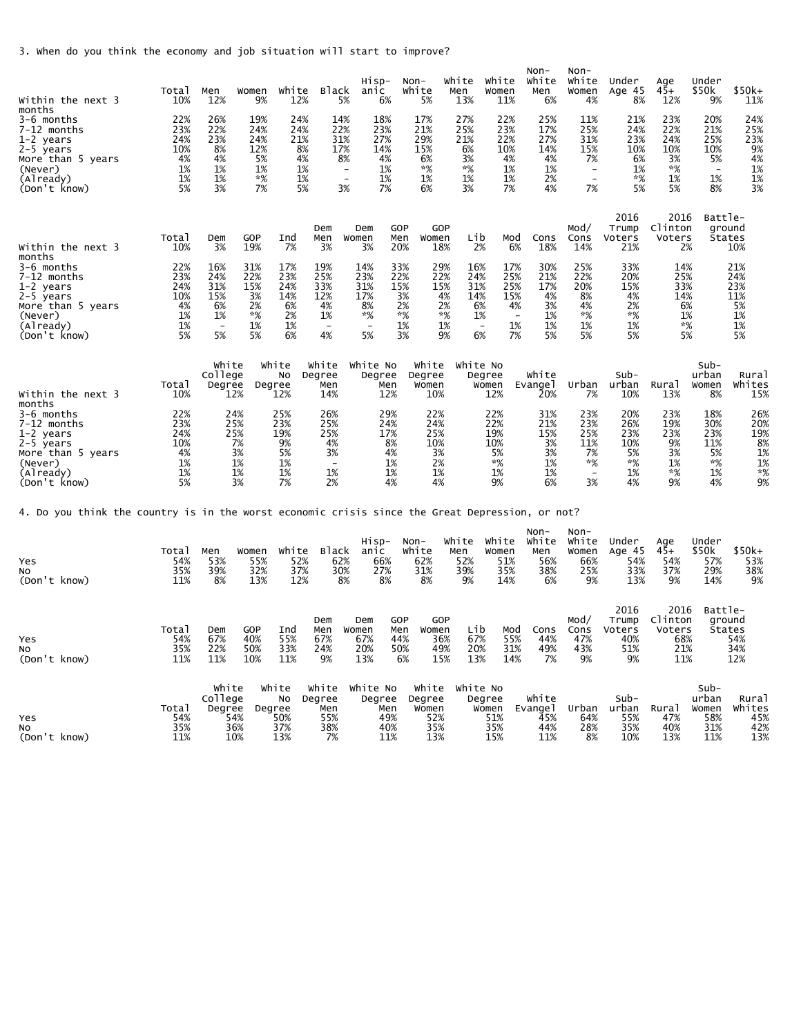3. When do you think the economy and job situation will start to improve?

| | Total | Men | Women | White | Black | Hisp-anic | Non-White | White Men | White Women | Non-White Men | Non-White Women | Under Age 45 | Age 45+ | Under $50k | $50k+ |
|---|---|---|---|---|---|---|---|---|---|---|---|---|---|---|---|
| Within the next 3 months | 10% | 12% | 9% | 12% | 5% | 6% | 5% | 13% | 11% | 6% | 4% | 8% | 12% | 9% | 11% |
| 3-6 months | 22% | 26% | 19% | 24% | 14% | 18% | 17% | 27% | 22% | 25% | 11% | 21% | 23% | 20% | 24% |
| 7-12 months | 23% | 22% | 24% | 24% | 22% | 23% | 21% | 25% | 23% | 17% | 25% | 24% | 22% | 21% | 25% |
| 1-2 years | 24% | 23% | 24% | 21% | 31% | 27% | 29% | 21% | 22% | 27% | 31% | 23% | 24% | 25% | 23% |
| 2-5 years | 10% | 8% | 12% | 8% | 17% | 14% | 15% | 6% | 10% | 14% | 15% | 10% | 10% | 10% | 9% |
| More than 5 years | 4% | 4% | 5% | 4% | 8% | 4% | 6% | 3% | 4% | 4% | 7% | 6% | 3% | 5% | 4% |
| (Never) | 1% | 1% | 1% | 1% | - | 1% | *% | *% | 1% | 1% | - | 1% | *% | - | 1% |
| (Already) | 1% | 1% | *% | 1% | - | 1% | 1% | 1% | 1% | 2% | - | *% | 1% | 1% | 1% |
| (Don't know) | 5% | 3% | 7% | 5% | 3% | 7% | 6% | 3% | 7% | 4% | 7% | 5% | 5% | 8% | 3% |

| | Total | Dem | GOP | Ind | Dem Men | Dem Women | GOP Men | GOP Women | Lib | Mod | Cons | Mod/ Cons | 2016 Trump Voters | 2016 Clinton Voters | Battle-ground States |
|---|---|---|---|---|---|---|---|---|---|---|---|---|---|---|---|
| Within the next 3 months | 10% | 3% | 19% | 7% | 3% | 3% | 20% | 18% | 2% | 6% | 18% | 14% | 21% | 2% | 10% |
| 3-6 months | 22% | 16% | 31% | 17% | 19% | 14% | 33% | 29% | 16% | 17% | 30% | 25% | 33% | 14% | 21% |
| 7-12 months | 23% | 24% | 22% | 23% | 25% | 23% | 22% | 22% | 24% | 25% | 21% | 22% | 20% | 25% | 24% |
| 1-2 years | 24% | 31% | 15% | 24% | 33% | 31% | 15% | 15% | 31% | 25% | 17% | 20% | 15% | 33% | 23% |
| 2-5 years | 10% | 15% | 3% | 14% | 12% | 17% | 3% | 4% | 14% | 15% | 4% | 8% | 4% | 14% | 11% |
| More than 5 years | 4% | 6% | 2% | 6% | 4% | 8% | 2% | 2% | 6% | 4% | 3% | 4% | 2% | 6% | 5% |
| (Never) | 1% | 1% | *% | 2% | 1% | *% | *% | *% | 1% | - | 1% | *% | *% | 1% | 1% |
| (Already) | 1% | - | 1% | 1% | - | - | 1% | 1% | - | 1% | 1% | 1% | 1% | *% | 1% |
| (Don't know) | 5% | 5% | 5% | 6% | 4% | 5% | 3% | 9% | 6% | 7% | 5% | 5% | 5% | 5% | 5% |

| | Total | White College Degree | White No Degree | White Degree Men | White No Degree Men | White Degree Women | White No Degree Women | White Evangel | Urban | Sub-urban | Rural | Sub-urban Women | Rural Whites |
|---|---|---|---|---|---|---|---|---|---|---|---|---|---|
| Within the next 3 months | 10% | 12% | 12% | 14% | 12% | 10% | 12% | 20% | 7% | 10% | 13% | 8% | 15% |
| 3-6 months | 22% | 24% | 25% | 26% | 29% | 22% | 22% | 31% | 23% | 20% | 23% | 18% | 26% |
| 7-12 months | 23% | 25% | 23% | 25% | 24% | 24% | 22% | 21% | 23% | 26% | 19% | 30% | 20% |
| 1-2 years | 24% | 25% | 19% | 25% | 17% | 25% | 19% | 15% | 25% | 23% | 23% | 23% | 19% |
| 2-5 years | 10% | 7% | 9% | 4% | 8% | 10% | 10% | 3% | 11% | 10% | 9% | 11% | 8% |
| More than 5 years | 4% | 3% | 5% | 3% | 4% | 3% | 5% | 3% | 7% | 5% | 3% | 5% | 1% |
| (Never) | 1% | 1% | 1% | - | 1% | 2% | *% | 1% | *% | *% | 1% | *% | 1% |
| (Already) | 1% | 1% | 1% | 1% | 1% | 1% | 1% | 1% | - | 1% | *% | 1% | *% |
| (Don't know) | 5% | 3% | 7% | 2% | 4% | 4% | 9% | 6% | 3% | 4% | 9% | 4% | 9% |

4. Do you think the country is in the worst economic crisis since the Great Depression, or not?

| | Total | Men | Women | White | Black | Hisp-anic | Non-White | White Men | White Women | Non-White Men | Non-White Women | Under Age 45 | Age 45+ | Under $50k | $50k+ |
|---|---|---|---|---|---|---|---|---|---|---|---|---|---|---|---|
| Yes | 54% | 53% | 55% | 52% | 62% | 66% | 62% | 52% | 51% | 56% | 66% | 54% | 54% | 57% | 53% |
| No | 35% | 39% | 32% | 37% | 30% | 27% | 31% | 39% | 35% | 38% | 25% | 33% | 37% | 29% | 38% |
| (Don't know) | 11% | 8% | 13% | 12% | 8% | 8% | 8% | 9% | 14% | 6% | 9% | 13% | 9% | 14% | 9% |

| | Total | Dem | GOP | Ind | Dem Men | Dem Women | GOP Men | GOP Women | Lib | Mod | Cons | Mod/ Cons | 2016 Trump Voters | 2016 Clinton Voters | Battle-ground States |
|---|---|---|---|---|---|---|---|---|---|---|---|---|---|---|---|
| Yes | 54% | 67% | 40% | 55% | 67% | 67% | 44% | 36% | 67% | 55% | 44% | 47% | 40% | 68% | 54% |
| No | 35% | 22% | 50% | 33% | 24% | 20% | 50% | 49% | 20% | 31% | 49% | 43% | 51% | 21% | 34% |
| (Don't know) | 11% | 11% | 10% | 11% | 9% | 13% | 6% | 15% | 13% | 14% | 7% | 9% | 9% | 11% | 12% |

| | Total | White College Degree | White No Degree | White Degree Men | White No Degree Men | White Degree Women | White No Degree Women | White Evangel | Urban | Sub-urban | Rural | Sub-urban Women | Rural Whites |
|---|---|---|---|---|---|---|---|---|---|---|---|---|---|
| Yes | 54% | 54% | 50% | 55% | 49% | 52% | 51% | 45% | 64% | 55% | 47% | 58% | 45% |
| No | 35% | 36% | 37% | 38% | 40% | 35% | 35% | 44% | 28% | 35% | 40% | 31% | 42% |
| (Don't know) | 11% | 10% | 13% | 7% | 11% | 13% | 15% | 11% | 8% | 10% | 13% | 11% | 13% |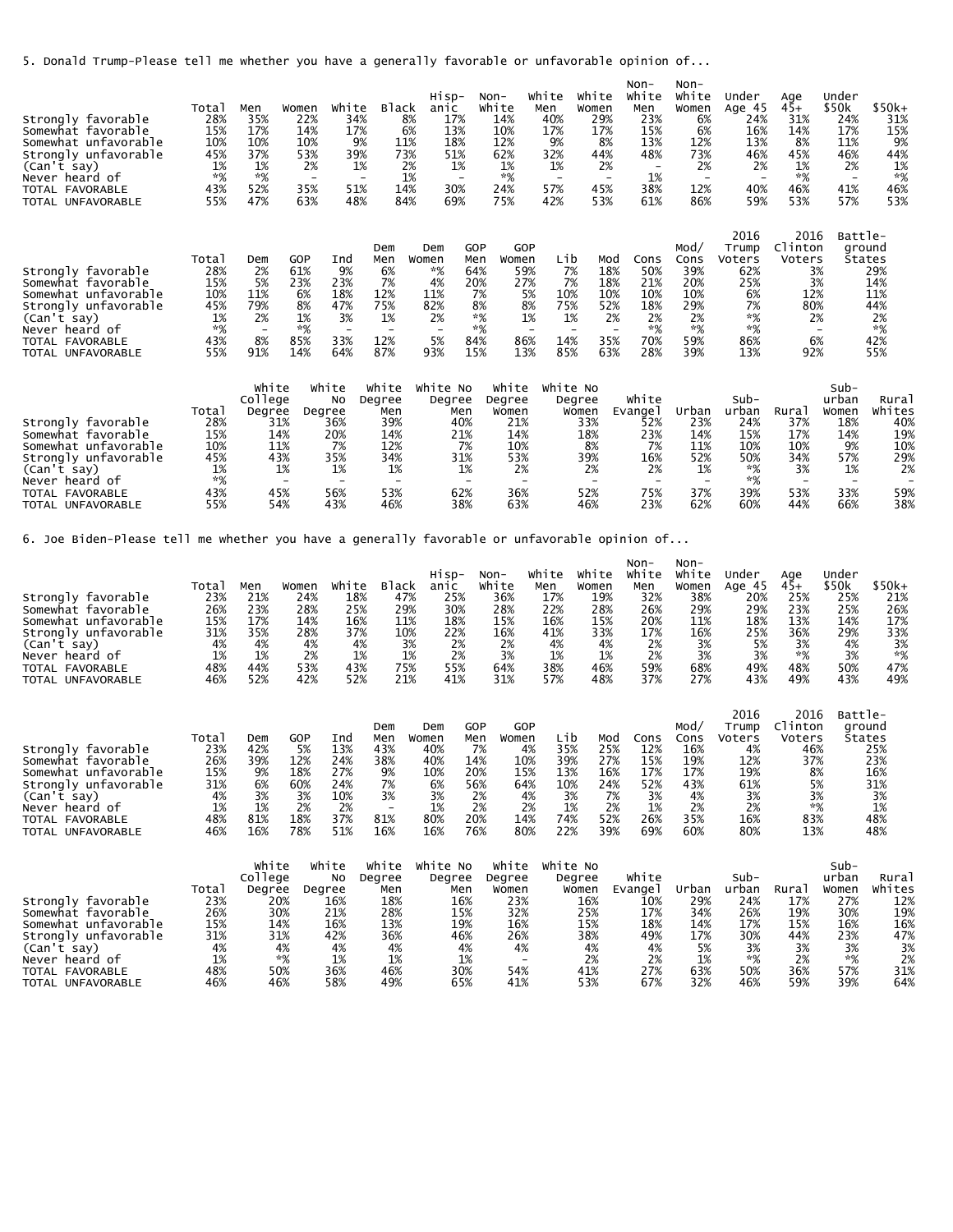5. Donald Trump-Please tell me whether you have a generally favorable or unfavorable opinion of...

| | Total | Men | Women | White | Black | Hisp-anic | Non-White | White Men | White Women | Non-White Men | Non-White Women | Under Age 45 | Age 45+ | Under $50k | $50k+ |
|---|---|---|---|---|---|---|---|---|---|---|---|---|---|---|---|
| Strongly favorable | 28% | 35% | 22% | 34% | 8% | 17% | 14% | 40% | 29% | 23% | 6% | 24% | 31% | 24% | 31% |
| Somewhat favorable | 15% | 17% | 14% | 17% | 6% | 13% | 10% | 17% | 17% | 15% | 6% | 16% | 14% | 17% | 15% |
| Somewhat unfavorable | 10% | 10% | 10% | 9% | 11% | 18% | 12% | 9% | 8% | 13% | 12% | 13% | 8% | 11% | 9% |
| Strongly unfavorable | 45% | 37% | 53% | 39% | 73% | 51% | 62% | 32% | 44% | 48% | 73% | 46% | 45% | 46% | 44% |
| (Can't say) | 1% | 1% | 2% | 1% | 2% | 1% | 1% | 1% | 2% | - | 2% | 2% | 1% | 2% | 1% |
| Never heard of | *% | *% | - | - | 1% | - | *% | - | - | 1% | - | - | *% | - | *% |
| TOTAL FAVORABLE | 43% | 52% | 35% | 51% | 14% | 30% | 24% | 57% | 45% | 38% | 12% | 40% | 46% | 41% | 46% |
| TOTAL UNFAVORABLE | 55% | 47% | 63% | 48% | 84% | 69% | 75% | 42% | 53% | 61% | 86% | 59% | 53% | 57% | 53% |

| | Total | Dem | GOP | Ind | Dem Men | Dem Women | GOP Men | GOP Women | Lib | Mod | Cons | Mod/ Cons | 2016 Trump Voters | 2016 Clinton Voters | Battle-ground States |
|---|---|---|---|---|---|---|---|---|---|---|---|---|---|---|---|
| Strongly favorable | 28% | 2% | 61% | 9% | 6% | *% | 64% | 59% | 7% | 18% | 50% | 39% | 62% | 3% | 29% |
| Somewhat favorable | 15% | 5% | 23% | 23% | 7% | 4% | 20% | 27% | 7% | 18% | 21% | 20% | 25% | 3% | 14% |
| Somewhat unfavorable | 10% | 11% | 6% | 18% | 12% | 11% | 7% | 5% | 10% | 10% | 10% | 10% | 6% | 12% | 11% |
| Strongly unfavorable | 45% | 79% | 8% | 47% | 75% | 82% | 8% | 8% | 75% | 52% | 18% | 29% | 7% | 80% | 44% |
| (Can't say) | 1% | 2% | 1% | 3% | 1% | 2% | *% | 1% | 1% | 2% | 2% | 2% | *% | 2% | 2% |
| Never heard of | *% | - | *% | - | - | - | *% | - | - | - | *% | *% | *% | - | *% |
| TOTAL FAVORABLE | 43% | 8% | 85% | 33% | 12% | 5% | 84% | 86% | 14% | 35% | 70% | 59% | 86% | 6% | 42% |
| TOTAL UNFAVORABLE | 55% | 91% | 14% | 64% | 87% | 93% | 15% | 13% | 85% | 63% | 28% | 39% | 13% | 92% | 55% |

| | Total | White College Degree | White No Degree | White Degree Men | White No Degree Men | White Degree Women | White No Degree Women | White Evangel | Urban | Sub-urban | Rural | Sub-urban Women | Rural Whites |
|---|---|---|---|---|---|---|---|---|---|---|---|---|---|
| Strongly favorable | 28% | 31% | 36% | 39% | 40% | 21% | 33% | 52% | 23% | 24% | 37% | 18% | 40% |
| Somewhat favorable | 15% | 14% | 20% | 14% | 21% | 14% | 18% | 23% | 14% | 15% | 17% | 14% | 19% |
| Somewhat unfavorable | 10% | 11% | 7% | 12% | 7% | 10% | 8% | 7% | 11% | 10% | 10% | 9% | 10% |
| Strongly unfavorable | 45% | 43% | 35% | 34% | 31% | 53% | 39% | 16% | 52% | 50% | 34% | 57% | 29% |
| (Can't say) | 1% | 1% | 1% | 1% | 1% | 2% | 2% | 2% | 1% | *% | 3% | 1% | 2% |
| Never heard of | *% | - | - | - | - | - | - | - | - | *% | - | - | - |
| TOTAL FAVORABLE | 43% | 45% | 56% | 53% | 62% | 36% | 52% | 75% | 37% | 39% | 53% | 33% | 59% |
| TOTAL UNFAVORABLE | 55% | 54% | 43% | 46% | 38% | 63% | 46% | 23% | 62% | 60% | 44% | 66% | 38% |

6. Joe Biden-Please tell me whether you have a generally favorable or unfavorable opinion of...

| | Total | Men | Women | White | Black | Hisp-anic | Non-White | White Men | White Women | Non-White Men | Non-White Women | Under Age 45 | Age 45+ | Under $50k | $50k+ |
|---|---|---|---|---|---|---|---|---|---|---|---|---|---|---|---|
| Strongly favorable | 23% | 21% | 24% | 18% | 47% | 25% | 36% | 17% | 19% | 32% | 38% | 20% | 25% | 25% | 21% |
| Somewhat favorable | 26% | 23% | 28% | 25% | 29% | 30% | 28% | 22% | 28% | 26% | 29% | 29% | 23% | 25% | 26% |
| Somewhat unfavorable | 15% | 17% | 14% | 16% | 11% | 18% | 15% | 16% | 15% | 20% | 11% | 18% | 13% | 14% | 17% |
| Strongly unfavorable | 31% | 35% | 28% | 37% | 10% | 22% | 16% | 41% | 33% | 17% | 16% | 25% | 36% | 29% | 33% |
| (Can't say) | 4% | 4% | 4% | 4% | 3% | 2% | 2% | 4% | 4% | 2% | 3% | 5% | 3% | 4% | 3% |
| Never heard of | 1% | 1% | 2% | 1% | 1% | 2% | 3% | 1% | 1% | 2% | 3% | 3% | *% | 3% | *% |
| TOTAL FAVORABLE | 48% | 44% | 53% | 43% | 75% | 55% | 64% | 38% | 46% | 59% | 68% | 49% | 48% | 50% | 47% |
| TOTAL UNFAVORABLE | 46% | 52% | 42% | 52% | 21% | 41% | 31% | 57% | 48% | 37% | 27% | 43% | 49% | 43% | 49% |

| | Total | Dem | GOP | Ind | Dem Men | Dem Women | GOP Men | GOP Women | Lib | Mod | Cons | Mod/ Cons | 2016 Trump Voters | 2016 Clinton Voters | Battle-ground States |
|---|---|---|---|---|---|---|---|---|---|---|---|---|---|---|---|
| Strongly favorable | 23% | 42% | 5% | 13% | 43% | 40% | 7% | 4% | 35% | 25% | 12% | 16% | 4% | 46% | 25% |
| Somewhat favorable | 26% | 39% | 12% | 24% | 38% | 40% | 14% | 10% | 39% | 27% | 15% | 19% | 12% | 37% | 23% |
| Somewhat unfavorable | 15% | 9% | 18% | 27% | 9% | 10% | 20% | 15% | 13% | 16% | 17% | 17% | 19% | 8% | 16% |
| Strongly unfavorable | 31% | 6% | 60% | 24% | 7% | 6% | 56% | 64% | 10% | 24% | 52% | 43% | 61% | 5% | 31% |
| (Can't say) | 4% | 3% | 3% | 10% | 3% | 3% | 2% | 4% | 3% | 7% | 3% | 4% | 3% | 3% | 3% |
| Never heard of | 1% | 1% | 2% | 2% | - | 1% | 2% | 2% | 1% | 2% | 1% | 2% | 2% | *% | 1% |
| TOTAL FAVORABLE | 48% | 81% | 18% | 37% | 81% | 80% | 20% | 14% | 74% | 52% | 26% | 35% | 16% | 83% | 48% |
| TOTAL UNFAVORABLE | 46% | 16% | 78% | 51% | 16% | 16% | 76% | 80% | 22% | 39% | 69% | 60% | 80% | 13% | 48% |

| | Total | White College Degree | White No Degree | White Degree Men | White No Degree Men | White Degree Women | White No Degree Women | White Evangel | Urban | Sub-urban | Rural | Sub-urban Women | Rural Whites |
|---|---|---|---|---|---|---|---|---|---|---|---|---|---|
| Strongly favorable | 23% | 20% | 16% | 18% | 16% | 23% | 16% | 10% | 29% | 24% | 17% | 27% | 12% |
| Somewhat favorable | 26% | 30% | 21% | 28% | 15% | 32% | 25% | 17% | 34% | 26% | 19% | 30% | 19% |
| Somewhat unfavorable | 15% | 14% | 16% | 13% | 19% | 16% | 15% | 18% | 14% | 17% | 15% | 16% | 16% |
| Strongly unfavorable | 31% | 31% | 42% | 36% | 46% | 26% | 38% | 49% | 17% | 30% | 44% | 23% | 47% |
| (Can't say) | 4% | 4% | 4% | 4% | 4% | 4% | 4% | 4% | 5% | 3% | 3% | 3% | 3% |
| Never heard of | 1% | *% | 1% | 1% | 1% | - | 2% | 2% | 1% | *% | 2% | *% | 2% |
| TOTAL FAVORABLE | 48% | 50% | 36% | 46% | 30% | 54% | 41% | 27% | 63% | 50% | 36% | 57% | 31% |
| TOTAL UNFAVORABLE | 46% | 46% | 58% | 49% | 65% | 41% | 53% | 67% | 32% | 46% | 59% | 39% | 64% |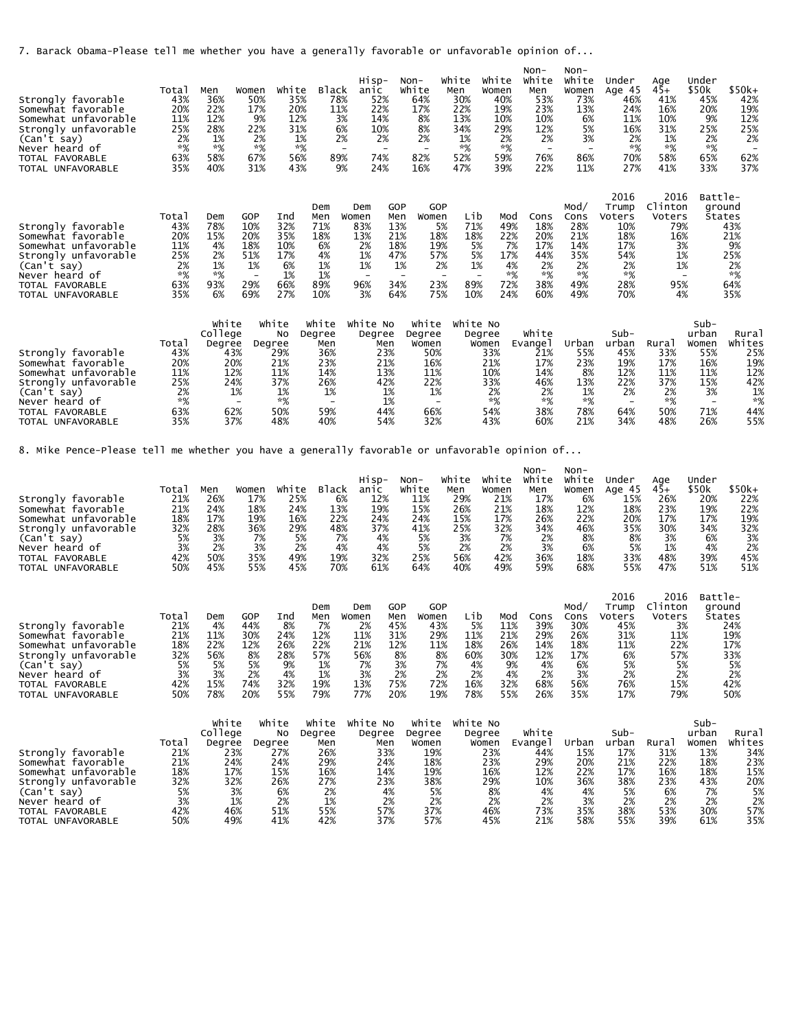7. Barack Obama-Please tell me whether you have a generally favorable or unfavorable opinion of...

| | Total | Men | Women | White | Black | Hisp-anic | Non-White | White Men | White Women | Non-White Men | Non-White Women | Under Age 45 | Age 45+ | Under $50k | $50k+ |
|---|---|---|---|---|---|---|---|---|---|---|---|---|---|---|---|
| Strongly favorable | 43% | 36% | 50% | 35% | 78% | 52% | 64% | 30% | 40% | 53% | 73% | 46% | 41% | 45% | 42% |
| Somewhat favorable | 20% | 22% | 17% | 20% | 11% | 22% | 17% | 22% | 19% | 23% | 13% | 24% | 16% | 20% | 19% |
| Somewhat unfavorable | 11% | 12% | 9% | 12% | 3% | 14% | 8% | 13% | 10% | 10% | 6% | 11% | 10% | 9% | 12% |
| Strongly unfavorable | 25% | 28% | 22% | 31% | 6% | 10% | 8% | 34% | 29% | 12% | 5% | 16% | 31% | 25% | 25% |
| (Can't say) | 2% | 1% | 2% | 1% | 2% | 2% | 2% | 1% | 2% | 2% | 3% | 2% | 1% | 2% | 2% |
| Never heard of | *% | *% | *% | *% | - | - | - | *% | *% | - | - | *% | *% | *% | - |
| TOTAL FAVORABLE | 63% | 58% | 67% | 56% | 89% | 74% | 82% | 52% | 59% | 76% | 86% | 70% | 58% | 65% | 62% |
| TOTAL UNFAVORABLE | 35% | 40% | 31% | 43% | 9% | 24% | 16% | 47% | 39% | 22% | 11% | 27% | 41% | 33% | 37% |

| | Total | Dem | GOP | Ind | Dem Men | Dem Women | GOP Men | GOP Women | Lib | Mod | Cons | Mod/ Cons | 2016 Trump Voters | 2016 Clinton Voters | Battle-ground States |
|---|---|---|---|---|---|---|---|---|---|---|---|---|---|---|---|
| Strongly favorable | 43% | 78% | 10% | 32% | 71% | 83% | 13% | 5% | 71% | 49% | 18% | 28% | 10% | 79% | 43% |
| Somewhat favorable | 20% | 15% | 20% | 35% | 18% | 13% | 21% | 18% | 18% | 22% | 20% | 21% | 18% | 16% | 21% |
| Somewhat unfavorable | 11% | 4% | 18% | 10% | 6% | 2% | 18% | 19% | 5% | 7% | 17% | 14% | 17% | 3% | 9% |
| Strongly unfavorable | 25% | 2% | 51% | 17% | 4% | 1% | 47% | 57% | 5% | 17% | 44% | 35% | 54% | 1% | 25% |
| (Can't say) | 2% | 1% | 1% | 6% | 1% | 1% | 1% | 2% | 1% | 4% | 2% | 2% | 2% | 1% | 2% |
| Never heard of | *% | *% | - | 1% | 1% | - | - | - | - | *% | *% | *% | *% | - | *% |
| TOTAL FAVORABLE | 63% | 93% | 29% | 66% | 89% | 96% | 34% | 23% | 89% | 72% | 38% | 49% | 28% | 95% | 64% |
| TOTAL UNFAVORABLE | 35% | 6% | 69% | 27% | 10% | 3% | 64% | 75% | 10% | 24% | 60% | 49% | 70% | 4% | 35% |

| | Total | White College Degree | White No Degree | White Degree Men | White No Degree Men | White Degree Women | White No Degree Women | White Evangel | Urban | Sub-urban | Rural | Sub-urban Women | Rural Whites |
|---|---|---|---|---|---|---|---|---|---|---|---|---|---|
| Strongly favorable | 43% | 43% | 29% | 36% | 23% | 50% | 33% | 21% | 55% | 45% | 33% | 55% | 25% |
| Somewhat favorable | 20% | 20% | 21% | 23% | 21% | 16% | 21% | 17% | 23% | 19% | 17% | 16% | 19% |
| Somewhat unfavorable | 11% | 12% | 11% | 14% | 13% | 11% | 10% | 14% | 8% | 12% | 11% | 11% | 12% |
| Strongly unfavorable | 25% | 24% | 37% | 26% | 42% | 22% | 33% | 46% | 13% | 22% | 37% | 15% | 42% |
| (Can't say) | 2% | 1% | 1% | 1% | 1% | 1% | 2% | 2% | 1% | 2% | 2% | 3% | 1% |
| Never heard of | *% | - | *% | - | 1% | - | *% | *% | *% | - | *% | - | *% |
| TOTAL FAVORABLE | 63% | 62% | 50% | 59% | 44% | 66% | 54% | 38% | 78% | 64% | 50% | 71% | 44% |
| TOTAL UNFAVORABLE | 35% | 37% | 48% | 40% | 54% | 32% | 43% | 60% | 21% | 34% | 48% | 26% | 55% |

8. Mike Pence-Please tell me whether you have a generally favorable or unfavorable opinion of...

| | Total | Men | Women | White | Black | Hisp-anic | Non-White | White Men | White Women | Non-White Men | Non-White Women | Under Age 45 | Age 45+ | Under $50k | $50k+ |
|---|---|---|---|---|---|---|---|---|---|---|---|---|---|---|---|
| Strongly favorable | 21% | 26% | 17% | 25% | 6% | 12% | 11% | 29% | 21% | 17% | 6% | 15% | 26% | 20% | 22% |
| Somewhat favorable | 21% | 24% | 18% | 24% | 13% | 19% | 15% | 26% | 21% | 18% | 12% | 18% | 23% | 19% | 22% |
| Somewhat unfavorable | 18% | 17% | 19% | 16% | 22% | 24% | 24% | 15% | 17% | 26% | 22% | 20% | 17% | 17% | 19% |
| Strongly unfavorable | 32% | 28% | 36% | 29% | 48% | 37% | 41% | 25% | 32% | 34% | 46% | 35% | 30% | 34% | 32% |
| (Can't say) | 5% | 3% | 7% | 5% | 7% | 4% | 5% | 3% | 7% | 2% | 8% | 8% | 3% | 6% | 3% |
| Never heard of | 3% | 2% | 3% | 2% | 4% | 4% | 5% | 2% | 2% | 3% | 6% | 5% | 1% | 4% | 2% |
| TOTAL FAVORABLE | 42% | 50% | 35% | 49% | 19% | 32% | 25% | 56% | 42% | 36% | 18% | 33% | 48% | 39% | 45% |
| TOTAL UNFAVORABLE | 50% | 45% | 55% | 45% | 70% | 61% | 64% | 40% | 49% | 59% | 68% | 55% | 47% | 51% | 51% |

| | Total | Dem | GOP | Ind | Dem Men | Dem Women | GOP Men | GOP Women | Lib | Mod | Cons | Mod/ Cons | 2016 Trump Voters | 2016 Clinton Voters | Battle-ground States |
|---|---|---|---|---|---|---|---|---|---|---|---|---|---|---|---|
| Strongly favorable | 21% | 4% | 44% | 8% | 7% | 2% | 45% | 43% | 5% | 11% | 39% | 30% | 45% | 3% | 24% |
| Somewhat favorable | 21% | 11% | 30% | 24% | 12% | 11% | 31% | 29% | 11% | 21% | 29% | 26% | 31% | 11% | 19% |
| Somewhat unfavorable | 18% | 22% | 12% | 26% | 22% | 21% | 12% | 11% | 18% | 26% | 14% | 18% | 11% | 22% | 17% |
| Strongly unfavorable | 32% | 56% | 8% | 28% | 57% | 56% | 8% | 8% | 60% | 30% | 12% | 17% | 6% | 57% | 33% |
| (Can't say) | 5% | 5% | 5% | 9% | 1% | 7% | 3% | 7% | 4% | 9% | 4% | 6% | 5% | 5% | 5% |
| Never heard of | 3% | 3% | 2% | 4% | 1% | 3% | 2% | 2% | 2% | 4% | 2% | 3% | 2% | 2% | 2% |
| TOTAL FAVORABLE | 42% | 15% | 74% | 32% | 19% | 13% | 75% | 72% | 16% | 32% | 68% | 56% | 76% | 15% | 42% |
| TOTAL UNFAVORABLE | 50% | 78% | 20% | 55% | 79% | 77% | 20% | 19% | 78% | 55% | 26% | 35% | 17% | 79% | 50% |

| | Total | White College Degree | White No Degree | White Degree Men | White No Degree Men | White Degree Women | White No Degree Women | White Evangel | Urban | Sub-urban | Rural | Sub-urban Women | Rural Whites |
|---|---|---|---|---|---|---|---|---|---|---|---|---|---|
| Strongly favorable | 21% | 23% | 27% | 26% | 33% | 19% | 23% | 44% | 15% | 17% | 31% | 13% | 34% |
| Somewhat favorable | 21% | 24% | 24% | 29% | 24% | 18% | 23% | 29% | 20% | 21% | 22% | 18% | 23% |
| Somewhat unfavorable | 18% | 17% | 15% | 16% | 14% | 19% | 16% | 12% | 22% | 17% | 16% | 18% | 15% |
| Strongly unfavorable | 32% | 32% | 26% | 27% | 23% | 38% | 29% | 10% | 36% | 38% | 23% | 43% | 20% |
| (Can't say) | 5% | 3% | 6% | 2% | 4% | 5% | 8% | 4% | 4% | 5% | 6% | 7% | 5% |
| Never heard of | 3% | 1% | 2% | 1% | 2% | 2% | 2% | 2% | 3% | 2% | 2% | 2% | 2% |
| TOTAL FAVORABLE | 42% | 46% | 51% | 55% | 57% | 37% | 46% | 73% | 35% | 38% | 53% | 30% | 57% |
| TOTAL UNFAVORABLE | 50% | 49% | 41% | 42% | 37% | 57% | 45% | 21% | 58% | 55% | 39% | 61% | 35% |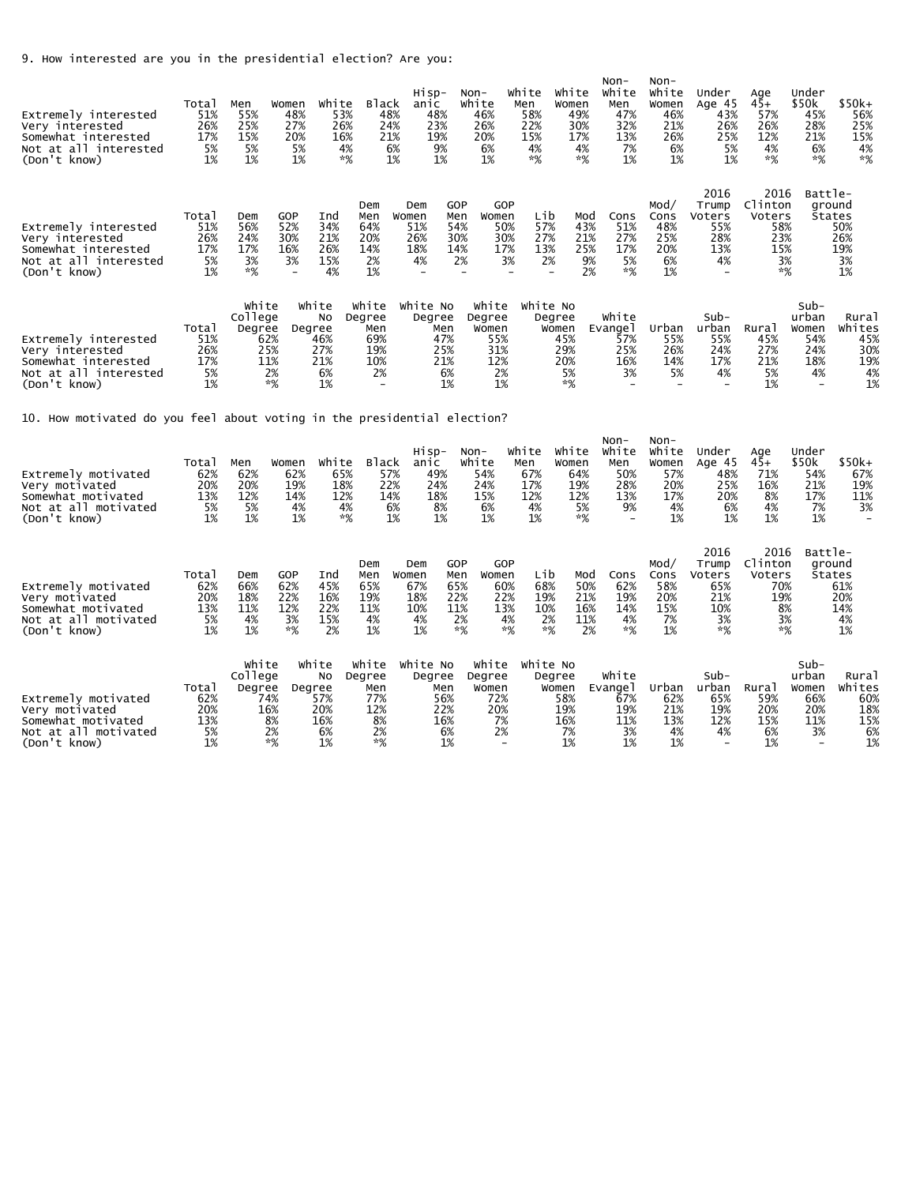9. How interested are you in the presidential election? Are you:

| | Total | Men | Women | White | Black | Hisp-anic | Non-White | White Men | White Women | Non-White Men | Non-White Women | Under Age 45 | Age 45+ | Under $50k | $50k+ |
|---|---|---|---|---|---|---|---|---|---|---|---|---|---|---|---|
| Extremely interested | 51% | 55% | 48% | 53% | 48% | 48% | 46% | 58% | 49% | 47% | 46% | 43% | 57% | 45% | 56% |
| Very interested | 26% | 25% | 27% | 26% | 24% | 23% | 26% | 22% | 30% | 32% | 21% | 26% | 26% | 28% | 25% |
| Somewhat interested | 17% | 15% | 20% | 16% | 21% | 19% | 20% | 15% | 17% | 13% | 26% | 25% | 12% | 21% | 15% |
| Not at all interested | 5% | 5% | 5% | 4% | 6% | 9% | 6% | 4% | 4% | 7% | 6% | 5% | 4% | 6% | 4% |
| (Don't know) | 1% | 1% | 1% | *% | 1% | 1% | 1% | *% | *% | 1% | 1% | 1% | *% | *% | *% |

| | Total | Dem | GOP | Ind | Dem Men | Dem Women | GOP Men | GOP Women | Lib | Mod | Cons | Mod/Cons | 2016 Trump Voters | 2016 Clinton Voters | Battle-ground States |
|---|---|---|---|---|---|---|---|---|---|---|---|---|---|---|---|
| Extremely interested | 51% | 56% | 52% | 34% | 64% | 51% | 54% | 50% | 57% | 43% | 51% | 48% | 55% | 58% | 50% |
| Very interested | 26% | 24% | 30% | 21% | 20% | 26% | 30% | 30% | 27% | 21% | 27% | 25% | 28% | 23% | 26% |
| Somewhat interested | 17% | 17% | 16% | 26% | 14% | 18% | 14% | 17% | 13% | 25% | 17% | 20% | 13% | 15% | 19% |
| Not at all interested | 5% | 3% | 3% | 15% | 2% | 4% | 2% | 3% | 2% | 9% | 5% | 6% | 4% | 3% | 3% |
| (Don't know) | 1% | *% | - | 4% | 1% | - | - | - | - | 2% | *% | 1% | - | *% | 1% |

| | Total | White College Degree | White No Degree | White Degree Men | White No Degree Men | White Degree Women | White No Degree Women | White Evangel | Urban | Sub-urban | Rural | Sub-urban Women | Rural Whites |
|---|---|---|---|---|---|---|---|---|---|---|---|---|---|
| Extremely interested | 51% | 62% | 46% | 69% | 47% | 55% | 45% | 57% | 55% | 55% | 45% | 54% | 45% |
| Very interested | 26% | 25% | 27% | 19% | 25% | 31% | 29% | 25% | 26% | 24% | 27% | 24% | 30% |
| Somewhat interested | 17% | 11% | 21% | 10% | 21% | 12% | 20% | 16% | 14% | 17% | 21% | 18% | 19% |
| Not at all interested | 5% | 2% | 6% | 2% | 6% | 2% | 5% | 3% | 5% | 4% | 5% | 4% | 4% |
| (Don't know) | 1% | *% | 1% | - | 1% | 1% | *% | - | - | - | 1% | - | 1% |

10. How motivated do you feel about voting in the presidential election?

| | Total | Men | Women | White | Black | Hisp-anic | Non-White | White Men | White Women | Non-White Men | Non-White Women | Under Age 45 | Age 45+ | Under $50k | $50k+ |
|---|---|---|---|---|---|---|---|---|---|---|---|---|---|---|---|
| Extremely motivated | 62% | 62% | 62% | 65% | 57% | 49% | 54% | 67% | 64% | 50% | 57% | 48% | 71% | 54% | 67% |
| Very motivated | 20% | 20% | 19% | 18% | 22% | 24% | 24% | 17% | 19% | 28% | 20% | 25% | 16% | 21% | 19% |
| Somewhat motivated | 13% | 12% | 14% | 12% | 14% | 18% | 15% | 12% | 12% | 13% | 17% | 20% | 8% | 17% | 11% |
| Not at all motivated | 5% | 5% | 4% | 4% | 6% | 8% | 6% | 4% | 5% | 9% | 4% | 6% | 4% | 7% | 3% |
| (Don't know) | 1% | 1% | 1% | *% | 1% | 1% | 1% | 1% | *% | - | 1% | 1% | 1% | 1% | - |

| | Total | Dem | GOP | Ind | Dem Men | Dem Women | GOP Men | GOP Women | Lib | Mod | Cons | Mod/Cons | 2016 Trump Voters | 2016 Clinton Voters | Battle-ground States |
|---|---|---|---|---|---|---|---|---|---|---|---|---|---|---|---|
| Extremely motivated | 62% | 66% | 62% | 45% | 65% | 67% | 65% | 60% | 68% | 50% | 62% | 58% | 65% | 70% | 61% |
| Very motivated | 20% | 18% | 22% | 16% | 19% | 18% | 22% | 22% | 19% | 21% | 19% | 20% | 21% | 19% | 20% |
| Somewhat motivated | 13% | 11% | 12% | 22% | 11% | 10% | 11% | 13% | 10% | 16% | 14% | 15% | 10% | 8% | 14% |
| Not at all motivated | 5% | 4% | 3% | 15% | 4% | 4% | 2% | 4% | 2% | 11% | 4% | 7% | 3% | 3% | 4% |
| (Don't know) | 1% | 1% | *% | 2% | 1% | 1% | *% | *% | *% | 2% | *% | 1% | *% | *% | 1% |

| | Total | White College Degree | White No Degree | White Degree Men | White No Degree Men | White Degree Women | White No Degree Women | White Evangel | Urban | Sub-urban | Rural | Sub-urban Women | Rural Whites |
|---|---|---|---|---|---|---|---|---|---|---|---|---|---|
| Extremely motivated | 62% | 74% | 57% | 77% | 56% | 72% | 58% | 67% | 62% | 65% | 59% | 66% | 60% |
| Very motivated | 20% | 16% | 20% | 12% | 22% | 20% | 19% | 19% | 21% | 19% | 20% | 20% | 18% |
| Somewhat motivated | 13% | 8% | 16% | 8% | 16% | 7% | 16% | 11% | 13% | 12% | 15% | 11% | 15% |
| Not at all motivated | 5% | 2% | 6% | 2% | 6% | 2% | 7% | 3% | 4% | 4% | 6% | 3% | 6% |
| (Don't know) | 1% | *% | 1% | *% | 1% | - | 1% | 1% | 1% | - | 1% | - | 1% |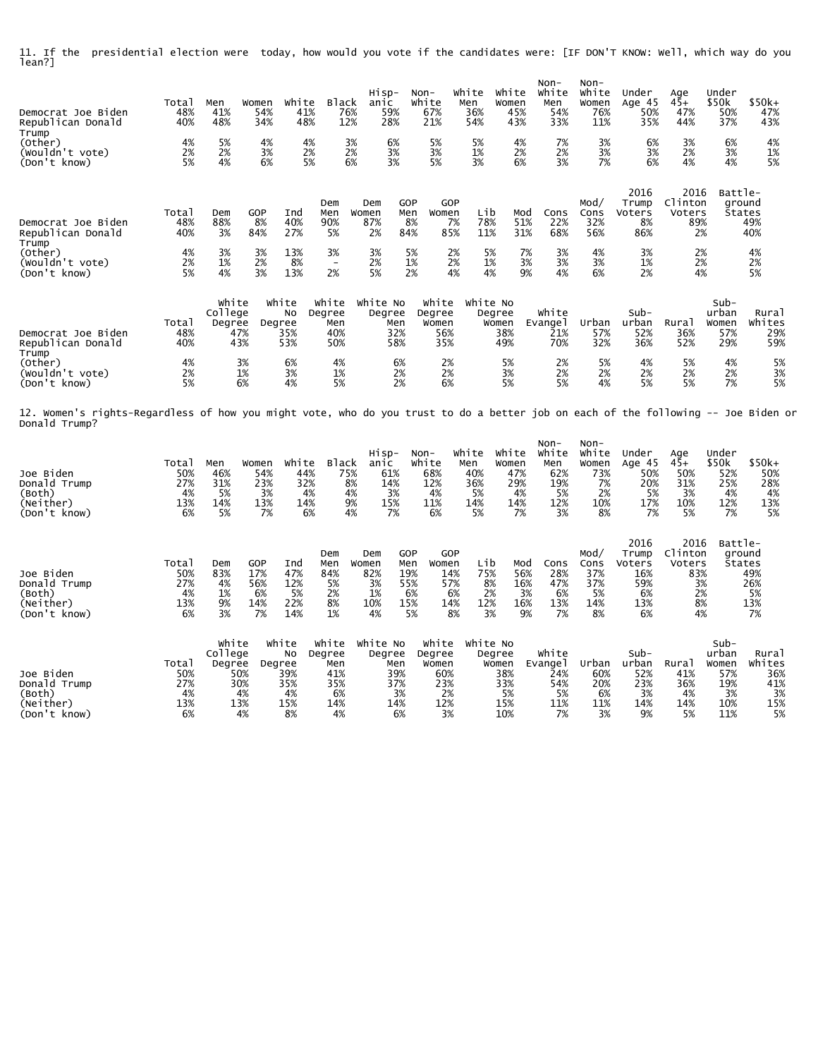11. If the presidential election were today, how would you vote if the candidates were: [IF DON'T KNOW: Well, which way do you lean?]

| | Total | Men | Women | White | Black | Hisp-anic | Non-White | White Men | White Women | Non-White Men | Non-White Women | Under Age 45 | Age 45+ | Under $50k | $50k+ |
|---|---|---|---|---|---|---|---|---|---|---|---|---|---|---|---|
| Democrat Joe Biden | 48% | 41% | 54% | 41% | 76% | 59% | 67% | 36% | 45% | 54% | 76% | 50% | 47% | 50% | 47% |
| Republican Donald Trump | 40% | 48% | 34% | 48% | 12% | 28% | 21% | 54% | 43% | 33% | 11% | 35% | 44% | 37% | 43% |
| (Other) | 4% | 5% | 4% | 4% | 3% | 6% | 5% | 5% | 4% | 7% | 3% | 6% | 3% | 6% | 4% |
| (Wouldn't vote) | 2% | 2% | 3% | 2% | 2% | 3% | 3% | 1% | 2% | 2% | 3% | 3% | 2% | 3% | 1% |
| (Don't know) | 5% | 4% | 6% | 5% | 6% | 3% | 5% | 3% | 6% | 3% | 7% | 6% | 4% | 4% | 5% |

| | Total | Dem | GOP | Ind | Dem Men | Dem Women | GOP Men | GOP Women | Lib | Mod | Cons | Mod/Cons | 2016 Trump Voters | 2016 Clinton Voters | Battle-ground States |
|---|---|---|---|---|---|---|---|---|---|---|---|---|---|---|---|
| Democrat Joe Biden | 48% | 88% | 8% | 40% | 90% | 87% | 8% | 7% | 78% | 51% | 22% | 32% | 8% | 89% | 49% |
| Republican Donald Trump | 40% | 3% | 84% | 27% | 5% | 2% | 84% | 85% | 11% | 31% | 68% | 56% | 86% | 2% | 40% |
| (Other) | 4% | 3% | 3% | 13% | 3% | 3% | 5% | 2% | 5% | 7% | 3% | 4% | 3% | 2% | 4% |
| (Wouldn't vote) | 2% | 1% | 2% | 8% | - | 2% | 1% | 2% | 1% | 3% | 3% | 3% | 1% | 2% | 2% |
| (Don't know) | 5% | 4% | 3% | 13% | 2% | 5% | 2% | 4% | 4% | 9% | 4% | 6% | 2% | 4% | 5% |

| | Total | White College Degree | White No Degree | White Degree Men | White No Degree Men | White Degree Women | White No Degree Women | White Evangel | Urban | Sub-urban | Rural | Sub-urban Women | Rural Whites |
|---|---|---|---|---|---|---|---|---|---|---|---|---|---|
| Democrat Joe Biden | 48% | 47% | 35% | 40% | 32% | 56% | 38% | 21% | 57% | 52% | 36% | 57% | 29% |
| Republican Donald Trump | 40% | 43% | 53% | 50% | 58% | 35% | 49% | 70% | 32% | 36% | 52% | 29% | 59% |
| (Other) | 4% | 3% | 6% | 4% | 6% | 2% | 5% | 2% | 5% | 4% | 5% | 4% | 5% |
| (Wouldn't vote) | 2% | 1% | 3% | 1% | 2% | 2% | 3% | 2% | 2% | 2% | 2% | 2% | 3% |
| (Don't know) | 5% | 6% | 4% | 5% | 2% | 6% | 5% | 5% | 4% | 5% | 5% | 7% | 5% |

12. Women's rights-Regardless of how you might vote, who do you trust to do a better job on each of the following -- Joe Biden or Donald Trump?

| | Total | Men | Women | White | Black | Hisp-anic | Non-White | White Men | White Women | Non-White Men | Non-White Women | Under Age 45 | Age 45+ | Under $50k | $50k+ |
|---|---|---|---|---|---|---|---|---|---|---|---|---|---|---|---|
| Joe Biden | 50% | 46% | 54% | 44% | 75% | 61% | 68% | 40% | 47% | 62% | 73% | 50% | 50% | 52% | 50% |
| Donald Trump | 27% | 31% | 23% | 32% | 8% | 14% | 12% | 36% | 29% | 19% | 7% | 20% | 31% | 25% | 28% |
| (Both) | 4% | 5% | 3% | 4% | 4% | 3% | 4% | 5% | 4% | 5% | 2% | 5% | 3% | 4% | 4% |
| (Neither) | 13% | 14% | 13% | 14% | 9% | 15% | 11% | 14% | 14% | 12% | 10% | 17% | 10% | 12% | 13% |
| (Don't know) | 6% | 5% | 7% | 6% | 4% | 7% | 6% | 5% | 7% | 3% | 8% | 7% | 5% | 7% | 5% |

| | Total | Dem | GOP | Ind | Dem Men | Dem Women | GOP Men | GOP Women | Lib | Mod | Cons | Mod/Cons | 2016 Trump Voters | 2016 Clinton Voters | Battle-ground States |
|---|---|---|---|---|---|---|---|---|---|---|---|---|---|---|---|
| Joe Biden | 50% | 83% | 17% | 47% | 84% | 82% | 19% | 14% | 75% | 56% | 28% | 37% | 16% | 83% | 49% |
| Donald Trump | 27% | 4% | 56% | 12% | 5% | 3% | 55% | 57% | 8% | 16% | 47% | 37% | 59% | 3% | 26% |
| (Both) | 4% | 1% | 6% | 5% | 2% | 1% | 6% | 6% | 2% | 3% | 6% | 5% | 6% | 2% | 5% |
| (Neither) | 13% | 9% | 14% | 22% | 8% | 10% | 15% | 14% | 12% | 16% | 13% | 14% | 13% | 8% | 13% |
| (Don't know) | 6% | 3% | 7% | 14% | 1% | 4% | 5% | 8% | 3% | 9% | 7% | 8% | 6% | 4% | 7% |

| | Total | White College Degree | White No Degree | White Degree Men | White No Degree Men | White Degree Women | White No Degree Women | White Evangel | Urban | Sub-urban | Rural | Sub-urban Women | Rural Whites |
|---|---|---|---|---|---|---|---|---|---|---|---|---|---|
| Joe Biden | 50% | 50% | 39% | 41% | 39% | 60% | 38% | 24% | 60% | 52% | 41% | 57% | 36% |
| Donald Trump | 27% | 30% | 35% | 35% | 37% | 23% | 33% | 54% | 20% | 23% | 36% | 19% | 41% |
| (Both) | 4% | 4% | 4% | 6% | 3% | 2% | 5% | 5% | 6% | 3% | 4% | 3% | 3% |
| (Neither) | 13% | 13% | 15% | 14% | 14% | 12% | 15% | 11% | 11% | 14% | 14% | 10% | 15% |
| (Don't know) | 6% | 4% | 8% | 4% | 6% | 3% | 10% | 7% | 3% | 9% | 5% | 11% | 5% |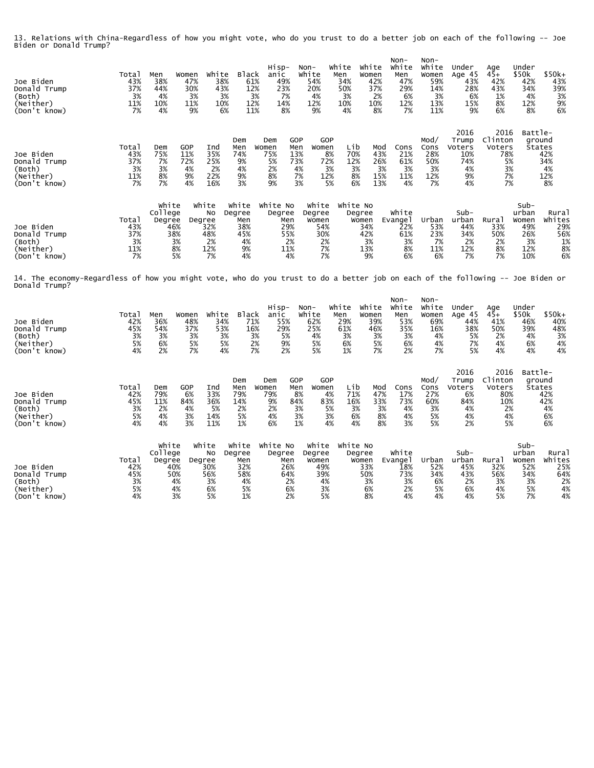13. Relations with China-Regardless of how you might vote, who do you trust to do a better job on each of the following -- Joe Biden or Donald Trump?

| | Total | Men | Women | White | Black | Hisp-anic | Non-White | White Men | White Women | Non-White Men | Non-White Women | Under Age 45 | Age 45+ | Under $50k | $50k+ |
|---|---|---|---|---|---|---|---|---|---|---|---|---|---|---|---|
| Joe Biden | 43% | 38% | 47% | 38% | 61% | 49% | 54% | 34% | 42% | 47% | 59% | 43% | 42% | 42% | 43% |
| Donald Trump | 37% | 44% | 30% | 43% | 12% | 23% | 20% | 50% | 37% | 29% | 14% | 28% | 43% | 34% | 39% |
| (Both) | 3% | 4% | 3% | 3% | 3% | 7% | 4% | 3% | 2% | 6% | 3% | 6% | 1% | 4% | 3% |
| (Neither) | 11% | 10% | 11% | 10% | 12% | 14% | 12% | 10% | 10% | 12% | 13% | 15% | 8% | 12% | 9% |
| (Don't know) | 7% | 4% | 9% | 6% | 11% | 8% | 9% | 4% | 8% | 7% | 11% | 9% | 6% | 8% | 6% |

| | Total | Dem | GOP | Ind | Dem Men | Dem Women | GOP Men | GOP Women | Lib | Mod | Cons | Mod/ Cons | 2016 Trump Voters | 2016 Clinton Voters | Battle-ground States |
|---|---|---|---|---|---|---|---|---|---|---|---|---|---|---|---|
| Joe Biden | 43% | 75% | 11% | 35% | 74% | 75% | 13% | 8% | 70% | 43% | 21% | 28% | 10% | 78% | 42% |
| Donald Trump | 37% | 7% | 72% | 25% | 9% | 5% | 73% | 72% | 12% | 26% | 61% | 50% | 74% | 5% | 34% |
| (Both) | 3% | 3% | 4% | 2% | 4% | 2% | 4% | 3% | 3% | 3% | 3% | 3% | 4% | 3% | 4% |
| (Neither) | 11% | 8% | 9% | 22% | 9% | 8% | 7% | 12% | 8% | 15% | 11% | 12% | 9% | 7% | 12% |
| (Don't know) | 7% | 7% | 4% | 16% | 3% | 9% | 3% | 5% | 6% | 13% | 4% | 7% | 4% | 7% | 8% |

| | Total | White College Degree | White No Degree | White Degree Men | White No Degree Men | White Degree Women | White No Degree Women | White Evangel | Urban | Sub-urban | Rural | Sub-urban Women | Rural Whites |
|---|---|---|---|---|---|---|---|---|---|---|---|---|---|
| Joe Biden | 43% | 46% | 32% | 38% | 29% | 54% | 34% | 22% | 53% | 44% | 33% | 49% | 29% |
| Donald Trump | 37% | 38% | 48% | 45% | 55% | 30% | 42% | 61% | 23% | 34% | 50% | 26% | 56% |
| (Both) | 3% | 3% | 2% | 4% | 2% | 2% | 3% | 3% | 7% | 2% | 2% | 3% | 1% |
| (Neither) | 11% | 8% | 12% | 9% | 11% | 7% | 13% | 8% | 11% | 12% | 8% | 12% | 8% |
| (Don't know) | 7% | 5% | 7% | 4% | 4% | 7% | 9% | 6% | 6% | 7% | 7% | 10% | 6% |

14. The economy-Regardless of how you might vote, who do you trust to do a better job on each of the following -- Joe Biden or Donald Trump?

| | Total | Men | Women | White | Black | Hisp-anic | Non-White | White Men | White Women | Non-White Men | Non-White Women | Under Age 45 | Age 45+ | Under $50k | $50k+ |
|---|---|---|---|---|---|---|---|---|---|---|---|---|---|---|---|
| Joe Biden | 42% | 36% | 48% | 34% | 71% | 55% | 62% | 29% | 39% | 53% | 69% | 44% | 41% | 46% | 40% |
| Donald Trump | 45% | 54% | 37% | 53% | 16% | 29% | 25% | 61% | 46% | 35% | 16% | 38% | 50% | 39% | 48% |
| (Both) | 3% | 3% | 3% | 3% | 3% | 5% | 4% | 3% | 3% | 3% | 4% | 5% | 2% | 4% | 3% |
| (Neither) | 5% | 6% | 5% | 5% | 2% | 9% | 5% | 6% | 5% | 6% | 4% | 7% | 4% | 6% | 4% |
| (Don't know) | 4% | 2% | 7% | 4% | 7% | 2% | 5% | 1% | 7% | 2% | 7% | 5% | 4% | 4% | 4% |

| | Total | Dem | GOP | Ind | Dem Men | Dem Women | GOP Men | GOP Women | Lib | Mod | Cons | Mod/ Cons | 2016 Trump Voters | 2016 Clinton Voters | Battle-ground States |
|---|---|---|---|---|---|---|---|---|---|---|---|---|---|---|---|
| Joe Biden | 42% | 79% | 6% | 33% | 79% | 79% | 8% | 4% | 71% | 47% | 17% | 27% | 6% | 80% | 42% |
| Donald Trump | 45% | 11% | 84% | 36% | 14% | 9% | 84% | 83% | 16% | 33% | 73% | 60% | 84% | 10% | 42% |
| (Both) | 3% | 2% | 4% | 5% | 2% | 2% | 3% | 5% | 3% | 3% | 4% | 3% | 4% | 2% | 4% |
| (Neither) | 5% | 4% | 3% | 14% | 5% | 4% | 3% | 3% | 6% | 8% | 4% | 5% | 4% | 4% | 6% |
| (Don't know) | 4% | 4% | 3% | 11% | 1% | 6% | 1% | 4% | 4% | 8% | 3% | 5% | 2% | 5% | 6% |

| | Total | White College Degree | White No Degree | White Degree Men | White No Degree Men | White Degree Women | White No Degree Women | White Evangel | Urban | Sub-urban | Rural | Sub-urban Women | Rural Whites |
|---|---|---|---|---|---|---|---|---|---|---|---|---|---|
| Joe Biden | 42% | 40% | 30% | 32% | 26% | 49% | 33% | 18% | 52% | 45% | 32% | 52% | 25% |
| Donald Trump | 45% | 50% | 56% | 58% | 64% | 39% | 50% | 73% | 34% | 43% | 56% | 34% | 64% |
| (Both) | 3% | 4% | 3% | 4% | 2% | 4% | 3% | 3% | 6% | 2% | 3% | 3% | 2% |
| (Neither) | 5% | 4% | 6% | 5% | 6% | 3% | 6% | 2% | 5% | 6% | 4% | 5% | 4% |
| (Don't know) | 4% | 3% | 5% | 1% | 2% | 5% | 8% | 4% | 4% | 4% | 5% | 7% | 4% |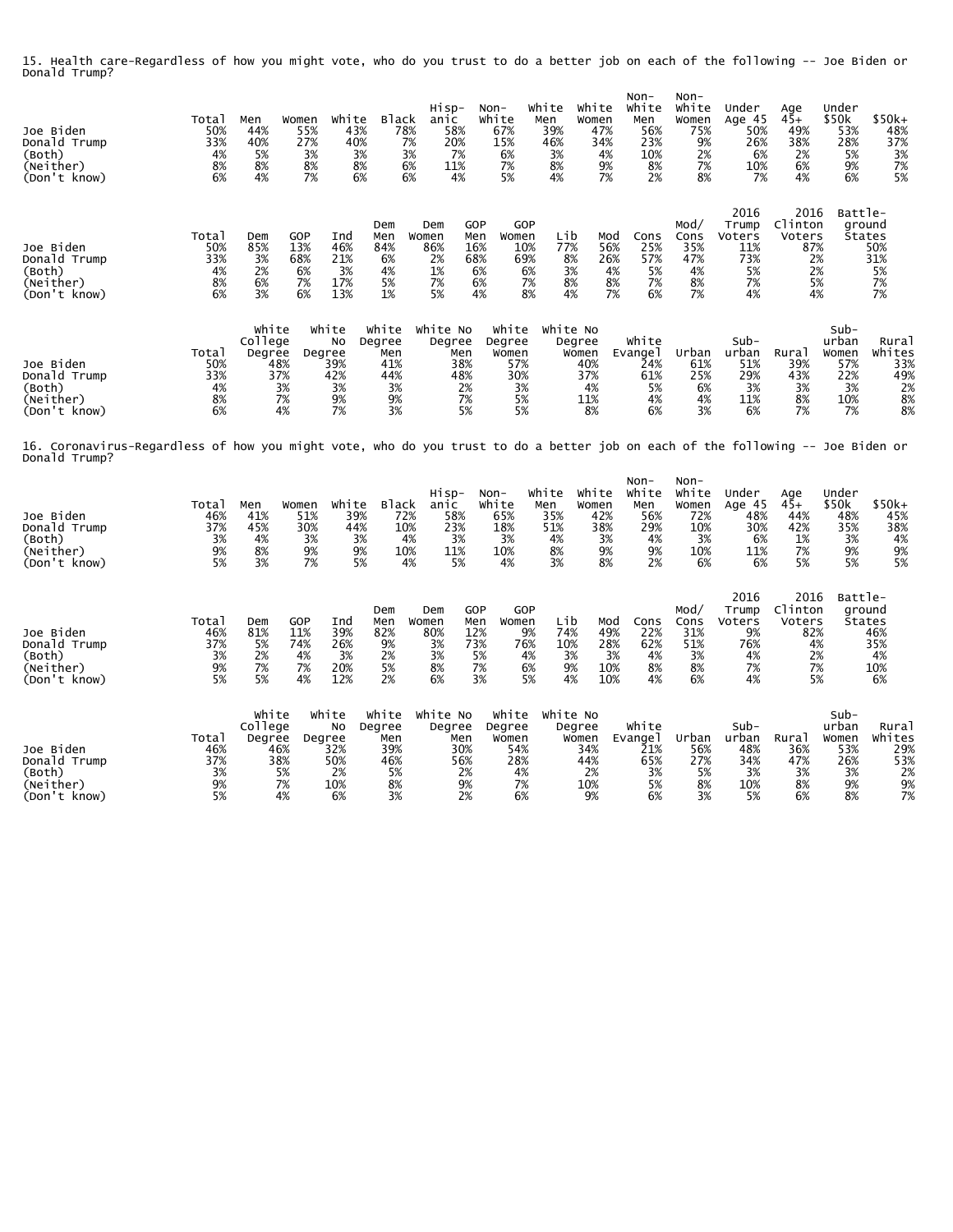15. Health care-Regardless of how you might vote, who do you trust to do a better job on each of the following -- Joe Biden or Donald Trump?

| | Total | Men | Women | White | Black | Hisp-anic | Non-White | White Men | White Women | Non-White Men | Non-White Women | Under Age 45 | Age 45+ | Under $50k | $50k+ |
|---|---|---|---|---|---|---|---|---|---|---|---|---|---|---|---|
| Joe Biden | 50% | 44% | 55% | 43% | 78% | 58% | 67% | 39% | 47% | 56% | 75% | 50% | 49% | 53% | 48% |
| Donald Trump | 33% | 40% | 27% | 40% | 7% | 20% | 15% | 46% | 34% | 23% | 9% | 26% | 38% | 28% | 37% |
| (Both) | 4% | 5% | 3% | 3% | 3% | 7% | 6% | 3% | 4% | 10% | 2% | 6% | 2% | 5% | 3% |
| (Neither) | 8% | 8% | 8% | 8% | 6% | 11% | 7% | 8% | 9% | 8% | 7% | 10% | 6% | 9% | 7% |
| (Don't know) | 6% | 4% | 7% | 6% | 6% | 4% | 5% | 4% | 7% | 2% | 8% | 7% | 4% | 6% | 5% |

| | Total | Dem | GOP | Ind | Dem Men | Dem Women | GOP Men | GOP Women | Lib | Mod | Cons | Mod/ Cons | 2016 Trump Voters | 2016 Clinton Voters | Battle-ground States |
|---|---|---|---|---|---|---|---|---|---|---|---|---|---|---|---|
| Joe Biden | 50% | 85% | 13% | 46% | 84% | 86% | 16% | 10% | 77% | 56% | 25% | 35% | 11% | 87% | 50% |
| Donald Trump | 33% | 3% | 68% | 21% | 6% | 2% | 68% | 69% | 8% | 26% | 57% | 47% | 73% | 2% | 31% |
| (Both) | 4% | 2% | 6% | 3% | 4% | 1% | 6% | 6% | 3% | 4% | 5% | 4% | 5% | 2% | 5% |
| (Neither) | 8% | 6% | 7% | 17% | 5% | 7% | 6% | 7% | 8% | 8% | 7% | 8% | 7% | 5% | 7% |
| (Don't know) | 6% | 3% | 6% | 13% | 1% | 5% | 4% | 8% | 4% | 7% | 6% | 7% | 4% | 4% | 7% |

| | Total | White College Degree | White No Degree | White Degree Men | White No Degree Men | White Degree Women | White No Degree Women | White Evangel | Urban | Sub-urban | Rural | Sub-urban Women | Rural Whites |
|---|---|---|---|---|---|---|---|---|---|---|---|---|---|
| Joe Biden | 50% | 48% | 39% | 41% | 38% | 57% | 40% | 24% | 61% | 51% | 39% | 57% | 33% |
| Donald Trump | 33% | 37% | 42% | 44% | 48% | 30% | 37% | 61% | 25% | 29% | 43% | 22% | 49% |
| (Both) | 4% | 3% | 3% | 3% | 2% | 3% | 4% | 5% | 6% | 3% | 3% | 3% | 2% |
| (Neither) | 8% | 7% | 9% | 9% | 7% | 5% | 11% | 4% | 4% | 11% | 8% | 10% | 8% |
| (Don't know) | 6% | 4% | 7% | 3% | 5% | 5% | 8% | 6% | 3% | 6% | 7% | 7% | 8% |

16. Coronavirus-Regardless of how you might vote, who do you trust to do a better job on each of the following -- Joe Biden or Donald Trump?

| | Total | Men | Women | White | Black | Hisp-anic | Non-White | White Men | White Women | Non-White Men | Non-White Women | Under Age 45 | Age 45+ | Under $50k | $50k+ |
|---|---|---|---|---|---|---|---|---|---|---|---|---|---|---|---|
| Joe Biden | 46% | 41% | 51% | 39% | 72% | 58% | 65% | 35% | 42% | 56% | 72% | 48% | 44% | 48% | 45% |
| Donald Trump | 37% | 45% | 30% | 44% | 10% | 23% | 18% | 51% | 38% | 29% | 10% | 30% | 42% | 35% | 38% |
| (Both) | 3% | 4% | 3% | 3% | 4% | 3% | 3% | 4% | 3% | 4% | 3% | 6% | 1% | 3% | 4% |
| (Neither) | 9% | 8% | 9% | 9% | 10% | 11% | 10% | 8% | 9% | 9% | 10% | 11% | 7% | 9% | 9% |
| (Don't know) | 5% | 3% | 7% | 5% | 4% | 5% | 4% | 3% | 8% | 2% | 6% | 6% | 5% | 5% | 5% |

| | Total | Dem | GOP | Ind | Dem Men | Dem Women | GOP Men | GOP Women | Lib | Mod | Cons | Mod/ Cons | 2016 Trump Voters | 2016 Clinton Voters | Battle-ground States |
|---|---|---|---|---|---|---|---|---|---|---|---|---|---|---|---|
| Joe Biden | 46% | 81% | 11% | 39% | 82% | 80% | 12% | 9% | 74% | 49% | 22% | 31% | 9% | 82% | 46% |
| Donald Trump | 37% | 5% | 74% | 26% | 9% | 3% | 73% | 76% | 10% | 28% | 62% | 51% | 76% | 4% | 35% |
| (Both) | 3% | 2% | 4% | 3% | 2% | 3% | 5% | 4% | 3% | 3% | 4% | 3% | 4% | 2% | 4% |
| (Neither) | 9% | 7% | 7% | 20% | 5% | 8% | 7% | 6% | 9% | 10% | 8% | 8% | 7% | 7% | 10% |
| (Don't know) | 5% | 5% | 4% | 12% | 2% | 6% | 3% | 5% | 4% | 10% | 4% | 6% | 4% | 5% | 6% |

| | Total | White College Degree | White No Degree | White Degree Men | White No Degree Men | White Degree Women | White No Degree Women | White Evangel | Urban | Sub-urban | Rural | Sub-urban Women | Rural Whites |
|---|---|---|---|---|---|---|---|---|---|---|---|---|---|
| Joe Biden | 46% | 46% | 32% | 39% | 30% | 54% | 34% | 21% | 56% | 48% | 36% | 53% | 29% |
| Donald Trump | 37% | 38% | 50% | 46% | 56% | 28% | 44% | 65% | 27% | 34% | 47% | 26% | 53% |
| (Both) | 3% | 5% | 2% | 5% | 2% | 4% | 2% | 3% | 5% | 3% | 3% | 3% | 2% |
| (Neither) | 9% | 7% | 10% | 8% | 9% | 7% | 10% | 5% | 8% | 10% | 8% | 9% | 9% |
| (Don't know) | 5% | 4% | 6% | 3% | 2% | 6% | 9% | 6% | 3% | 5% | 6% | 8% | 7% |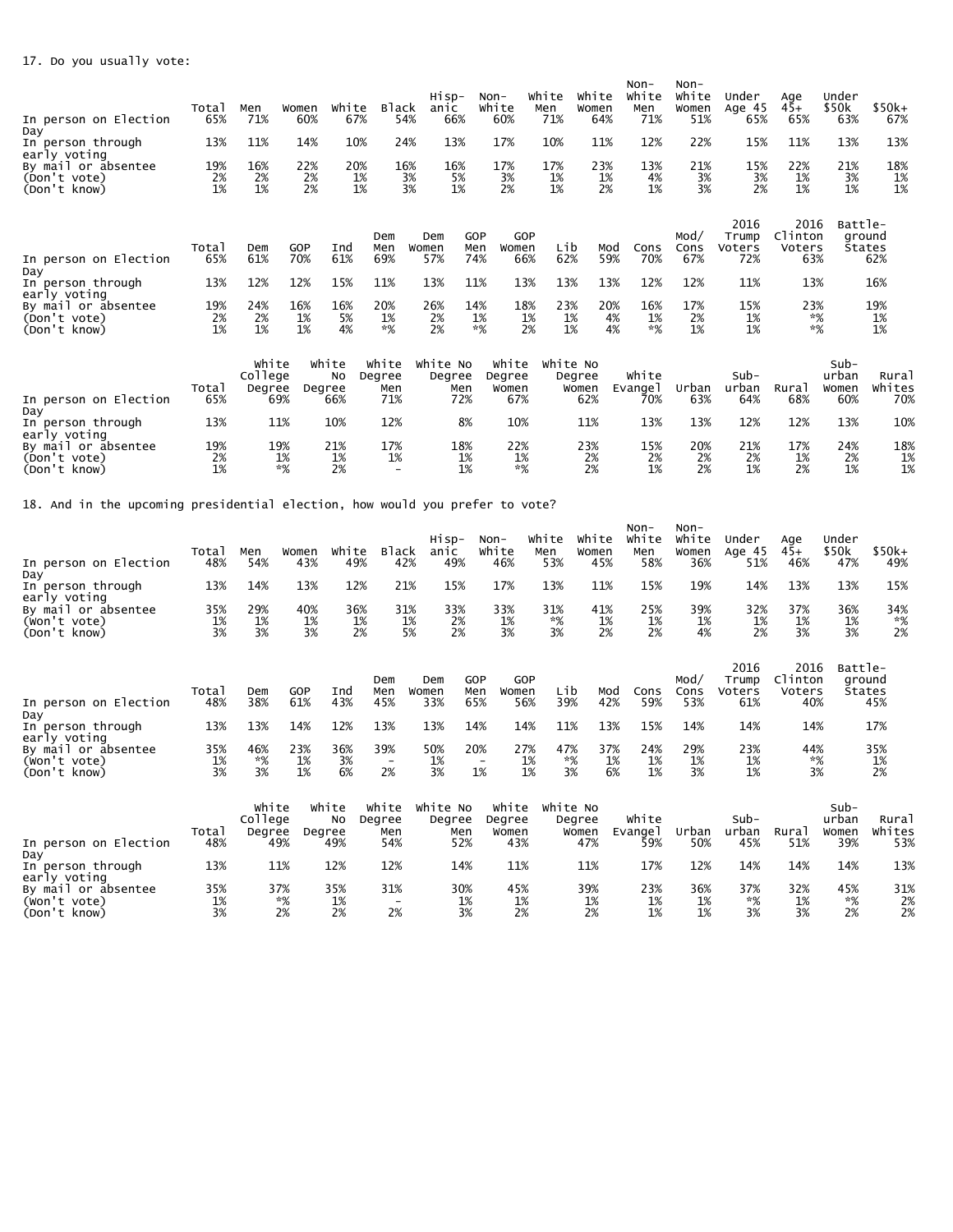17. Do you usually vote:

| | Total | Men | Women | White | Black | Hisp-anic | Non-White | White Men | White Women | Non-White Men | Non-White Women | Under Age 45 | Age 45+ | Under $50k | $50k+ |
|---|---|---|---|---|---|---|---|---|---|---|---|---|---|---|---|
| In person on Election Day | 65% | 71% | 60% | 67% | 54% | 66% | 60% | 71% | 64% | 71% | 51% | 65% | 65% | 63% | 67% |
| In person through early voting | 13% | 11% | 14% | 10% | 24% | 13% | 17% | 10% | 11% | 12% | 22% | 15% | 11% | 13% | 13% |
| By mail or absentee | 19% | 16% | 22% | 20% | 16% | 16% | 17% | 17% | 23% | 13% | 21% | 15% | 22% | 21% | 18% |
| (Don't vote) | 2% | 2% | 2% | 1% | 3% | 5% | 3% | 1% | 1% | 4% | 3% | 3% | 1% | 3% | 1% |
| (Don't know) | 1% | 1% | 2% | 1% | 3% | 1% | 2% | 1% | 2% | 1% | 3% | 2% | 1% | 1% | 1% |

| | Total | Dem | GOP | Ind | Dem Men | Dem Women | GOP Men | GOP Women | Lib | Mod | Cons | Mod/ Cons | 2016 Trump Voters | 2016 Clinton Voters | Battle-ground States |
|---|---|---|---|---|---|---|---|---|---|---|---|---|---|---|---|
| In person on Election Day | 65% | 61% | 70% | 61% | 69% | 57% | 74% | 66% | 62% | 59% | 70% | 67% | 72% | 63% | 62% |
| In person through early voting | 13% | 12% | 12% | 15% | 11% | 13% | 11% | 13% | 13% | 13% | 12% | 12% | 11% | 13% | 16% |
| By mail or absentee | 19% | 24% | 16% | 16% | 20% | 26% | 14% | 18% | 23% | 20% | 16% | 17% | 15% | 23% | 19% |
| (Don't vote) | 2% | 2% | 1% | 5% | 1% | 2% | 1% | 1% | 1% | 4% | 1% | 2% | 1% | *% | 1% |
| (Don't know) | 1% | 1% | 1% | 4% | *% | 2% | *% | 2% | 1% | 4% | *% | 1% | 1% | *% | 1% |

| | Total | White College Degree | White No Degree | White Degree Men | White No Degree Men | White Degree Women | White No Degree Women | White Evangel | Urban | Sub-urban | Rural | Sub-urban Women | Rural Whites |
|---|---|---|---|---|---|---|---|---|---|---|---|---|---|
| In person on Election Day | 65% | 69% | 66% | 71% | 72% | 67% | 62% | 70% | 63% | 64% | 68% | 60% | 70% |
| In person through early voting | 13% | 11% | 10% | 12% | 8% | 10% | 11% | 13% | 13% | 12% | 12% | 13% | 10% |
| By mail or absentee | 19% | 19% | 21% | 17% | 18% | 22% | 23% | 15% | 20% | 21% | 17% | 24% | 18% |
| (Don't vote) | 2% | 1% | 1% | 1% | 1% | 1% | 2% | 2% | 2% | 2% | 1% | 2% | 1% |
| (Don't know) | 1% | *% | 2% | - | 1% | *% | 2% | 1% | 2% | 1% | 2% | 1% | 1% |

18. And in the upcoming presidential election, how would you prefer to vote?

| | Total | Men | Women | White | Black | Hisp-anic | Non-White | White Men | White Women | Non-White Men | Non-White Women | Under Age 45 | Age 45+ | Under $50k | $50k+ |
|---|---|---|---|---|---|---|---|---|---|---|---|---|---|---|---|
| In person on Election Day | 48% | 54% | 43% | 49% | 42% | 49% | 46% | 53% | 45% | 58% | 36% | 51% | 46% | 47% | 49% |
| In person through early voting | 13% | 14% | 13% | 12% | 21% | 15% | 17% | 13% | 11% | 15% | 19% | 14% | 13% | 13% | 15% |
| By mail or absentee | 35% | 29% | 40% | 36% | 31% | 33% | 33% | 31% | 41% | 25% | 39% | 32% | 37% | 36% | 34% |
| (Won't vote) | 1% | 1% | 1% | 1% | 1% | 2% | 1% | *% | 1% | 1% | 1% | 1% | 1% | 1% | *% |
| (Don't know) | 3% | 3% | 3% | 2% | 5% | 2% | 3% | 3% | 2% | 2% | 4% | 2% | 3% | 3% | 2% |

| | Total | Dem | GOP | Ind | Dem Men | Dem Women | GOP Men | GOP Women | Lib | Mod | Cons | Mod/ Cons | 2016 Trump Voters | 2016 Clinton Voters | Battle-ground States |
|---|---|---|---|---|---|---|---|---|---|---|---|---|---|---|---|
| In person on Election Day | 48% | 38% | 61% | 43% | 45% | 33% | 65% | 56% | 39% | 42% | 59% | 53% | 61% | 40% | 45% |
| In person through early voting | 13% | 13% | 14% | 12% | 13% | 13% | 14% | 14% | 11% | 13% | 15% | 14% | 14% | 14% | 17% |
| By mail or absentee | 35% | 46% | 23% | 36% | 39% | 50% | 20% | 27% | 47% | 37% | 24% | 29% | 23% | 44% | 35% |
| (Won't vote) | 1% | *% | 1% | 3% | - | 1% | - | 1% | *% | 1% | 1% | 1% | 1% | *% | 1% |
| (Don't know) | 3% | 3% | 1% | 6% | 2% | 3% | 1% | 1% | 3% | 6% | 1% | 3% | 1% | 3% | 2% |

| | Total | White College Degree | White No Degree | White Degree Men | White No Degree Men | White Degree Women | White No Degree Women | White Evangel | Urban | Sub-urban | Rural | Sub-urban Women | Rural Whites |
|---|---|---|---|---|---|---|---|---|---|---|---|---|---|
| In person on Election Day | 48% | 49% | 49% | 54% | 52% | 43% | 47% | 59% | 50% | 45% | 51% | 39% | 53% |
| In person through early voting | 13% | 11% | 12% | 12% | 14% | 11% | 11% | 17% | 12% | 14% | 14% | 14% | 13% |
| By mail or absentee | 35% | 37% | 35% | 31% | 30% | 45% | 39% | 23% | 36% | 37% | 32% | 45% | 31% |
| (Won't vote) | 1% | *% | 1% | - | 1% | 1% | 1% | 1% | 1% | *% | 1% | *% | 2% |
| (Don't know) | 3% | 2% | 2% | 2% | 3% | 2% | 2% | 1% | 1% | 3% | 3% | 2% | 2% |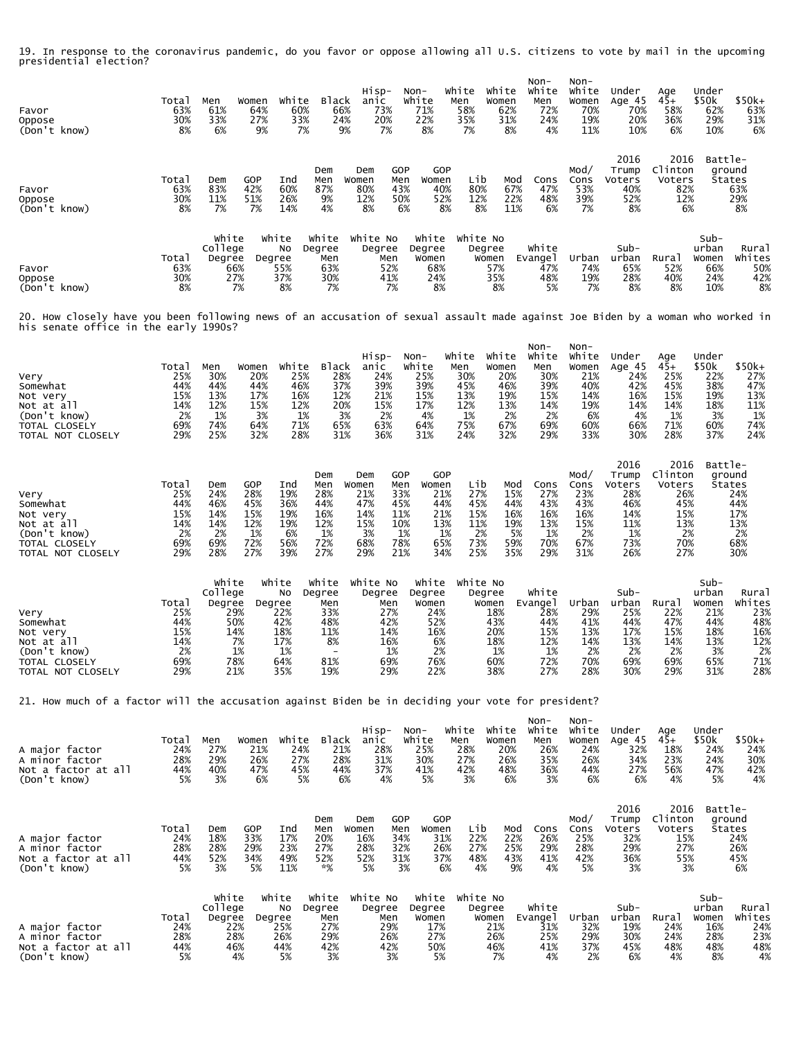19. In response to the coronavirus pandemic, do you favor or oppose allowing all U.S. citizens to vote by mail in the upcoming presidential election?

| | Total | Men | Women | White | Black | Hisp-anic | Non-White | White Men | White Women | Non-White Men | Non-White Women | Under Age 45 | Age 45+ | Under $50k | $50k+ |
|---|---|---|---|---|---|---|---|---|---|---|---|---|---|---|---|
| Favor | 63% | 61% | 64% | 60% | 66% | 73% | 71% | 58% | 62% | 72% | 70% | 70% | 58% | 62% | 63% |
| Oppose | 30% | 33% | 27% | 33% | 24% | 20% | 22% | 35% | 31% | 24% | 19% | 20% | 36% | 29% | 31% |
| (Don't know) | 8% | 6% | 9% | 7% | 9% | 7% | 8% | 7% | 8% | 4% | 11% | 10% | 6% | 10% | 6% |

| | Total | Dem | GOP | Ind | Dem Men | Dem Women | GOP Men | GOP Women | Lib | Mod | Cons | Mod/ Cons | 2016 Trump Voters | 2016 Clinton Voters | Battle-ground States |
|---|---|---|---|---|---|---|---|---|---|---|---|---|---|---|---|
| Favor | 63% | 83% | 42% | 60% | 87% | 80% | 43% | 40% | 80% | 67% | 47% | 53% | 40% | 82% | 63% |
| Oppose | 30% | 11% | 51% | 26% | 9% | 12% | 50% | 52% | 12% | 22% | 48% | 39% | 52% | 12% | 29% |
| (Don't know) | 8% | 7% | 7% | 14% | 4% | 8% | 6% | 8% | 8% | 11% | 6% | 7% | 8% | 6% | 8% |

| | Total | White College Degree | White No Degree | White Degree Men | White No Degree Men | White Degree Women | White No Degree Women | White Evangel | Urban | Sub-urban | Rural | Sub-urban Women | Rural Whites |
|---|---|---|---|---|---|---|---|---|---|---|---|---|---|
| Favor | 63% | 66% | 55% | 63% | 52% | 68% | 57% | 47% | 74% | 65% | 52% | 66% | 50% |
| Oppose | 30% | 27% | 37% | 30% | 41% | 24% | 35% | 48% | 19% | 28% | 40% | 24% | 42% |
| (Don't know) | 8% | 7% | 8% | 7% | 7% | 8% | 8% | 5% | 7% | 8% | 8% | 10% | 8% |

20. How closely have you been following news of an accusation of sexual assault made against Joe Biden by a woman who worked in his senate office in the early 1990s?

| | Total | Men | Women | White | Black | Hisp-anic | Non-White | White Men | White Women | Non-White Men | Non-White Women | Under Age 45 | Age 45+ | Under $50k | $50k+ |
|---|---|---|---|---|---|---|---|---|---|---|---|---|---|---|---|
| Very | 25% | 30% | 20% | 25% | 28% | 24% | 25% | 30% | 20% | 30% | 21% | 24% | 25% | 22% | 27% |
| Somewhat | 44% | 44% | 44% | 46% | 37% | 39% | 39% | 45% | 46% | 39% | 40% | 42% | 45% | 38% | 47% |
| Not very | 15% | 13% | 17% | 16% | 12% | 21% | 15% | 13% | 19% | 15% | 14% | 16% | 15% | 19% | 13% |
| Not at all | 14% | 12% | 15% | 12% | 20% | 15% | 17% | 12% | 13% | 14% | 19% | 14% | 14% | 18% | 11% |
| (Don't know) | 2% | 1% | 3% | 1% | 3% | 2% | 4% | 1% | 2% | 2% | 6% | 4% | 1% | 3% | 1% |
| TOTAL CLOSELY | 69% | 74% | 64% | 71% | 65% | 63% | 64% | 75% | 67% | 69% | 60% | 66% | 71% | 60% | 74% |
| TOTAL NOT CLOSELY | 29% | 25% | 32% | 28% | 31% | 36% | 31% | 24% | 32% | 29% | 33% | 30% | 28% | 37% | 24% |

| | Total | Dem | GOP | Ind | Dem Men | Dem Women | GOP Men | GOP Women | Lib | Mod | Cons | Mod/ Cons | 2016 Trump Voters | 2016 Clinton Voters | Battle-ground States |
|---|---|---|---|---|---|---|---|---|---|---|---|---|---|---|---|
| Very | 25% | 24% | 28% | 19% | 28% | 21% | 33% | 21% | 27% | 15% | 27% | 23% | 28% | 26% | 24% |
| Somewhat | 44% | 46% | 45% | 36% | 44% | 47% | 45% | 44% | 45% | 44% | 43% | 43% | 46% | 45% | 44% |
| Not very | 15% | 14% | 15% | 19% | 16% | 14% | 11% | 21% | 15% | 16% | 16% | 16% | 14% | 15% | 17% |
| Not at all | 14% | 14% | 12% | 19% | 12% | 15% | 10% | 13% | 11% | 19% | 13% | 15% | 11% | 13% | 13% |
| (Don't know) | 2% | 2% | 1% | 6% | 1% | 3% | 1% | 1% | 2% | 5% | 1% | 2% | 1% | 2% | 2% |
| TOTAL CLOSELY | 69% | 69% | 72% | 56% | 72% | 68% | 78% | 65% | 73% | 59% | 70% | 67% | 73% | 70% | 68% |
| TOTAL NOT CLOSELY | 29% | 28% | 27% | 39% | 27% | 29% | 21% | 34% | 25% | 35% | 29% | 31% | 26% | 27% | 30% |

| | Total | White College Degree | White No Degree | White Degree Men | White No Degree Men | White Degree Women | White No Degree Women | White Evangel | Urban | Sub-urban | Rural | Sub-urban Women | Rural Whites |
|---|---|---|---|---|---|---|---|---|---|---|---|---|---|
| Very | 25% | 29% | 22% | 33% | 27% | 24% | 18% | 28% | 29% | 25% | 22% | 21% | 23% |
| Somewhat | 44% | 50% | 42% | 48% | 42% | 52% | 43% | 44% | 41% | 44% | 47% | 44% | 48% |
| Not very | 15% | 14% | 18% | 11% | 14% | 16% | 20% | 15% | 13% | 17% | 15% | 18% | 16% |
| Not at all | 14% | 7% | 17% | 8% | 16% | 6% | 18% | 12% | 14% | 13% | 14% | 13% | 12% |
| (Don't know) | 2% | 1% | 1% | - | 1% | 2% | 1% | 1% | 2% | 2% | 2% | 3% | 2% |
| TOTAL CLOSELY | 69% | 78% | 64% | 81% | 69% | 76% | 60% | 72% | 70% | 69% | 69% | 65% | 71% |
| TOTAL NOT CLOSELY | 29% | 21% | 35% | 19% | 29% | 22% | 38% | 27% | 28% | 30% | 29% | 31% | 28% |

21. How much of a factor will the accusation against Biden be in deciding your vote for president?

| | Total | Men | Women | White | Black | Hisp-anic | Non-White | White Men | White Women | Non-White Men | Non-White Women | Under Age 45 | Age 45+ | Under $50k | $50k+ |
|---|---|---|---|---|---|---|---|---|---|---|---|---|---|---|---|
| A major factor | 24% | 27% | 21% | 24% | 21% | 28% | 25% | 28% | 20% | 26% | 24% | 32% | 18% | 24% | 24% |
| A minor factor | 28% | 29% | 26% | 27% | 28% | 31% | 30% | 27% | 26% | 35% | 26% | 34% | 23% | 24% | 30% |
| Not a factor at all | 44% | 40% | 47% | 45% | 44% | 37% | 41% | 42% | 48% | 36% | 44% | 27% | 56% | 47% | 42% |
| (Don't know) | 5% | 3% | 6% | 5% | 6% | 4% | 5% | 3% | 6% | 3% | 6% | 6% | 4% | 5% | 4% |

| | Total | Dem | GOP | Ind | Dem Men | Dem Women | GOP Men | GOP Women | Lib | Mod | Cons | Mod/ Cons | 2016 Trump Voters | 2016 Clinton Voters | Battle-ground States |
|---|---|---|---|---|---|---|---|---|---|---|---|---|---|---|---|
| A major factor | 24% | 18% | 33% | 17% | 20% | 16% | 34% | 31% | 22% | 22% | 26% | 25% | 32% | 15% | 24% |
| A minor factor | 28% | 28% | 29% | 23% | 27% | 28% | 32% | 26% | 27% | 25% | 29% | 28% | 29% | 27% | 26% |
| Not a factor at all | 44% | 52% | 34% | 49% | 52% | 52% | 31% | 37% | 48% | 43% | 41% | 42% | 36% | 55% | 45% |
| (Don't know) | 5% | 3% | 5% | 11% | *% | 5% | 3% | 6% | 4% | 9% | 4% | 5% | 3% | 3% | 6% |

| | Total | White College Degree | White No Degree | White Degree Men | White No Degree Men | White Degree Women | White No Degree Women | White Evangel | Urban | Sub-urban | Rural | Sub-urban Women | Rural Whites |
|---|---|---|---|---|---|---|---|---|---|---|---|---|---|
| A major factor | 24% | 22% | 25% | 27% | 29% | 17% | 21% | 31% | 32% | 19% | 24% | 16% | 24% |
| A minor factor | 28% | 28% | 26% | 29% | 26% | 27% | 26% | 25% | 29% | 30% | 24% | 28% | 23% |
| Not a factor at all | 44% | 46% | 44% | 42% | 42% | 50% | 46% | 41% | 37% | 45% | 48% | 48% | 48% |
| (Don't know) | 5% | 4% | 5% | 3% | 3% | 5% | 7% | 4% | 2% | 6% | 4% | 8% | 4% |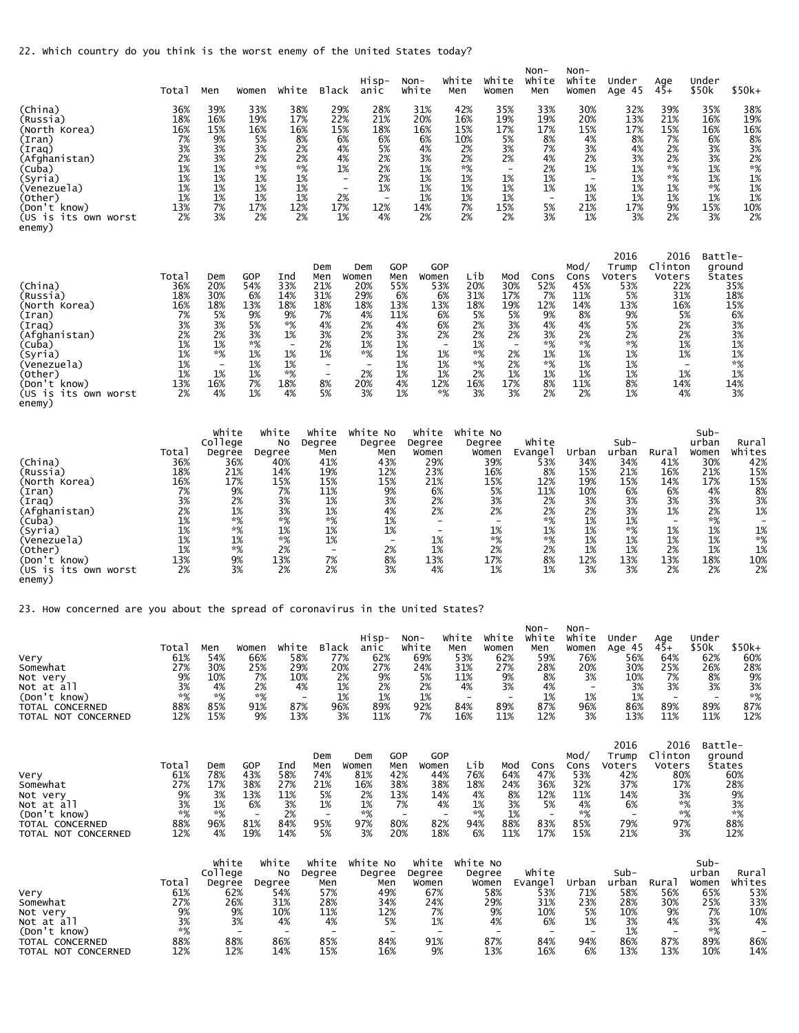22. Which country do you think is the worst enemy of the United States today?

| | Total | Men | Women | White | Black | Hisp-anic | Non-White | White Men | White Women | Non-White Men | Non-White Women | Under Age 45 | Age 45+ | Under $50k | $50k+ |
|---|---|---|---|---|---|---|---|---|---|---|---|---|---|---|---|
| (China) | 36% | 39% | 33% | 38% | 29% | 28% | 31% | 42% | 35% | 33% | 30% | 32% | 39% | 35% | 38% |
| (Russia) | 18% | 16% | 19% | 17% | 22% | 21% | 20% | 16% | 19% | 19% | 20% | 13% | 21% | 16% | 19% |
| (North Korea) | 16% | 15% | 16% | 16% | 15% | 18% | 16% | 15% | 17% | 17% | 15% | 17% | 15% | 16% | 16% |
| (Iran) | 7% | 9% | 5% | 8% | 6% | 6% | 6% | 10% | 5% | 8% | 4% | 8% | 7% | 6% | 8% |
| (Iraq) | 3% | 3% | 3% | 2% | 4% | 5% | 4% | 2% | 3% | 7% | 3% | 4% | 2% | 3% | 3% |
| (Afghanistan) | 2% | 3% | 2% | 2% | 4% | 2% | 3% | 2% | 2% | 4% | 2% | 3% | 2% | 3% | 2% |
| (Cuba) | 1% | 1% | *% | *% | 1% | 2% | 1% | *% | - | 2% | 1% | 1% | *% | 1% | *% |
| (Syria) | 1% | 1% | 1% | 1% | - | 2% | 1% | 1% | 1% | 1% | - | 1% | *% | 1% | 1% |
| (Venezuela) | 1% | 1% | 1% | 1% | - | 1% | 1% | 1% | 1% | 1% | 1% | 1% | 1% | *% | 1% |
| (Other) | 1% | 1% | 1% | 1% | 2% | - | 1% | 1% | 1% | - | 1% | 1% | 1% | 1% | 1% |
| (Don't know) | 13% | 7% | 17% | 12% | 17% | 12% | 14% | 7% | 15% | 5% | 21% | 17% | 9% | 15% | 10% |
| (US is its own worst enemy) | 2% | 3% | 2% | 2% | 1% | 4% | 2% | 2% | 2% | 3% | 1% | 3% | 2% | 3% | 2% |

| | Total | Dem | GOP | Ind | Dem Men | Dem Women | GOP Men | GOP Women | Lib | Mod | Cons | Mod/ Cons | 2016 Trump Voters | 2016 Clinton Voters | Battle-ground States |
|---|---|---|---|---|---|---|---|---|---|---|---|---|---|---|---|
| (China) | 36% | 20% | 54% | 33% | 21% | 20% | 55% | 53% | 20% | 30% | 52% | 45% | 53% | 22% | 35% |
| (Russia) | 18% | 30% | 6% | 14% | 31% | 29% | 6% | 6% | 31% | 17% | 7% | 11% | 5% | 31% | 18% |
| (North Korea) | 16% | 18% | 13% | 18% | 18% | 18% | 13% | 13% | 18% | 19% | 12% | 14% | 13% | 16% | 15% |
| (Iran) | 7% | 5% | 9% | 9% | 7% | 4% | 11% | 6% | 5% | 5% | 9% | 8% | 9% | 5% | 6% |
| (Iraq) | 3% | 3% | 5% | *% | 4% | 2% | 4% | 6% | 2% | 3% | 4% | 4% | 5% | 2% | 3% |
| (Afghanistan) | 2% | 2% | 3% | 1% | 3% | 2% | 3% | 2% | 2% | 2% | 3% | 2% | 2% | 2% | 3% |
| (Cuba) | 1% | 1% | *% | - | 2% | 1% | 1% | - | 1% | - | *% | *% | *% | 1% | 1% |
| (Syria) | 1% | *% | 1% | 1% | 1% | *% | 1% | 1% | *% | 2% | 1% | 1% | 1% | 1% | 1% |
| (Venezuela) | 1% | - | 1% | 1% | - | - | 1% | 1% | *% | 2% | *% | 1% | 1% | - | *% |
| (Other) | 1% | 1% | 1% | *% | - | 2% | 1% | 1% | 2% | 1% | 1% | 1% | 1% | 1% | 1% |
| (Don't know) | 13% | 16% | 7% | 18% | 8% | 20% | 4% | 12% | 16% | 17% | 8% | 11% | 8% | 14% | 14% |
| (US is its own worst enemy) | 2% | 4% | 1% | 4% | 5% | 3% | 1% | *% | 3% | 3% | 2% | 2% | 1% | 4% | 3% |

| | Total | White College Degree | White No Degree | White Degree Men | White No Degree Men | White Degree Women | White No Degree Women | White Evangel | Urban | Sub-urban | Rural | Sub-urban Women | Rural Whites |
|---|---|---|---|---|---|---|---|---|---|---|---|---|---|
| (China) | 36% | 36% | 40% | 41% | 43% | 29% | 39% | 53% | 34% | 34% | 41% | 30% | 42% |
| (Russia) | 18% | 21% | 14% | 19% | 12% | 23% | 16% | 8% | 15% | 21% | 16% | 21% | 15% |
| (North Korea) | 16% | 17% | 15% | 15% | 15% | 21% | 15% | 12% | 19% | 15% | 14% | 17% | 15% |
| (Iran) | 7% | 9% | 7% | 11% | 9% | 6% | 5% | 11% | 10% | 6% | 6% | 4% | 8% |
| (Iraq) | 3% | 2% | 3% | 1% | 3% | 2% | 3% | 2% | 3% | 3% | 3% | 3% | 3% |
| (Afghanistan) | 2% | 1% | 3% | 1% | 4% | 2% | 2% | 2% | 2% | 3% | 1% | 2% | 1% |
| (Cuba) | 1% | *% | *% | *% | 1% | - | - | *% | 1% | 1% | - | *% | - |
| (Syria) | 1% | *% | 1% | 1% | 1% | - | 1% | 1% | 1% | *% | 1% | 1% | 1% |
| (Venezuela) | 1% | 1% | *% | 1% | - | 1% | *% | *% | 1% | 1% | 1% | 1% | *% |
| (Other) | 1% | *% | 2% | - | 2% | 1% | 2% | 2% | 1% | 1% | 2% | 1% | 1% |
| (Don't know) | 13% | 9% | 13% | 7% | 8% | 13% | 17% | 8% | 12% | 13% | 13% | 18% | 10% |
| (US is its own worst enemy) | 2% | 3% | 2% | 2% | 3% | 4% | 1% | 1% | 3% | 3% | 2% | 2% | 2% |

23. How concerned are you about the spread of coronavirus in the United States?

| | Total | Men | Women | White | Black | Hisp-anic | Non-White | White Men | White Women | Non-White Men | Non-White Women | Under Age 45 | Age 45+ | Under $50k | $50k+ |
|---|---|---|---|---|---|---|---|---|---|---|---|---|---|---|---|
| Very | 61% | 54% | 66% | 58% | 77% | 62% | 69% | 53% | 62% | 59% | 76% | 56% | 64% | 62% | 60% |
| Somewhat | 27% | 30% | 25% | 29% | 20% | 27% | 24% | 31% | 27% | 28% | 20% | 30% | 25% | 26% | 28% |
| Not very | 9% | 10% | 7% | 10% | 2% | 9% | 5% | 11% | 9% | 8% | 3% | 10% | 7% | 8% | 9% |
| Not at all | 3% | 4% | 2% | 4% | 1% | 2% | 2% | 4% | 3% | 4% | - | 3% | 3% | 3% | 3% |
| (Don't know) | *% | *% | *% | - | 1% | 1% | 1% | - | - | 1% | 1% | 1% | - | - | *% |
| TOTAL CONCERNED | 88% | 85% | 91% | 87% | 96% | 89% | 92% | 84% | 89% | 87% | 96% | 86% | 89% | 89% | 87% |
| TOTAL NOT CONCERNED | 12% | 15% | 9% | 13% | 3% | 11% | 7% | 16% | 11% | 12% | 3% | 13% | 11% | 11% | 12% |

| | Total | Dem | GOP | Ind | Dem Men | Dem Women | GOP Men | GOP Women | Lib | Mod | Cons | Mod/ Cons | 2016 Trump Voters | 2016 Clinton Voters | Battle-ground States |
|---|---|---|---|---|---|---|---|---|---|---|---|---|---|---|---|
| Very | 61% | 78% | 43% | 58% | 74% | 81% | 42% | 44% | 76% | 64% | 47% | 53% | 42% | 80% | 60% |
| Somewhat | 27% | 17% | 38% | 27% | 21% | 16% | 38% | 38% | 18% | 24% | 36% | 32% | 37% | 17% | 28% |
| Not very | 9% | 3% | 13% | 11% | 5% | 2% | 13% | 14% | 4% | 8% | 12% | 11% | 14% | 3% | 9% |
| Not at all | 3% | 1% | 6% | 3% | 1% | 1% | 7% | 4% | 1% | 3% | 5% | 4% | 6% | *% | 3% |
| (Don't know) | *% | *% | - | 2% | - | *% | - | - | *% | 1% | - | *% | - | *% | *% |
| TOTAL CONCERNED | 88% | 96% | 81% | 84% | 95% | 97% | 80% | 82% | 94% | 88% | 83% | 85% | 79% | 97% | 88% |
| TOTAL NOT CONCERNED | 12% | 4% | 19% | 14% | 5% | 3% | 20% | 18% | 6% | 11% | 17% | 15% | 21% | 3% | 12% |

| | Total | White College Degree | White No Degree | White Degree Men | White No Degree Men | White Degree Women | White No Degree Women | White Evangel | Urban | Sub-urban | Rural | Sub-urban Women | Rural Whites |
|---|---|---|---|---|---|---|---|---|---|---|---|---|---|
| Very | 61% | 62% | 54% | 57% | 49% | 67% | 58% | 53% | 71% | 58% | 56% | 65% | 53% |
| Somewhat | 27% | 26% | 31% | 28% | 34% | 24% | 29% | 31% | 23% | 28% | 30% | 25% | 33% |
| Not very | 9% | 9% | 10% | 11% | 12% | 7% | 9% | 10% | 5% | 10% | 9% | 7% | 10% |
| Not at all | 3% | 3% | 4% | 4% | 5% | 1% | 4% | 6% | 1% | 3% | 4% | 3% | 4% |
| (Don't know) | *% | - | - | - | - | - | - | - | - | 1% | - | *% | - |
| TOTAL CONCERNED | 88% | 88% | 86% | 85% | 84% | 91% | 87% | 84% | 94% | 86% | 87% | 89% | 86% |
| TOTAL NOT CONCERNED | 12% | 12% | 14% | 15% | 16% | 9% | 13% | 16% | 6% | 13% | 13% | 10% | 14% |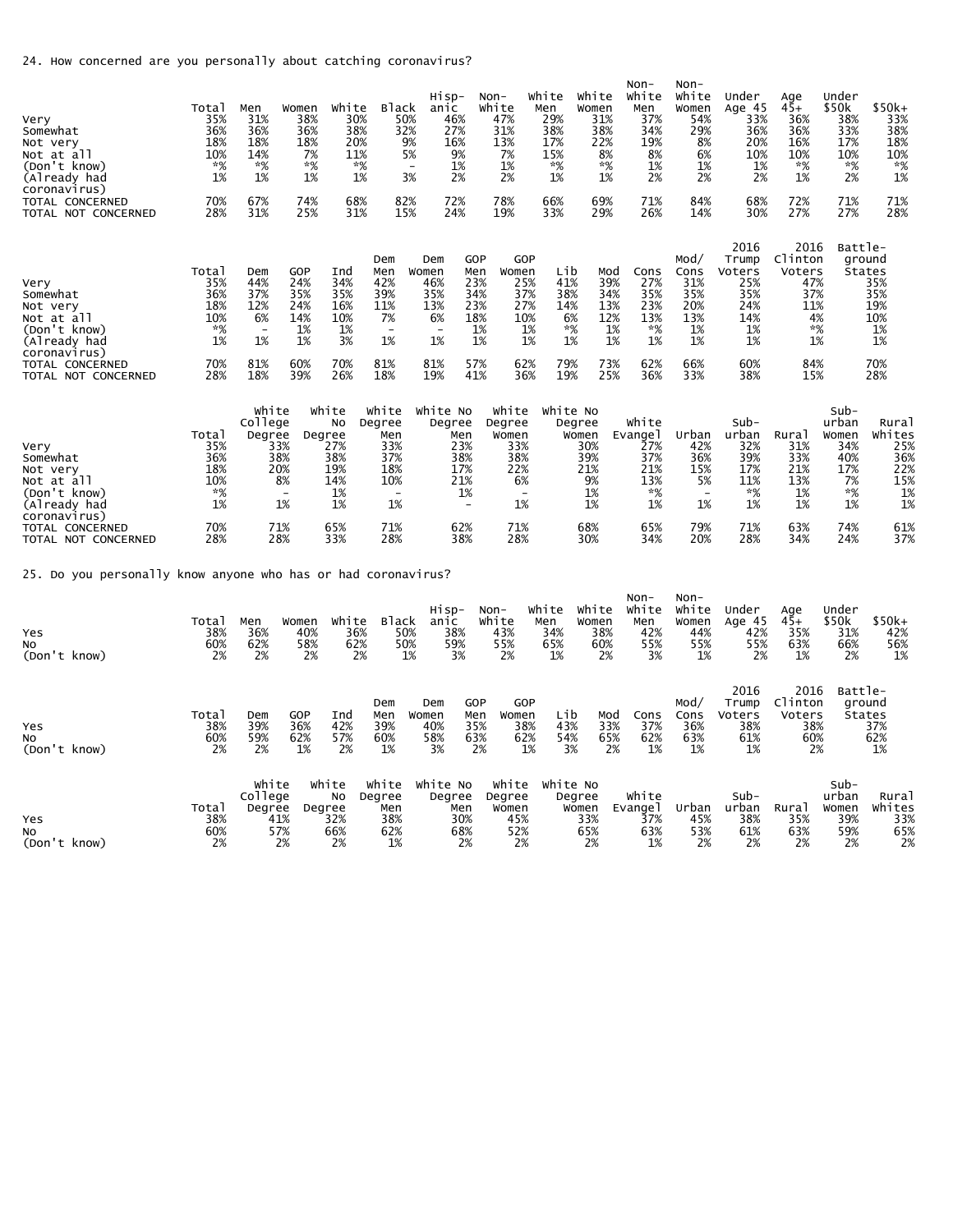24. How concerned are you personally about catching coronavirus?

| | Total | Men | Women | White | Black | Hisp-anic | Non-White | White Men | White Women | Non-White Men | Non-White Women | Under Age 45 | Age 45+ | Under $50k | $50k+ |
|---|---|---|---|---|---|---|---|---|---|---|---|---|---|---|---|
| Very | 35% | 31% | 38% | 30% | 50% | 46% | 47% | 29% | 31% | 37% | 54% | 33% | 36% | 38% | 33% |
| Somewhat | 36% | 36% | 36% | 38% | 32% | 27% | 31% | 38% | 38% | 34% | 29% | 36% | 36% | 33% | 38% |
| Not very | 18% | 18% | 18% | 20% | 9% | 16% | 13% | 17% | 22% | 19% | 8% | 20% | 16% | 17% | 18% |
| Not at all | 10% | 14% | 7% | 11% | 5% | 9% | 7% | 15% | 8% | 8% | 6% | 10% | 10% | 10% | 10% |
| (Don't know) | *% | *% | *% | *% | - | 1% | 1% | *% | *% | 1% | 1% | 1% | *% | *% | *% |
| (Already had coronavirus) | 1% | 1% | 1% | 1% | 3% | 2% | 2% | 1% | 1% | 2% | 2% | 2% | 1% | 2% | 1% |
| TOTAL CONCERNED | 70% | 67% | 74% | 68% | 82% | 72% | 78% | 66% | 69% | 71% | 84% | 68% | 72% | 71% | 71% |
| TOTAL NOT CONCERNED | 28% | 31% | 25% | 31% | 15% | 24% | 19% | 33% | 29% | 26% | 14% | 30% | 27% | 27% | 28% |

| | Total | Dem | GOP | Ind | Dem Men | Dem Women | GOP Men | GOP Women | Lib | Mod | Cons | Mod/Cons | 2016 Trump Voters | 2016 Clinton Voters | Battle-ground States |
|---|---|---|---|---|---|---|---|---|---|---|---|---|---|---|---|
| Very | 35% | 44% | 24% | 34% | 42% | 46% | 23% | 25% | 41% | 39% | 27% | 31% | 25% | 47% | 35% |
| Somewhat | 36% | 37% | 35% | 35% | 39% | 35% | 34% | 37% | 38% | 34% | 35% | 35% | 35% | 37% | 35% |
| Not very | 18% | 12% | 24% | 16% | 11% | 13% | 23% | 27% | 14% | 13% | 23% | 20% | 24% | 11% | 19% |
| Not at all | 10% | 6% | 14% | 10% | 7% | 6% | 18% | 10% | 6% | 12% | 13% | 13% | 14% | 4% | 10% |
| (Don't know) | *% | - | 1% | 1% | - | - | 1% | 1% | *% | 1% | *% | 1% | 1% | *% | 1% |
| (Already had coronavirus) | 1% | 1% | 1% | 3% | 1% | 1% | 1% | 1% | 1% | 1% | 1% | 1% | 1% | 1% | 1% |
| TOTAL CONCERNED | 70% | 81% | 60% | 70% | 81% | 81% | 57% | 62% | 79% | 73% | 62% | 66% | 60% | 84% | 70% |
| TOTAL NOT CONCERNED | 28% | 18% | 39% | 26% | 18% | 19% | 41% | 36% | 19% | 25% | 36% | 33% | 38% | 15% | 28% |

| | Total | White College Degree | White No Degree | White Degree Men | White No Degree Men | White Degree Women | White No Degree Women | White Evangel | Urban | Sub-urban | Rural | Sub-urban Women | Rural Whites |
|---|---|---|---|---|---|---|---|---|---|---|---|---|---|
| Very | 35% | 33% | 27% | 33% | 23% | 33% | 30% | 27% | 42% | 32% | 31% | 34% | 25% |
| Somewhat | 36% | 38% | 38% | 37% | 38% | 38% | 39% | 37% | 36% | 39% | 33% | 40% | 36% |
| Not very | 18% | 20% | 19% | 18% | 17% | 22% | 21% | 21% | 15% | 17% | 21% | 17% | 22% |
| Not at all | 10% | 8% | 14% | 10% | 21% | 6% | 9% | 13% | 5% | 11% | 13% | 7% | 15% |
| (Don't know) | *% | - | 1% | - | 1% | - | 1% | *% | - | *% | 1% | *% | 1% |
| (Already had coronavirus) | 1% | 1% | 1% | 1% | - | 1% | 1% | 1% | 1% | 1% | 1% | 1% | 1% |
| TOTAL CONCERNED | 70% | 71% | 65% | 71% | 62% | 71% | 68% | 65% | 79% | 71% | 63% | 74% | 61% |
| TOTAL NOT CONCERNED | 28% | 28% | 33% | 28% | 38% | 28% | 30% | 34% | 20% | 28% | 34% | 24% | 37% |

25. Do you personally know anyone who has or had coronavirus?

| | Total | Men | Women | White | Black | Hisp-anic | Non-White | White Men | White Women | Non-White Men | Non-White Women | Under Age 45 | Age 45+ | Under $50k | $50k+ |
|---|---|---|---|---|---|---|---|---|---|---|---|---|---|---|---|
| Yes | 38% | 36% | 40% | 36% | 50% | 38% | 43% | 34% | 38% | 42% | 44% | 42% | 35% | 31% | 42% |
| No | 60% | 62% | 58% | 62% | 50% | 59% | 55% | 65% | 60% | 55% | 55% | 55% | 63% | 66% | 56% |
| (Don't know) | 2% | 2% | 2% | 2% | 1% | 3% | 2% | 1% | 2% | 3% | 1% | 2% | 1% | 2% | 1% |

| | Total | Dem | GOP | Ind | Dem Men | Dem Women | GOP Men | GOP Women | Lib | Mod | Cons | Mod/Cons | 2016 Trump Voters | 2016 Clinton Voters | Battle-ground States |
|---|---|---|---|---|---|---|---|---|---|---|---|---|---|---|---|
| Yes | 38% | 39% | 36% | 42% | 39% | 40% | 35% | 38% | 43% | 33% | 37% | 36% | 38% | 38% | 37% |
| No | 60% | 59% | 62% | 57% | 60% | 58% | 63% | 62% | 54% | 65% | 62% | 63% | 61% | 60% | 62% |
| (Don't know) | 2% | 2% | 1% | 2% | 1% | 3% | 2% | 1% | 3% | 2% | 1% | 1% | 1% | 2% | 1% |

| | Total | White College Degree | White No Degree | White Degree Men | White No Degree Men | White Degree Women | White No Degree Women | White Evangel | Urban | Sub-urban | Rural | Sub-urban Women | Rural Whites |
|---|---|---|---|---|---|---|---|---|---|---|---|---|---|
| Yes | 38% | 41% | 32% | 38% | 30% | 45% | 33% | 37% | 45% | 38% | 35% | 39% | 33% |
| No | 60% | 57% | 66% | 62% | 68% | 52% | 65% | 63% | 53% | 61% | 63% | 59% | 65% |
| (Don't know) | 2% | 2% | 2% | 1% | 2% | 2% | 2% | 1% | 2% | 2% | 2% | 2% | 2% |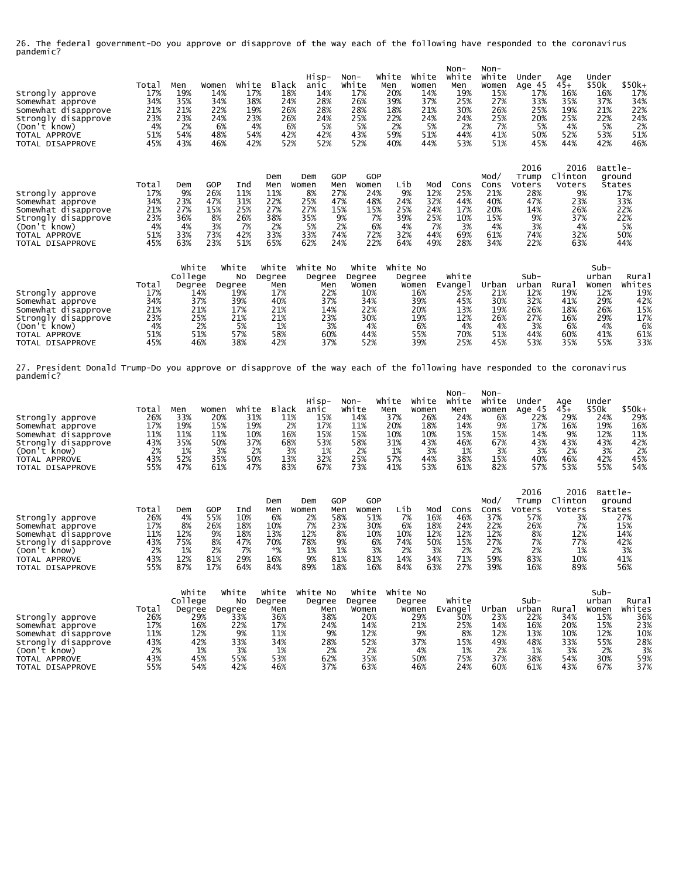26. The federal government-Do you approve or disapprove of the way each of the following have responded to the coronavirus pandemic?

| | Total | Men | Women | White | Black | Hisp-anic | Non-White | White Men | White Women | Non-White Men | Non-White Women | Under Age 45 | Age 45+ | Under $50k | $50k+ |
|---|---|---|---|---|---|---|---|---|---|---|---|---|---|---|---|
| Strongly approve | 17% | 19% | 14% | 17% | 18% | 14% | 17% | 20% | 14% | 19% | 15% | 17% | 16% | 16% | 17% |
| Somewhat approve | 34% | 35% | 34% | 38% | 24% | 28% | 26% | 39% | 37% | 25% | 27% | 33% | 35% | 37% | 34% |
| Somewhat disapprove | 21% | 21% | 22% | 19% | 26% | 28% | 28% | 18% | 21% | 30% | 26% | 25% | 19% | 21% | 22% |
| Strongly disapprove | 23% | 23% | 24% | 23% | 26% | 24% | 25% | 22% | 24% | 24% | 25% | 20% | 25% | 22% | 24% |
| (Don't know) | 4% | 2% | 6% | 4% | 6% | 5% | 5% | 2% | 5% | 2% | 7% | 5% | 4% | 5% | 2% |
| TOTAL APPROVE | 51% | 54% | 48% | 54% | 42% | 42% | 43% | 59% | 51% | 44% | 41% | 50% | 52% | 53% | 51% |
| TOTAL DISAPPROVE | 45% | 43% | 46% | 42% | 52% | 52% | 52% | 40% | 44% | 53% | 51% | 45% | 44% | 42% | 46% |

| | Total | Dem | GOP | Ind | Dem Men | Dem Women | GOP Men | GOP Women | Lib | Mod | Cons | Mod/ Cons | 2016 Trump Voters | 2016 Clinton Voters | Battle-ground States |
|---|---|---|---|---|---|---|---|---|---|---|---|---|---|---|---|
| Strongly approve | 17% | 9% | 26% | 11% | 11% | 8% | 27% | 24% | 9% | 12% | 25% | 21% | 28% | 9% | 17% |
| Somewhat approve | 34% | 23% | 47% | 31% | 22% | 25% | 47% | 48% | 24% | 32% | 44% | 40% | 47% | 23% | 33% |
| Somewhat disapprove | 21% | 27% | 15% | 25% | 27% | 27% | 15% | 15% | 25% | 24% | 17% | 20% | 14% | 26% | 22% |
| Strongly disapprove | 23% | 36% | 8% | 26% | 38% | 35% | 9% | 7% | 39% | 25% | 10% | 15% | 9% | 37% | 22% |
| (Don't know) | 4% | 4% | 3% | 7% | 2% | 5% | 2% | 6% | 4% | 7% | 3% | 4% | 3% | 4% | 5% |
| TOTAL APPROVE | 51% | 33% | 73% | 42% | 33% | 33% | 74% | 72% | 32% | 44% | 69% | 61% | 74% | 32% | 50% |
| TOTAL DISAPPROVE | 45% | 63% | 23% | 51% | 65% | 62% | 24% | 22% | 64% | 49% | 28% | 34% | 22% | 63% | 44% |

| | Total | White College Degree | White No Degree | White Degree Men | White No Degree Men | White Degree Women | White No Degree Women | White Evangel | Urban | Sub-urban | Rural | Sub-urban Women | Rural Whites |
|---|---|---|---|---|---|---|---|---|---|---|---|---|---|
| Strongly approve | 17% | 14% | 19% | 17% | 22% | 10% | 16% | 25% | 21% | 12% | 19% | 12% | 19% |
| Somewhat approve | 34% | 37% | 39% | 40% | 37% | 34% | 39% | 45% | 30% | 32% | 41% | 29% | 42% |
| Somewhat disapprove | 21% | 21% | 17% | 21% | 14% | 22% | 20% | 13% | 19% | 26% | 18% | 26% | 15% |
| Strongly disapprove | 23% | 25% | 21% | 21% | 23% | 30% | 19% | 12% | 26% | 27% | 16% | 29% | 17% |
| (Don't know) | 4% | 2% | 5% | 1% | 3% | 4% | 6% | 4% | 4% | 3% | 6% | 4% | 6% |
| TOTAL APPROVE | 51% | 51% | 57% | 58% | 60% | 44% | 55% | 70% | 51% | 44% | 60% | 41% | 61% |
| TOTAL DISAPPROVE | 45% | 46% | 38% | 42% | 37% | 52% | 39% | 25% | 45% | 53% | 35% | 55% | 33% |

27. President Donald Trump-Do you approve or disapprove of the way each of the following have responded to the coronavirus pandemic?

| | Total | Men | Women | White | Black | Hisp-anic | Non-White | White Men | White Women | Non-White Men | Non-White Women | Under Age 45 | Age 45+ | Under $50k | $50k+ |
|---|---|---|---|---|---|---|---|---|---|---|---|---|---|---|---|
| Strongly approve | 26% | 33% | 20% | 31% | 11% | 15% | 14% | 37% | 26% | 24% | 6% | 22% | 29% | 24% | 29% |
| Somewhat approve | 17% | 19% | 15% | 19% | 2% | 17% | 11% | 20% | 18% | 14% | 9% | 17% | 16% | 19% | 16% |
| Somewhat disapprove | 11% | 11% | 11% | 10% | 16% | 15% | 15% | 10% | 10% | 15% | 15% | 14% | 9% | 12% | 11% |
| Strongly disapprove | 43% | 35% | 50% | 37% | 68% | 53% | 58% | 31% | 43% | 46% | 67% | 43% | 43% | 43% | 42% |
| (Don't know) | 2% | 1% | 3% | 2% | 3% | 1% | 2% | 1% | 3% | 1% | 3% | 3% | 2% | 3% | 2% |
| TOTAL APPROVE | 43% | 52% | 35% | 50% | 13% | 32% | 25% | 57% | 44% | 38% | 15% | 40% | 46% | 42% | 45% |
| TOTAL DISAPPROVE | 55% | 47% | 61% | 47% | 83% | 67% | 73% | 41% | 53% | 61% | 82% | 57% | 53% | 55% | 54% |

| | Total | Dem | GOP | Ind | Dem Men | Dem Women | GOP Men | GOP Women | Lib | Mod | Cons | Mod/ Cons | 2016 Trump Voters | 2016 Clinton Voters | Battle-ground States |
|---|---|---|---|---|---|---|---|---|---|---|---|---|---|---|---|
| Strongly approve | 26% | 4% | 55% | 10% | 6% | 2% | 58% | 51% | 7% | 16% | 46% | 37% | 57% | 3% | 27% |
| Somewhat approve | 17% | 8% | 26% | 18% | 10% | 7% | 23% | 30% | 6% | 18% | 24% | 22% | 26% | 7% | 15% |
| Somewhat disapprove | 11% | 12% | 9% | 18% | 13% | 12% | 8% | 10% | 10% | 12% | 12% | 12% | 8% | 12% | 14% |
| Strongly disapprove | 43% | 75% | 8% | 47% | 70% | 78% | 9% | 6% | 74% | 50% | 15% | 27% | 7% | 77% | 42% |
| (Don't know) | 2% | 1% | 2% | 7% | *% | 1% | 1% | 3% | 2% | 3% | 2% | 2% | 2% | 1% | 3% |
| TOTAL APPROVE | 43% | 12% | 81% | 29% | 16% | 9% | 81% | 81% | 14% | 34% | 71% | 59% | 83% | 10% | 41% |
| TOTAL DISAPPROVE | 55% | 87% | 17% | 64% | 84% | 89% | 18% | 16% | 84% | 63% | 27% | 39% | 16% | 89% | 56% |

| | Total | White College Degree | White No Degree | White Degree Men | White No Degree Men | White Degree Women | White No Degree Women | White Evangel | Urban | Sub-urban | Rural | Sub-urban Women | Rural Whites |
|---|---|---|---|---|---|---|---|---|---|---|---|---|---|
| Strongly approve | 26% | 29% | 33% | 36% | 38% | 20% | 29% | 50% | 23% | 22% | 34% | 15% | 36% |
| Somewhat approve | 17% | 16% | 22% | 17% | 24% | 14% | 21% | 25% | 14% | 16% | 20% | 15% | 23% |
| Somewhat disapprove | 11% | 12% | 9% | 11% | 9% | 12% | 9% | 8% | 12% | 13% | 10% | 12% | 10% |
| Strongly disapprove | 43% | 42% | 33% | 34% | 28% | 52% | 37% | 15% | 49% | 48% | 33% | 55% | 28% |
| (Don't know) | 2% | 1% | 3% | 1% | 2% | 2% | 4% | 1% | 2% | 1% | 3% | 2% | 3% |
| TOTAL APPROVE | 43% | 45% | 55% | 53% | 62% | 35% | 50% | 75% | 37% | 38% | 54% | 30% | 59% |
| TOTAL DISAPPROVE | 55% | 54% | 42% | 46% | 37% | 63% | 46% | 24% | 60% | 61% | 43% | 67% | 37% |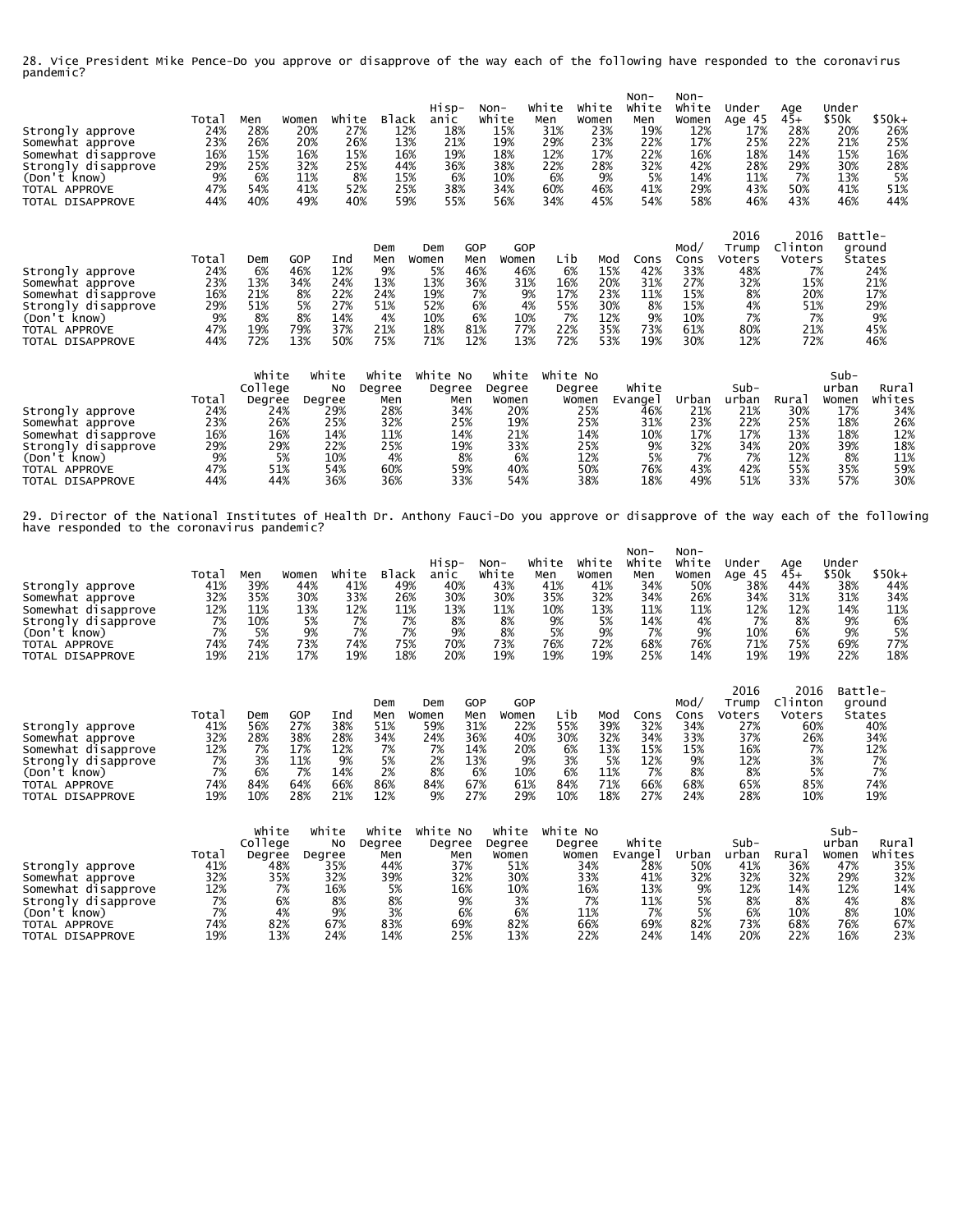28. Vice President Mike Pence-Do you approve or disapprove of the way each of the following have responded to the coronavirus pandemic?

| | Total | Men | Women | White | Black | Hisp-anic | Non-White | White Men | White Women | Non-White Men | Non-White Women | Under Age 45 | Age 45+ | Under $50k | $50k+ |
|---|---|---|---|---|---|---|---|---|---|---|---|---|---|---|---|
| Strongly approve | 24% | 28% | 20% | 27% | 12% | 18% | 15% | 31% | 23% | 19% | 12% | 17% | 28% | 20% | 26% |
| Somewhat approve | 23% | 26% | 20% | 26% | 13% | 21% | 19% | 29% | 23% | 22% | 17% | 25% | 22% | 21% | 25% |
| Somewhat disapprove | 16% | 15% | 16% | 15% | 16% | 19% | 18% | 12% | 17% | 22% | 16% | 18% | 14% | 15% | 16% |
| Strongly disapprove | 29% | 25% | 32% | 25% | 44% | 36% | 38% | 22% | 28% | 32% | 42% | 28% | 29% | 30% | 28% |
| (Don't know) | 9% | 6% | 11% | 8% | 15% | 6% | 10% | 6% | 9% | 5% | 14% | 11% | 7% | 13% | 5% |
| TOTAL APPROVE | 47% | 54% | 41% | 52% | 25% | 38% | 34% | 60% | 46% | 41% | 29% | 43% | 50% | 41% | 51% |
| TOTAL DISAPPROVE | 44% | 40% | 49% | 40% | 59% | 55% | 56% | 34% | 45% | 54% | 58% | 46% | 43% | 46% | 44% |

| | Total | Dem | GOP | Ind | Dem Men | Dem Women | GOP Men | GOP Women | Lib | Mod | Cons | Mod/ Cons | 2016 Trump Voters | 2016 Clinton Voters | Battle-ground States |
|---|---|---|---|---|---|---|---|---|---|---|---|---|---|---|---|
| Strongly approve | 24% | 6% | 46% | 12% | 9% | 5% | 46% | 46% | 6% | 15% | 42% | 33% | 48% | 7% | 24% |
| Somewhat approve | 23% | 13% | 34% | 24% | 13% | 13% | 36% | 31% | 16% | 20% | 31% | 27% | 32% | 15% | 21% |
| Somewhat disapprove | 16% | 21% | 8% | 22% | 24% | 19% | 7% | 9% | 17% | 23% | 11% | 15% | 8% | 20% | 17% |
| Strongly disapprove | 29% | 51% | 5% | 27% | 51% | 52% | 6% | 4% | 55% | 30% | 8% | 15% | 4% | 51% | 29% |
| (Don't know) | 9% | 8% | 8% | 14% | 4% | 10% | 6% | 10% | 7% | 12% | 9% | 10% | 7% | 7% | 9% |
| TOTAL APPROVE | 47% | 19% | 79% | 37% | 21% | 18% | 81% | 77% | 22% | 35% | 73% | 61% | 80% | 21% | 45% |
| TOTAL DISAPPROVE | 44% | 72% | 13% | 50% | 75% | 71% | 12% | 13% | 72% | 53% | 19% | 30% | 12% | 72% | 46% |

| | Total | White College Degree | White No Degree | White Degree Men | White No Degree Men | White Degree Women | White No Degree Women | White Evangel | Urban | Sub-urban | Rural | Sub-urban Women | Rural Whites |
|---|---|---|---|---|---|---|---|---|---|---|---|---|---|
| Strongly approve | 24% | 24% | 29% | 28% | 34% | 20% | 25% | 46% | 21% | 21% | 30% | 17% | 34% |
| Somewhat approve | 23% | 26% | 25% | 32% | 25% | 19% | 25% | 31% | 23% | 22% | 25% | 18% | 26% |
| Somewhat disapprove | 16% | 16% | 14% | 11% | 14% | 21% | 14% | 10% | 17% | 17% | 13% | 18% | 12% |
| Strongly disapprove | 29% | 29% | 22% | 25% | 19% | 33% | 25% | 9% | 32% | 34% | 20% | 39% | 18% |
| (Don't know) | 9% | 5% | 10% | 4% | 8% | 6% | 12% | 5% | 7% | 7% | 12% | 8% | 11% |
| TOTAL APPROVE | 47% | 51% | 54% | 60% | 59% | 40% | 50% | 76% | 43% | 42% | 55% | 35% | 59% |
| TOTAL DISAPPROVE | 44% | 44% | 36% | 36% | 33% | 54% | 38% | 18% | 49% | 51% | 33% | 57% | 30% |

29. Director of the National Institutes of Health Dr. Anthony Fauci-Do you approve or disapprove of the way each of the following have responded to the coronavirus pandemic?

| | Total | Men | Women | White | Black | Hisp-anic | Non-White | White Men | White Women | Non-White Men | Non-White Women | Under Age 45 | Age 45+ | Under $50k | $50k+ |
|---|---|---|---|---|---|---|---|---|---|---|---|---|---|---|---|
| Strongly approve | 41% | 39% | 44% | 41% | 49% | 40% | 43% | 41% | 41% | 34% | 50% | 38% | 44% | 38% | 44% |
| Somewhat approve | 32% | 35% | 30% | 33% | 26% | 30% | 30% | 35% | 32% | 34% | 26% | 34% | 31% | 31% | 34% |
| Somewhat disapprove | 12% | 11% | 13% | 12% | 11% | 13% | 11% | 10% | 13% | 11% | 11% | 12% | 12% | 14% | 11% |
| Strongly disapprove | 7% | 10% | 5% | 7% | 7% | 8% | 8% | 9% | 5% | 14% | 4% | 7% | 8% | 9% | 6% |
| (Don't know) | 7% | 5% | 9% | 7% | 7% | 9% | 8% | 5% | 9% | 7% | 9% | 10% | 6% | 9% | 5% |
| TOTAL APPROVE | 74% | 74% | 73% | 74% | 75% | 70% | 73% | 76% | 72% | 68% | 76% | 71% | 75% | 69% | 77% |
| TOTAL DISAPPROVE | 19% | 21% | 17% | 19% | 18% | 20% | 19% | 19% | 19% | 25% | 14% | 19% | 19% | 22% | 18% |

| | Total | Dem | GOP | Ind | Dem Men | Dem Women | GOP Men | GOP Women | Lib | Mod | Cons | Mod/ Cons | 2016 Trump Voters | 2016 Clinton Voters | Battle-ground States |
|---|---|---|---|---|---|---|---|---|---|---|---|---|---|---|---|
| Strongly approve | 41% | 56% | 27% | 38% | 51% | 59% | 31% | 22% | 55% | 39% | 32% | 34% | 27% | 60% | 40% |
| Somewhat approve | 32% | 28% | 38% | 28% | 34% | 24% | 36% | 40% | 30% | 32% | 34% | 33% | 37% | 26% | 34% |
| Somewhat disapprove | 12% | 7% | 17% | 12% | 7% | 7% | 14% | 20% | 6% | 13% | 15% | 15% | 16% | 7% | 12% |
| Strongly disapprove | 7% | 3% | 11% | 9% | 5% | 2% | 13% | 9% | 3% | 5% | 12% | 9% | 12% | 3% | 7% |
| (Don't know) | 7% | 6% | 7% | 14% | 2% | 8% | 6% | 10% | 6% | 11% | 7% | 8% | 8% | 5% | 7% |
| TOTAL APPROVE | 74% | 84% | 64% | 66% | 86% | 84% | 67% | 61% | 84% | 71% | 66% | 68% | 65% | 85% | 74% |
| TOTAL DISAPPROVE | 19% | 10% | 28% | 21% | 12% | 9% | 27% | 29% | 10% | 18% | 27% | 24% | 28% | 10% | 19% |

| | Total | White College Degree | White No Degree | White Degree Men | White No Degree Men | White Degree Women | White No Degree Women | White Evangel | Urban | Sub-urban | Rural | Sub-urban Women | Rural Whites |
|---|---|---|---|---|---|---|---|---|---|---|---|---|---|
| Strongly approve | 41% | 48% | 35% | 44% | 37% | 51% | 34% | 28% | 50% | 41% | 36% | 47% | 35% |
| Somewhat approve | 32% | 35% | 32% | 39% | 32% | 30% | 33% | 41% | 32% | 32% | 32% | 29% | 32% |
| Somewhat disapprove | 12% | 7% | 16% | 5% | 16% | 10% | 16% | 13% | 9% | 12% | 14% | 12% | 14% |
| Strongly disapprove | 7% | 6% | 8% | 8% | 9% | 3% | 7% | 11% | 5% | 8% | 8% | 4% | 8% |
| (Don't know) | 7% | 4% | 9% | 3% | 6% | 6% | 11% | 7% | 5% | 6% | 10% | 8% | 10% |
| TOTAL APPROVE | 74% | 82% | 67% | 83% | 69% | 82% | 66% | 69% | 82% | 73% | 68% | 76% | 67% |
| TOTAL DISAPPROVE | 19% | 13% | 24% | 14% | 25% | 13% | 22% | 24% | 14% | 20% | 22% | 16% | 23% |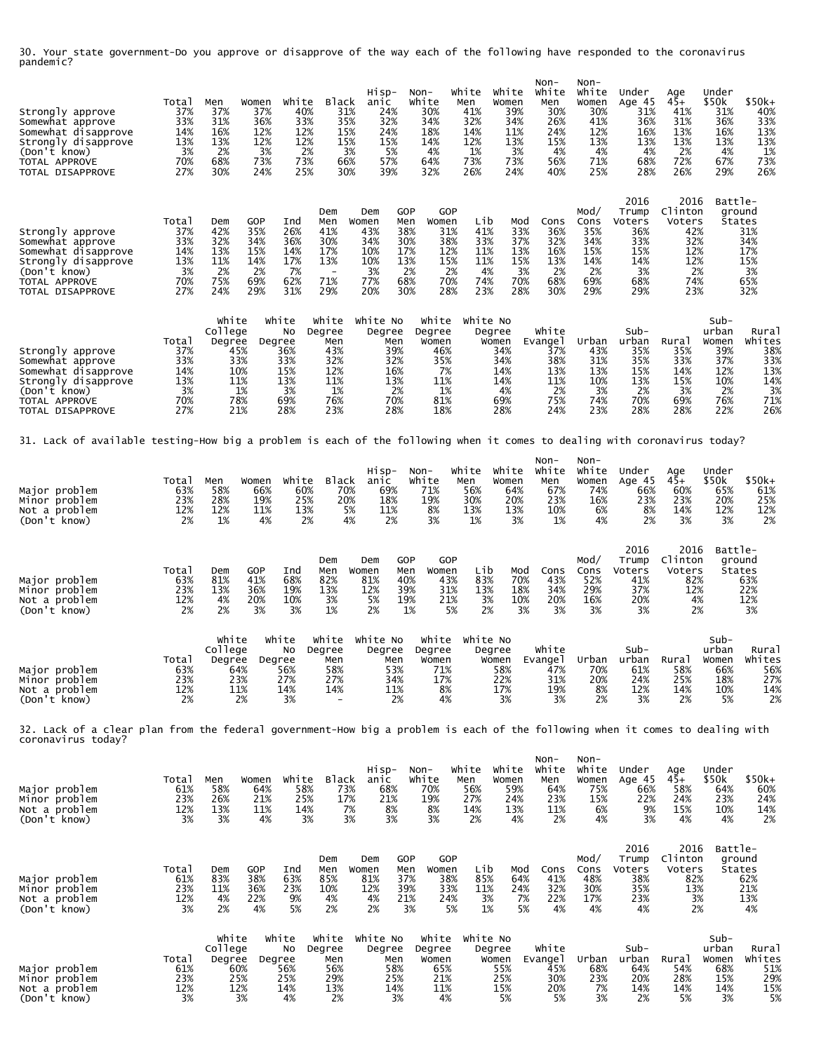30. Your state government-Do you approve or disapprove of the way each of the following have responded to the coronavirus pandemic?

| | Total | Men | Women | White | Black | Hisp-anic | Non-White | White Men | White Women | Non-White Men | Non-White Women | Under Age 45 | Age 45+ | Under $50k | $50k+ |
|---|---|---|---|---|---|---|---|---|---|---|---|---|---|---|---|
| Strongly approve | 37% | 37% | 37% | 40% | 31% | 24% | 30% | 41% | 39% | 30% | 30% | 31% | 41% | 31% | 40% |
| Somewhat approve | 33% | 31% | 36% | 33% | 35% | 32% | 34% | 32% | 34% | 26% | 41% | 36% | 31% | 36% | 33% |
| Somewhat disapprove | 14% | 16% | 12% | 12% | 15% | 24% | 18% | 14% | 11% | 24% | 12% | 16% | 13% | 16% | 13% |
| Strongly disapprove | 13% | 13% | 12% | 12% | 15% | 15% | 14% | 12% | 13% | 15% | 13% | 13% | 13% | 13% | 13% |
| (Don't know) | 3% | 2% | 3% | 2% | 3% | 5% | 4% | 1% | 3% | 4% | 4% | 4% | 2% | 4% | 1% |
| TOTAL APPROVE | 70% | 68% | 73% | 73% | 66% | 57% | 64% | 73% | 73% | 56% | 71% | 68% | 72% | 67% | 73% |
| TOTAL DISAPPROVE | 27% | 30% | 24% | 25% | 30% | 39% | 32% | 26% | 24% | 40% | 25% | 28% | 26% | 29% | 26% |

| | Total | Dem | GOP | Ind | Dem Men | Dem Women | GOP Men | GOP Women | Lib | Mod | Cons | Mod/Cons | 2016 Trump Voters | 2016 Clinton Voters | Battle-ground States |
|---|---|---|---|---|---|---|---|---|---|---|---|---|---|---|---|
| Strongly approve | 37% | 42% | 35% | 26% | 41% | 43% | 38% | 31% | 41% | 33% | 36% | 35% | 36% | 42% | 31% |
| Somewhat approve | 33% | 32% | 34% | 36% | 30% | 34% | 30% | 38% | 33% | 37% | 32% | 34% | 33% | 32% | 34% |
| Somewhat disapprove | 14% | 13% | 15% | 14% | 17% | 10% | 17% | 12% | 11% | 13% | 16% | 15% | 15% | 12% | 17% |
| Strongly disapprove | 13% | 11% | 14% | 17% | 13% | 10% | 13% | 15% | 11% | 15% | 13% | 14% | 14% | 12% | 15% |
| (Don't know) | 3% | 2% | 2% | 7% | - | 3% | 2% | 2% | 4% | 3% | 2% | 2% | 3% | 2% | 3% |
| TOTAL APPROVE | 70% | 75% | 69% | 62% | 71% | 77% | 68% | 70% | 74% | 70% | 68% | 69% | 68% | 74% | 65% |
| TOTAL DISAPPROVE | 27% | 24% | 29% | 31% | 29% | 20% | 30% | 28% | 23% | 28% | 30% | 29% | 29% | 23% | 32% |

| | Total | White College Degree | White No Degree | White Degree Men | White No Degree Men | White Degree Women | White No Degree Women | White Evangel | Urban | Sub-urban | Rural | Sub-urban Women | Rural Whites |
|---|---|---|---|---|---|---|---|---|---|---|---|---|---|
| Strongly approve | 37% | 45% | 36% | 43% | 39% | 46% | 34% | 37% | 43% | 35% | 35% | 39% | 38% |
| Somewhat approve | 33% | 33% | 33% | 32% | 32% | 35% | 34% | 38% | 31% | 35% | 33% | 37% | 33% |
| Somewhat disapprove | 14% | 10% | 15% | 12% | 16% | 7% | 14% | 13% | 13% | 15% | 14% | 12% | 13% |
| Strongly disapprove | 13% | 11% | 13% | 11% | 13% | 11% | 14% | 11% | 10% | 13% | 15% | 10% | 14% |
| (Don't know) | 3% | 1% | 3% | 1% | 2% | 1% | 4% | 2% | 3% | 2% | 3% | 2% | 3% |
| TOTAL APPROVE | 70% | 78% | 69% | 76% | 70% | 81% | 69% | 75% | 74% | 70% | 69% | 76% | 71% |
| TOTAL DISAPPROVE | 27% | 21% | 28% | 23% | 28% | 18% | 28% | 24% | 23% | 28% | 28% | 22% | 26% |

31. Lack of available testing-How big a problem is each of the following when it comes to dealing with coronavirus today?

| | Total | Men | Women | White | Black | Hisp-anic | Non-White | White Men | White Women | Non-White Men | Non-White Women | Under Age 45 | Age 45+ | Under $50k | $50k+ |
|---|---|---|---|---|---|---|---|---|---|---|---|---|---|---|---|
| Major problem | 63% | 58% | 66% | 60% | 70% | 69% | 71% | 56% | 64% | 67% | 74% | 66% | 60% | 65% | 61% |
| Minor problem | 23% | 28% | 19% | 25% | 20% | 18% | 19% | 30% | 20% | 23% | 16% | 23% | 23% | 20% | 25% |
| Not a problem | 12% | 12% | 11% | 13% | 5% | 11% | 8% | 13% | 13% | 10% | 6% | 8% | 14% | 12% | 12% |
| (Don't know) | 2% | 1% | 4% | 2% | 4% | 2% | 3% | 1% | 3% | 1% | 4% | 2% | 3% | 3% | 2% |

| | Total | Dem | GOP | Ind | Dem Men | Dem Women | GOP Men | GOP Women | Lib | Mod | Cons | Mod/Cons | 2016 Trump Voters | 2016 Clinton Voters | Battle-ground States |
|---|---|---|---|---|---|---|---|---|---|---|---|---|---|---|---|
| Major problem | 63% | 81% | 41% | 68% | 82% | 81% | 40% | 43% | 83% | 70% | 43% | 52% | 41% | 82% | 63% |
| Minor problem | 23% | 13% | 36% | 19% | 13% | 12% | 39% | 31% | 13% | 18% | 34% | 29% | 37% | 12% | 22% |
| Not a problem | 12% | 4% | 20% | 10% | 3% | 5% | 19% | 21% | 3% | 10% | 20% | 16% | 20% | 4% | 12% |
| (Don't know) | 2% | 2% | 3% | 3% | 1% | 2% | 1% | 5% | 2% | 3% | 3% | 3% | 3% | 2% | 3% |

| | Total | White College Degree | White No Degree | White Degree Men | White No Degree Men | White Degree Women | White No Degree Women | White Evangel | Urban | Sub-urban | Rural | Sub-urban Women | Rural Whites |
|---|---|---|---|---|---|---|---|---|---|---|---|---|---|
| Major problem | 63% | 64% | 56% | 58% | 53% | 71% | 58% | 47% | 70% | 61% | 58% | 66% | 56% |
| Minor problem | 23% | 23% | 27% | 27% | 34% | 17% | 22% | 31% | 20% | 24% | 25% | 18% | 27% |
| Not a problem | 12% | 11% | 14% | 14% | 11% | 8% | 17% | 19% | 8% | 12% | 14% | 10% | 14% |
| (Don't know) | 2% | 2% | 3% | - | 2% | 4% | 3% | 3% | 2% | 3% | 2% | 5% | 2% |

32. Lack of a clear plan from the federal government-How big a problem is each of the following when it comes to dealing with coronavirus today?

| | Total | Men | Women | White | Black | Hisp-anic | Non-White | White Men | White Women | Non-White Men | Non-White Women | Under Age 45 | Age 45+ | Under $50k | $50k+ |
|---|---|---|---|---|---|---|---|---|---|---|---|---|---|---|---|
| Major problem | 61% | 58% | 64% | 58% | 73% | 68% | 70% | 56% | 59% | 64% | 75% | 66% | 58% | 64% | 60% |
| Minor problem | 23% | 26% | 21% | 25% | 17% | 21% | 19% | 27% | 24% | 23% | 15% | 22% | 24% | 23% | 24% |
| Not a problem | 12% | 13% | 11% | 14% | 7% | 8% | 8% | 14% | 13% | 11% | 6% | 9% | 15% | 10% | 14% |
| (Don't know) | 3% | 3% | 4% | 3% | 3% | 3% | 3% | 2% | 4% | 2% | 4% | 3% | 4% | 4% | 2% |

| | Total | Dem | GOP | Ind | Dem Men | Dem Women | GOP Men | GOP Women | Lib | Mod | Cons | Mod/Cons | 2016 Trump Voters | 2016 Clinton Voters | Battle-ground States |
|---|---|---|---|---|---|---|---|---|---|---|---|---|---|---|---|
| Major problem | 61% | 83% | 38% | 63% | 85% | 81% | 37% | 38% | 85% | 64% | 41% | 48% | 38% | 82% | 62% |
| Minor problem | 23% | 11% | 36% | 23% | 10% | 12% | 39% | 33% | 11% | 24% | 32% | 30% | 35% | 13% | 21% |
| Not a problem | 12% | 4% | 22% | 9% | 4% | 4% | 21% | 24% | 3% | 7% | 22% | 17% | 23% | 3% | 13% |
| (Don't know) | 3% | 2% | 4% | 5% | 2% | 2% | 3% | 5% | 1% | 5% | 4% | 4% | 4% | 2% | 4% |

| | Total | White College Degree | White No Degree | White Degree Men | White No Degree Men | White Degree Women | White No Degree Women | White Evangel | Urban | Sub-urban | Rural | Sub-urban Women | Rural Whites |
|---|---|---|---|---|---|---|---|---|---|---|---|---|---|
| Major problem | 61% | 60% | 56% | 56% | 58% | 65% | 55% | 45% | 68% | 64% | 54% | 68% | 51% |
| Minor problem | 23% | 25% | 25% | 29% | 25% | 21% | 25% | 30% | 23% | 20% | 28% | 15% | 29% |
| Not a problem | 12% | 12% | 14% | 13% | 14% | 11% | 15% | 20% | 7% | 14% | 14% | 14% | 15% |
| (Don't know) | 3% | 3% | 4% | 2% | 3% | 4% | 5% | 5% | 3% | 2% | 5% | 3% | 5% |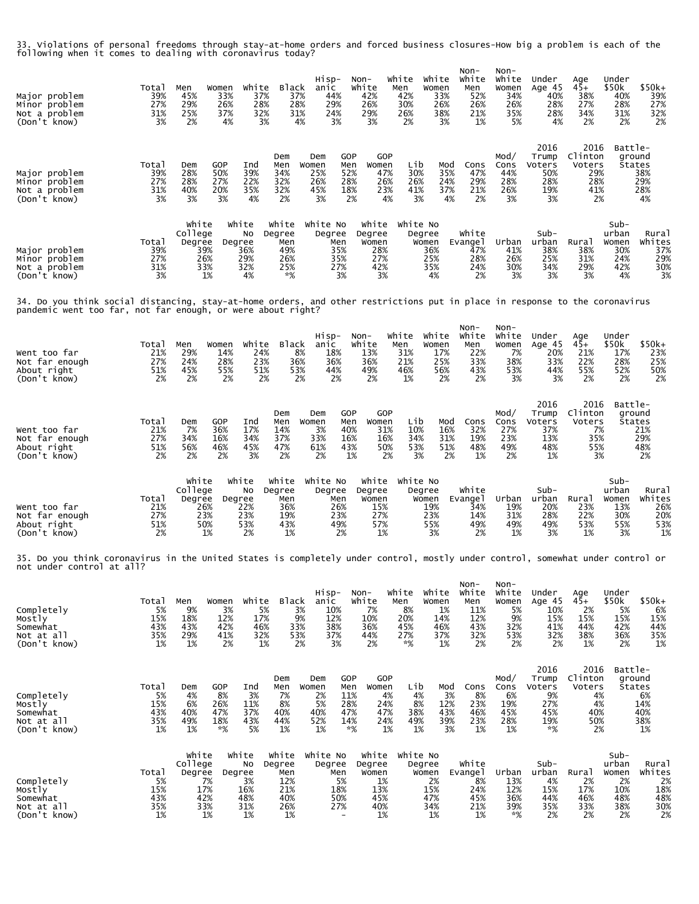33. Violations of personal freedoms through stay-at-home orders and forced business closures-How big a problem is each of the following when it comes to dealing with coronavirus today?

| | Total | Men | Women | White | Black | Hisp-anic | Non-White | White Men | White Women | Non-White Men | Non-White Women | Under Age 45 | Age 45+ | Under $50k | $50k+ |
|---|---|---|---|---|---|---|---|---|---|---|---|---|---|---|---|
| Major problem | 39% | 45% | 33% | 37% | 37% | 44% | 42% | 42% | 33% | 52% | 34% | 40% | 38% | 40% | 39% |
| Minor problem | 27% | 29% | 26% | 28% | 28% | 29% | 26% | 30% | 26% | 26% | 26% | 28% | 27% | 28% | 27% |
| Not a problem | 31% | 25% | 37% | 32% | 31% | 24% | 29% | 26% | 38% | 21% | 35% | 28% | 34% | 31% | 32% |
| (Don't know) | 3% | 2% | 4% | 3% | 4% | 3% | 3% | 2% | 3% | 1% | 5% | 4% | 2% | 2% | 2% |

| | Total | Dem | GOP | Ind | Dem Men | Dem Women | GOP Men | GOP Women | Lib | Mod | Cons | Mod/ Cons | 2016 Trump Voters | 2016 Clinton Voters | Battle-ground States |
|---|---|---|---|---|---|---|---|---|---|---|---|---|---|---|---|
| Major problem | 39% | 28% | 50% | 39% | 34% | 25% | 52% | 47% | 30% | 35% | 47% | 44% | 50% | 29% | 38% |
| Minor problem | 27% | 28% | 27% | 22% | 32% | 26% | 28% | 26% | 26% | 24% | 29% | 28% | 28% | 28% | 29% |
| Not a problem | 31% | 40% | 20% | 35% | 32% | 45% | 18% | 23% | 41% | 37% | 21% | 26% | 19% | 41% | 28% |
| (Don't know) | 3% | 3% | 3% | 4% | 2% | 3% | 2% | 4% | 3% | 4% | 2% | 3% | 3% | 2% | 4% |

| | Total | White College Degree | White No Degree | White Degree Men | White No Degree Men | White Degree Women | White No Degree Women | White Evangel | Urban | Sub-urban | Rural | Sub-urban Women | Rural Whites |
|---|---|---|---|---|---|---|---|---|---|---|---|---|---|
| Major problem | 39% | 39% | 36% | 49% | 35% | 28% | 36% | 47% | 41% | 38% | 38% | 30% | 37% |
| Minor problem | 27% | 26% | 29% | 26% | 35% | 27% | 25% | 28% | 26% | 25% | 31% | 24% | 29% |
| Not a problem | 31% | 33% | 32% | 25% | 27% | 42% | 35% | 24% | 30% | 34% | 29% | 42% | 30% |
| (Don't know) | 3% | 1% | 4% | *% | 3% | 3% | 4% | 2% | 3% | 3% | 3% | 4% | 3% |

34. Do you think social distancing, stay-at-home orders, and other restrictions put in place in response to the coronavirus pandemic went too far, not far enough, or were about right?

| | Total | Men | Women | White | Black | Hisp-anic | Non-White | White Men | White Women | Non-White Men | Non-White Women | Under Age 45 | Age 45+ | Under $50k | $50k+ |
|---|---|---|---|---|---|---|---|---|---|---|---|---|---|---|---|
| Went too far | 21% | 29% | 14% | 24% | 8% | 18% | 13% | 31% | 17% | 22% | 7% | 20% | 21% | 17% | 23% |
| Not far enough | 27% | 24% | 28% | 23% | 36% | 36% | 36% | 21% | 25% | 33% | 38% | 33% | 22% | 28% | 25% |
| About right | 51% | 45% | 55% | 51% | 53% | 44% | 49% | 46% | 56% | 43% | 53% | 44% | 55% | 52% | 50% |
| (Don't know) | 2% | 2% | 2% | 2% | 2% | 2% | 2% | 1% | 2% | 2% | 3% | 3% | 2% | 2% | 2% |

| | Total | Dem | GOP | Ind | Dem Men | Dem Women | GOP Men | GOP Women | Lib | Mod | Cons | Mod/ Cons | 2016 Trump Voters | 2016 Clinton Voters | Battle-ground States |
|---|---|---|---|---|---|---|---|---|---|---|---|---|---|---|---|
| Went too far | 21% | 7% | 36% | 17% | 14% | 3% | 40% | 31% | 10% | 16% | 32% | 27% | 37% | 7% | 21% |
| Not far enough | 27% | 34% | 16% | 34% | 37% | 33% | 16% | 16% | 34% | 31% | 19% | 23% | 13% | 35% | 29% |
| About right | 51% | 56% | 46% | 45% | 47% | 61% | 43% | 50% | 53% | 51% | 48% | 49% | 48% | 55% | 48% |
| (Don't know) | 2% | 2% | 2% | 3% | 2% | 2% | 1% | 2% | 3% | 2% | 1% | 2% | 1% | 3% | 2% |

| | Total | White College Degree | White No Degree | White Degree Men | White No Degree Men | White Degree Women | White No Degree Women | White Evangel | Urban | Sub-urban | Rural | Sub-urban Women | Rural Whites |
|---|---|---|---|---|---|---|---|---|---|---|---|---|---|
| Went too far | 21% | 26% | 22% | 36% | 26% | 15% | 19% | 34% | 19% | 20% | 23% | 13% | 26% |
| Not far enough | 27% | 23% | 23% | 19% | 23% | 27% | 23% | 14% | 31% | 28% | 22% | 30% | 20% |
| About right | 51% | 50% | 53% | 43% | 49% | 57% | 55% | 49% | 49% | 49% | 53% | 55% | 53% |
| (Don't know) | 2% | 1% | 2% | 1% | 2% | 1% | 3% | 2% | 1% | 3% | 1% | 3% | 1% |

35. Do you think coronavirus in the United States is completely under control, mostly under control, somewhat under control or not under control at all?

| | Total | Men | Women | White | Black | Hisp-anic | Non-White | White Men | White Women | Non-White Men | Non-White Women | Under Age 45 | Age 45+ | Under $50k | $50k+ |
|---|---|---|---|---|---|---|---|---|---|---|---|---|---|---|---|
| Completely | 5% | 9% | 3% | 5% | 3% | 10% | 7% | 8% | 1% | 11% | 5% | 10% | 2% | 5% | 6% |
| Mostly | 15% | 18% | 12% | 17% | 9% | 12% | 10% | 20% | 14% | 12% | 9% | 15% | 15% | 15% | 15% |
| Somewhat | 43% | 43% | 42% | 46% | 33% | 38% | 36% | 45% | 46% | 43% | 32% | 41% | 44% | 42% | 44% |
| Not at all | 35% | 29% | 41% | 32% | 53% | 37% | 44% | 27% | 37% | 32% | 53% | 32% | 38% | 36% | 35% |
| (Don't know) | 1% | 1% | 2% | 1% | 2% | 3% | 2% | *% | 1% | 2% | 2% | 2% | 1% | 2% | 1% |

| | Total | Dem | GOP | Ind | Dem Men | Dem Women | GOP Men | GOP Women | Lib | Mod | Cons | Mod/ Cons | 2016 Trump Voters | 2016 Clinton Voters | Battle-ground States |
|---|---|---|---|---|---|---|---|---|---|---|---|---|---|---|---|
| Completely | 5% | 4% | 8% | 3% | 7% | 2% | 11% | 4% | 4% | 3% | 8% | 6% | 9% | 4% | 6% |
| Mostly | 15% | 6% | 26% | 11% | 8% | 5% | 28% | 24% | 8% | 12% | 23% | 19% | 27% | 4% | 14% |
| Somewhat | 43% | 40% | 47% | 37% | 40% | 40% | 47% | 47% | 38% | 43% | 46% | 45% | 45% | 40% | 40% |
| Not at all | 35% | 49% | 18% | 43% | 44% | 52% | 14% | 24% | 49% | 39% | 23% | 28% | 19% | 50% | 38% |
| (Don't know) | 1% | 1% | *% | 5% | 1% | 1% | *% | 1% | 1% | 3% | 1% | 1% | *% | 2% | 1% |

| | Total | White College Degree | White No Degree | White Degree Men | White No Degree Men | White Degree Women | White No Degree Women | White Evangel | Urban | Sub-urban | Rural | Sub-urban Women | Rural Whites |
|---|---|---|---|---|---|---|---|---|---|---|---|---|---|
| Completely | 5% | 7% | 3% | 12% | 5% | 1% | 2% | 8% | 13% | 4% | 2% | 2% | 2% |
| Mostly | 15% | 17% | 16% | 21% | 18% | 13% | 15% | 24% | 12% | 15% | 17% | 10% | 18% |
| Somewhat | 43% | 42% | 48% | 40% | 50% | 45% | 47% | 45% | 36% | 44% | 46% | 48% | 48% |
| Not at all | 35% | 33% | 31% | 26% | 27% | 40% | 34% | 21% | 39% | 35% | 33% | 38% | 30% |
| (Don't know) | 1% | 1% | 1% | 1% | - | 1% | 1% | 1% | *% | 2% | 2% | 2% | 2% |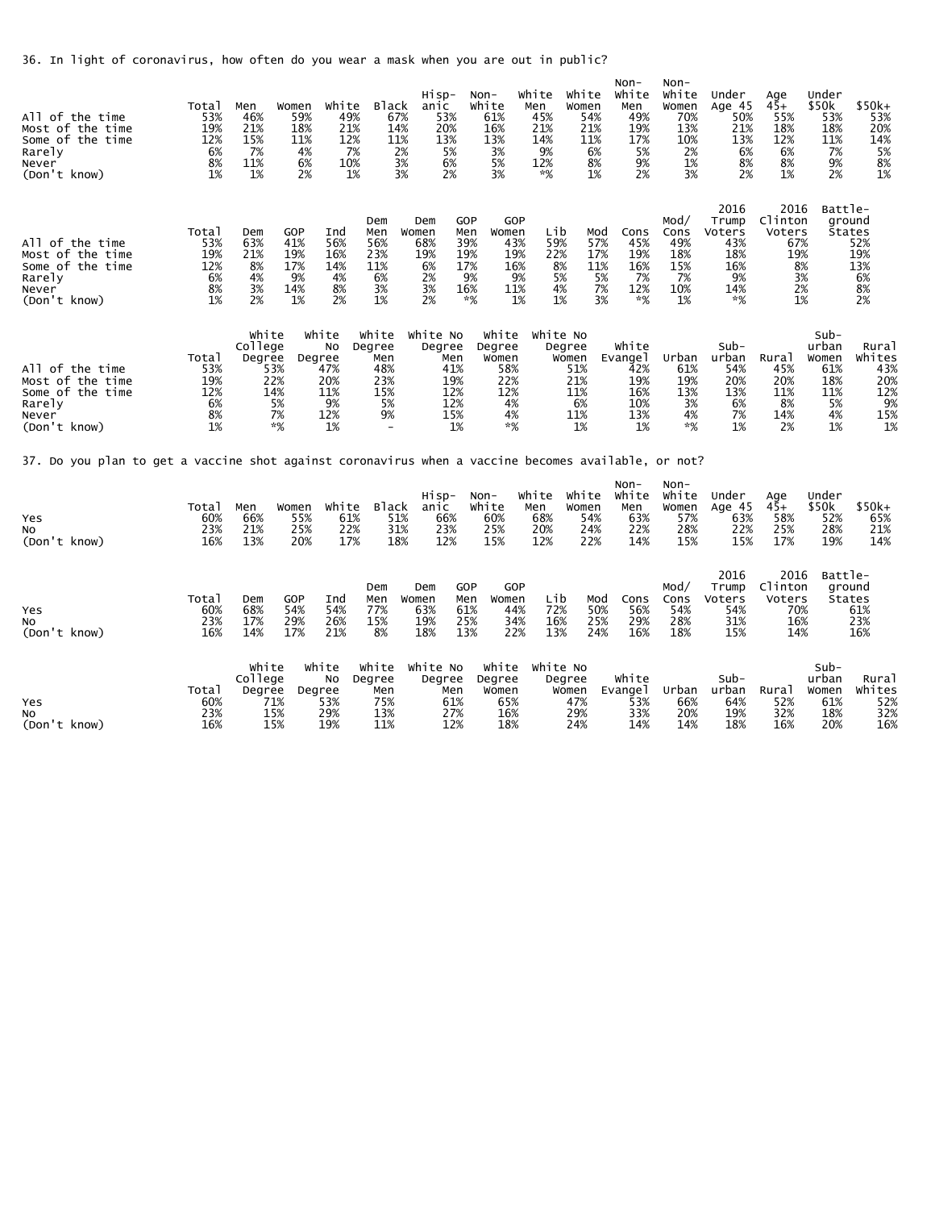36. In light of coronavirus, how often do you wear a mask when you are out in public?

| | Total | Men | Women | White | Black | Hisp-anic | Non-White | White Men | White Women | Non-White Men | Non-White Women | Under Age 45 | Age 45+ | Under $50k | $50k+ |
|---|---|---|---|---|---|---|---|---|---|---|---|---|---|---|---|
| All of the time | 53% | 46% | 59% | 49% | 67% | 53% | 61% | 45% | 54% | 49% | 70% | 50% | 55% | 53% | 53% |
| Most of the time | 19% | 21% | 18% | 21% | 14% | 20% | 16% | 21% | 21% | 19% | 13% | 21% | 18% | 18% | 20% |
| Some of the time | 12% | 15% | 11% | 12% | 11% | 13% | 13% | 14% | 11% | 17% | 10% | 13% | 12% | 11% | 14% |
| Rarely | 6% | 7% | 4% | 7% | 2% | 5% | 3% | 9% | 6% | 5% | 2% | 6% | 6% | 7% | 5% |
| Never | 8% | 11% | 6% | 10% | 3% | 6% | 5% | 12% | 8% | 9% | 1% | 8% | 8% | 9% | 8% |
| (Don't know) | 1% | 1% | 2% | 1% | 3% | 2% | 3% | *% | 1% | 2% | 3% | 2% | 1% | 2% | 1% |

| | Total | Dem | GOP | Ind | Dem Men | Dem Women | GOP Men | GOP Women | Lib | Mod | Cons | Mod/ Cons | 2016 Trump Voters | 2016 Clinton Voters | Battle-ground States |
|---|---|---|---|---|---|---|---|---|---|---|---|---|---|---|---|
| All of the time | 53% | 63% | 41% | 56% | 56% | 68% | 39% | 43% | 59% | 57% | 45% | 49% | 43% | 67% | 52% |
| Most of the time | 19% | 21% | 19% | 16% | 23% | 19% | 19% | 19% | 22% | 17% | 19% | 18% | 18% | 19% | 19% |
| Some of the time | 12% | 8% | 17% | 14% | 11% | 6% | 17% | 16% | 8% | 11% | 16% | 15% | 16% | 8% | 13% |
| Rarely | 6% | 4% | 9% | 4% | 6% | 2% | 9% | 9% | 5% | 5% | 7% | 7% | 9% | 3% | 6% |
| Never | 8% | 3% | 14% | 8% | 3% | 3% | 16% | 11% | 4% | 7% | 12% | 10% | 14% | 2% | 8% |
| (Don't know) | 1% | 2% | 1% | 2% | 1% | 2% | *% | 1% | 1% | 3% | *% | 1% | *% | 1% | 2% |

| | Total | White College Degree | White No Degree | White Degree Men | White No Degree Men | White Degree Women | White No Degree Women | White Evangel | Urban | Sub-urban | Rural | Sub-urban Women | Rural Whites |
|---|---|---|---|---|---|---|---|---|---|---|---|---|---|
| All of the time | 53% | 53% | 47% | 48% | 41% | 58% | 51% | 42% | 61% | 54% | 45% | 61% | 43% |
| Most of the time | 19% | 22% | 20% | 23% | 19% | 22% | 21% | 19% | 19% | 20% | 20% | 18% | 20% |
| Some of the time | 12% | 14% | 11% | 15% | 12% | 12% | 11% | 16% | 13% | 13% | 11% | 11% | 12% |
| Rarely | 6% | 5% | 9% | 5% | 12% | 4% | 6% | 10% | 3% | 6% | 8% | 5% | 9% |
| Never | 8% | 7% | 12% | 9% | 15% | 4% | 11% | 13% | 4% | 7% | 14% | 4% | 15% |
| (Don't know) | 1% | *% | 1% | - | 1% | *% | 1% | 1% | *% | 1% | 2% | 1% | 1% |

37. Do you plan to get a vaccine shot against coronavirus when a vaccine becomes available, or not?

| | Total | Men | Women | White | Black | Hisp-anic | Non-White | White Men | White Women | Non-White Men | Non-White Women | Under Age 45 | Age 45+ | Under $50k | $50k+ |
|---|---|---|---|---|---|---|---|---|---|---|---|---|---|---|---|
| Yes | 60% | 66% | 55% | 61% | 51% | 66% | 60% | 68% | 54% | 63% | 57% | 63% | 58% | 52% | 65% |
| No | 23% | 21% | 25% | 22% | 31% | 23% | 25% | 20% | 24% | 22% | 28% | 22% | 25% | 28% | 21% |
| (Don't know) | 16% | 13% | 20% | 17% | 18% | 12% | 15% | 12% | 22% | 14% | 15% | 15% | 17% | 19% | 14% |

| | Total | Dem | GOP | Ind | Dem Men | Dem Women | GOP Men | GOP Women | Lib | Mod | Cons | Mod/ Cons | 2016 Trump Voters | 2016 Clinton Voters | Battle-ground States |
|---|---|---|---|---|---|---|---|---|---|---|---|---|---|---|---|
| Yes | 60% | 68% | 54% | 54% | 77% | 63% | 61% | 44% | 72% | 50% | 56% | 54% | 54% | 70% | 61% |
| No | 23% | 17% | 29% | 26% | 15% | 19% | 25% | 34% | 16% | 25% | 29% | 28% | 31% | 16% | 23% |
| (Don't know) | 16% | 14% | 17% | 21% | 8% | 18% | 13% | 22% | 13% | 24% | 16% | 18% | 15% | 14% | 16% |

| | Total | White College Degree | White No Degree | White Degree Men | White No Degree Men | White Degree Women | White No Degree Women | White Evangel | Urban | Sub-urban | Rural | Sub-urban Women | Rural Whites |
|---|---|---|---|---|---|---|---|---|---|---|---|---|---|
| Yes | 60% | 71% | 53% | 75% | 61% | 65% | 47% | 53% | 66% | 64% | 52% | 61% | 52% |
| No | 23% | 15% | 29% | 13% | 27% | 16% | 29% | 33% | 20% | 19% | 32% | 18% | 32% |
| (Don't know) | 16% | 15% | 19% | 11% | 12% | 18% | 24% | 14% | 14% | 18% | 16% | 20% | 16% |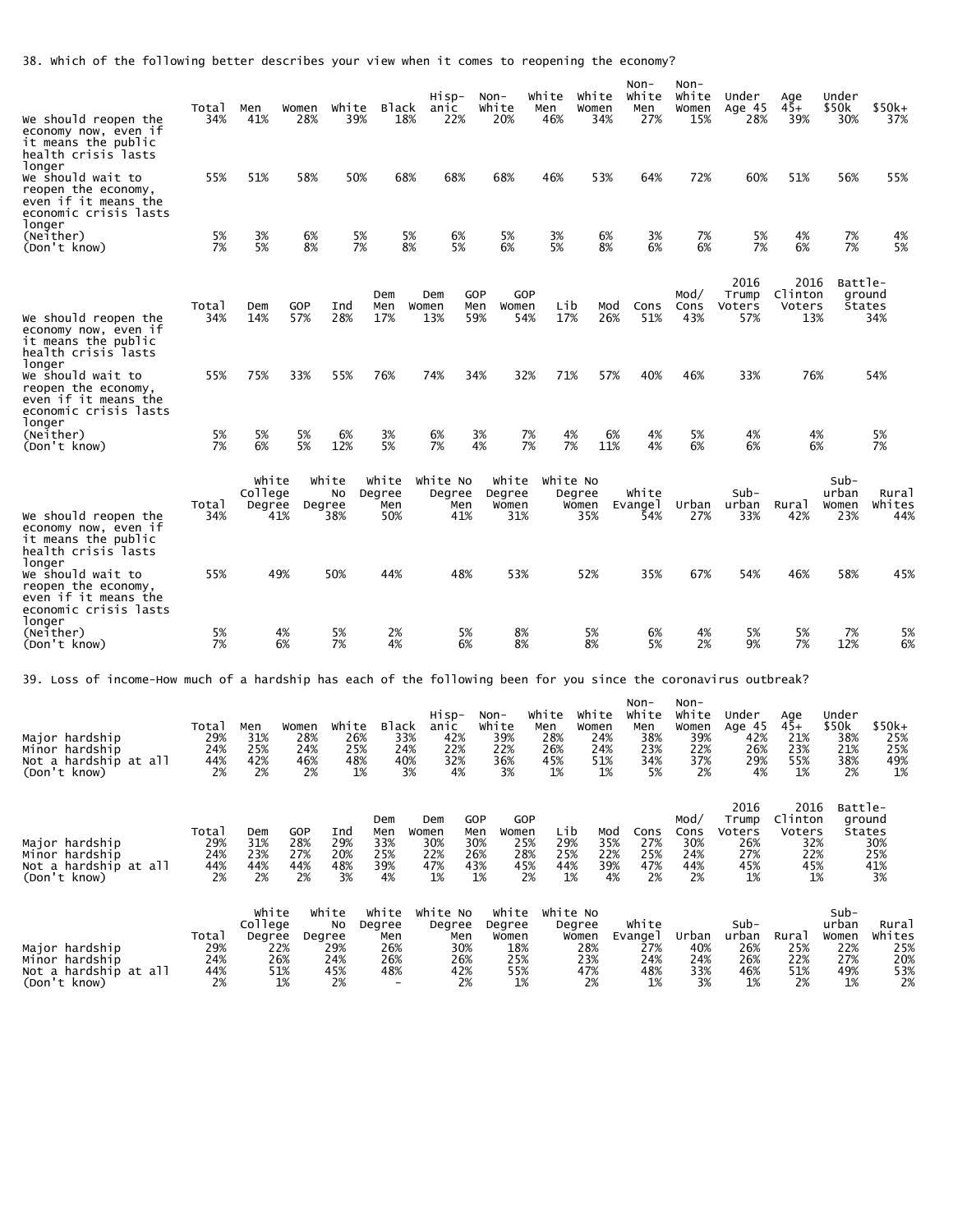38. Which of the following better describes your view when it comes to reopening the economy?

| | Total | Men | Women | White | Black | Hispanic | Non-White | White Men | White Women | Non-White Men | Non-White Women | Under Age 45 | Age 45+ | Under $50k | $50k+ |
|---|---|---|---|---|---|---|---|---|---|---|---|---|---|---|---|
| We should reopen the economy now, even if it means the public health crisis lasts longer | 34% | 41% | 28% | 39% | 18% | 22% | 20% | 46% | 34% | 27% | 15% | 28% | 39% | 30% | 37% |
| We should wait to reopen the economy, even if it means the economic crisis lasts longer | 55% | 51% | 58% | 50% | 68% | 68% | 68% | 46% | 53% | 64% | 72% | 60% | 51% | 56% | 55% |
| (Neither) | 5% | 3% | 6% | 5% | 5% | 6% | 5% | 3% | 6% | 3% | 7% | 5% | 4% | 7% | 4% |
| (Don't know) | 7% | 5% | 8% | 7% | 8% | 5% | 6% | 5% | 8% | 6% | 6% | 7% | 6% | 7% | 5% |

| | Total | Dem | GOP | Ind | Dem Men | Dem Women | GOP Men | GOP Women | Lib | Mod | Cons | Mod/ Cons | 2016 Trump Voters | 2016 Clinton Voters | Battle-ground States |
|---|---|---|---|---|---|---|---|---|---|---|---|---|---|---|---|
| We should reopen the economy now, even if it means the public health crisis lasts longer | 34% | 14% | 57% | 28% | 17% | 13% | 59% | 54% | 17% | 26% | 51% | 43% | 57% | 13% | 34% |
| We should wait to reopen the economy, even if it means the economic crisis lasts longer | 55% | 75% | 33% | 55% | 76% | 74% | 34% | 32% | 71% | 57% | 40% | 46% | 33% | 76% | 54% |
| (Neither) | 5% | 5% | 5% | 6% | 3% | 6% | 3% | 7% | 4% | 6% | 4% | 5% | 4% | 4% | 5% |
| (Don't know) | 7% | 6% | 5% | 12% | 5% | 7% | 4% | 7% | 7% | 11% | 4% | 6% | 6% | 6% | 7% |

| | Total | White College Degree | White No Degree | White Degree Men | White No Degree Men | White Degree Women | White No Degree Women | White Evangel | Urban | Sub-urban | Rural | Sub-urban Women | Rural Whites |
|---|---|---|---|---|---|---|---|---|---|---|---|---|---|
| We should reopen the economy now, even if it means the public health crisis lasts longer | 34% | 41% | 38% | 50% | 41% | 31% | 35% | 54% | 27% | 33% | 42% | 23% | 44% |
| We should wait to reopen the economy, even if it means the economic crisis lasts longer | 55% | 49% | 50% | 44% | 48% | 53% | 52% | 35% | 67% | 54% | 46% | 58% | 45% |
| (Neither) | 5% | 4% | 5% | 2% | 5% | 8% | 5% | 6% | 4% | 5% | 5% | 7% | 5% |
| (Don't know) | 7% | 6% | 7% | 4% | 6% | 8% | 8% | 5% | 2% | 9% | 7% | 12% | 6% |

39. Loss of income-How much of a hardship has each of the following been for you since the coronavirus outbreak?

| | Total | Men | Women | White | Black | Hispanic | Non-White | White Men | White Women | Non-White Men | Non-White Women | Under Age 45 | Age 45+ | Under $50k | $50k+ |
|---|---|---|---|---|---|---|---|---|---|---|---|---|---|---|---|
| Major hardship | 29% | 31% | 28% | 26% | 33% | 42% | 39% | 28% | 24% | 38% | 39% | 42% | 21% | 38% | 25% |
| Minor hardship | 24% | 25% | 24% | 25% | 24% | 22% | 22% | 26% | 24% | 23% | 22% | 26% | 23% | 21% | 25% |
| Not a hardship at all | 44% | 42% | 46% | 48% | 40% | 32% | 36% | 45% | 51% | 34% | 37% | 29% | 55% | 38% | 49% |
| (Don't know) | 2% | 2% | 2% | 1% | 3% | 4% | 3% | 1% | 1% | 5% | 2% | 4% | 1% | 2% | 1% |

| | Total | Dem | GOP | Ind | Dem Men | Dem Women | GOP Men | GOP Women | Lib | Mod | Cons | Mod/ Cons | 2016 Trump Voters | 2016 Clinton Voters | Battle-ground States |
|---|---|---|---|---|---|---|---|---|---|---|---|---|---|---|---|
| Major hardship | 29% | 31% | 28% | 29% | 33% | 30% | 30% | 25% | 29% | 35% | 27% | 30% | 26% | 32% | 30% |
| Minor hardship | 24% | 23% | 27% | 20% | 25% | 22% | 26% | 28% | 25% | 22% | 25% | 24% | 27% | 22% | 25% |
| Not a hardship at all | 44% | 44% | 44% | 48% | 39% | 47% | 43% | 45% | 44% | 39% | 47% | 44% | 45% | 45% | 41% |
| (Don't know) | 2% | 2% | 2% | 3% | 4% | 1% | 1% | 2% | 1% | 4% | 2% | 2% | 1% | 1% | 3% |

| | Total | White College Degree | White No Degree | White Degree Men | White No Degree Men | White Degree Women | White No Degree Women | White Evangel | Urban | Sub-urban | Rural | Sub-urban Women | Rural Whites |
|---|---|---|---|---|---|---|---|---|---|---|---|---|---|
| Major hardship | 29% | 22% | 29% | 26% | 30% | 18% | 28% | 27% | 40% | 26% | 25% | 22% | 25% |
| Minor hardship | 24% | 26% | 24% | 26% | 26% | 25% | 23% | 24% | 24% | 26% | 22% | 27% | 20% |
| Not a hardship at all | 44% | 51% | 45% | 48% | 42% | 55% | 47% | 48% | 33% | 46% | 51% | 49% | 53% |
| (Don't know) | 2% | 1% | 2% | - | 2% | 1% | 2% | 1% | 3% | 1% | 2% | 1% | 2% |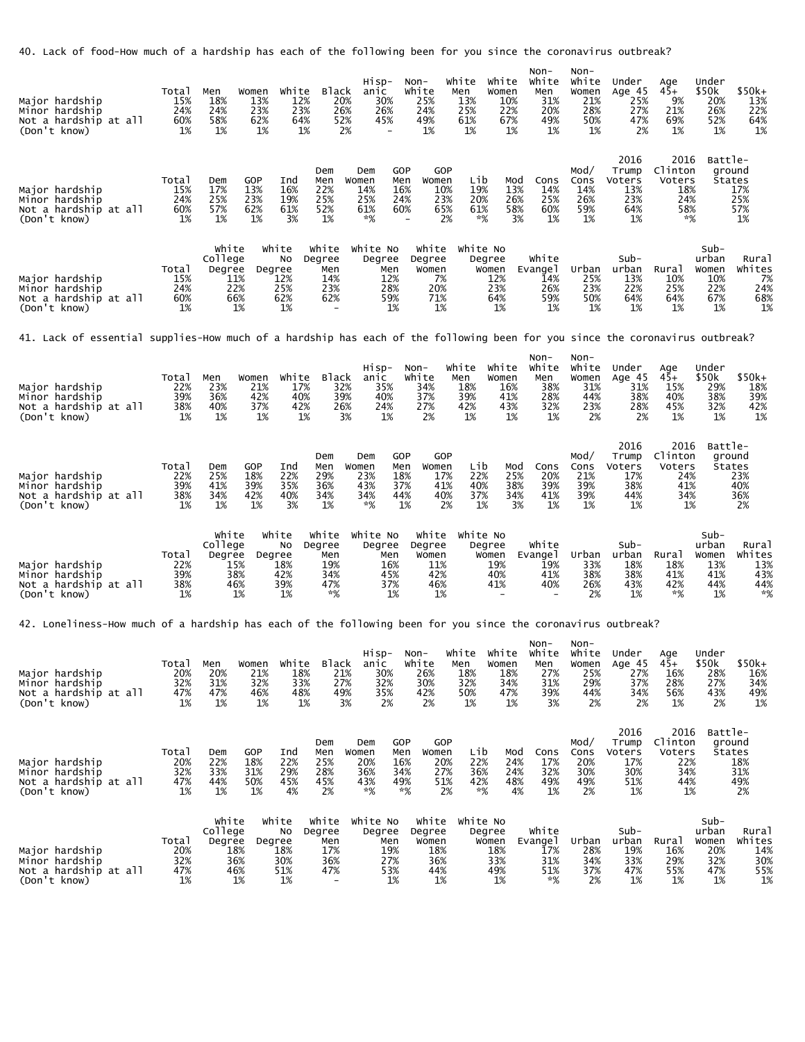40. Lack of food-How much of a hardship has each of the following been for you since the coronavirus outbreak?

| | Total | Men | Women | White | Black | Hisp-anic | Non-White | White Men | White Women | Non-White Men | Non-White Women | Under Age 45 | Age 45+ | Under $50k | $50k+ |
|---|---|---|---|---|---|---|---|---|---|---|---|---|---|---|---|
| Major hardship | 15% | 18% | 13% | 12% | 20% | 30% | 25% | 13% | 10% | 31% | 21% | 25% | 9% | 20% | 13% |
| Minor hardship | 24% | 24% | 23% | 23% | 26% | 26% | 24% | 25% | 22% | 20% | 28% | 27% | 21% | 26% | 22% |
| Not a hardship at all | 60% | 58% | 62% | 64% | 52% | 45% | 49% | 61% | 67% | 49% | 50% | 47% | 69% | 52% | 64% |
| (Don't know) | 1% | 1% | 1% | 1% | 2% | - | 1% | 1% | 1% | 1% | 1% | 2% | 1% | 1% | 1% |

| | Total | Dem | GOP | Ind | Dem Men | Dem Women | GOP Men | GOP Women | Lib | Mod | Cons | Mod/Cons | 2016 Trump Voters | 2016 Clinton Voters | Battle-ground States |
|---|---|---|---|---|---|---|---|---|---|---|---|---|---|---|---|
| Major hardship | 15% | 17% | 13% | 16% | 22% | 14% | 16% | 10% | 19% | 13% | 14% | 14% | 13% | 18% | 17% |
| Minor hardship | 24% | 25% | 23% | 19% | 25% | 25% | 24% | 23% | 20% | 26% | 25% | 26% | 23% | 24% | 25% |
| Not a hardship at all | 60% | 57% | 62% | 61% | 52% | 61% | 60% | 65% | 61% | 58% | 60% | 59% | 64% | 58% | 57% |
| (Don't know) | 1% | 1% | 1% | 3% | 1% | *% | - | 2% | *% | 3% | 1% | 1% | 1% | *% | 1% |

| | Total | White College Degree | White No Degree | White Degree Men | White No Degree Men | White Degree Women | White No Degree Women | White Evangel | Urban | Sub-urban | Rural | Sub-urban Women | Rural Whites |
|---|---|---|---|---|---|---|---|---|---|---|---|---|---|
| Major hardship | 15% | 11% | 12% | 14% | 12% | 7% | 12% | 14% | 25% | 13% | 10% | 10% | 7% |
| Minor hardship | 24% | 22% | 25% | 23% | 28% | 20% | 23% | 26% | 23% | 22% | 25% | 22% | 24% |
| Not a hardship at all | 60% | 66% | 62% | 62% | 59% | 71% | 64% | 59% | 50% | 64% | 64% | 67% | 68% |
| (Don't know) | 1% | 1% | 1% | - | 1% | 1% | 1% | 1% | 1% | 1% | 1% | 1% | 1% |

41. Lack of essential supplies-How much of a hardship has each of the following been for you since the coronavirus outbreak?

| | Total | Men | Women | White | Black | Hisp-anic | Non-White | White Men | White Women | Non-White Men | Non-White Women | Under Age 45 | Age 45+ | Under $50k | $50k+ |
|---|---|---|---|---|---|---|---|---|---|---|---|---|---|---|---|
| Major hardship | 22% | 23% | 21% | 17% | 32% | 35% | 34% | 18% | 16% | 38% | 31% | 31% | 15% | 29% | 18% |
| Minor hardship | 39% | 36% | 42% | 40% | 39% | 40% | 37% | 39% | 41% | 28% | 44% | 38% | 40% | 38% | 39% |
| Not a hardship at all | 38% | 40% | 37% | 42% | 26% | 24% | 27% | 42% | 43% | 32% | 23% | 28% | 45% | 32% | 42% |
| (Don't know) | 1% | 1% | 1% | 1% | 3% | 1% | 2% | 1% | 1% | 1% | 2% | 2% | 1% | 1% | 1% |

| | Total | Dem | GOP | Ind | Dem Men | Dem Women | GOP Men | GOP Women | Lib | Mod | Cons | Mod/Cons | 2016 Trump Voters | 2016 Clinton Voters | Battle-ground States |
|---|---|---|---|---|---|---|---|---|---|---|---|---|---|---|---|
| Major hardship | 22% | 25% | 18% | 22% | 29% | 23% | 18% | 17% | 22% | 25% | 20% | 21% | 17% | 24% | 23% |
| Minor hardship | 39% | 41% | 39% | 35% | 36% | 43% | 37% | 41% | 40% | 38% | 39% | 39% | 38% | 41% | 40% |
| Not a hardship at all | 38% | 34% | 42% | 40% | 34% | 34% | 44% | 40% | 37% | 34% | 41% | 39% | 44% | 34% | 36% |
| (Don't know) | 1% | 1% | 1% | 3% | 1% | *% | 1% | 2% | 1% | 3% | 1% | 1% | 1% | 1% | 2% |

| | Total | White College Degree | White No Degree | White Degree Men | White No Degree Men | White Degree Women | White No Degree Women | White Evangel | Urban | Sub-urban | Rural | Sub-urban Women | Rural Whites |
|---|---|---|---|---|---|---|---|---|---|---|---|---|---|
| Major hardship | 22% | 15% | 18% | 19% | 16% | 11% | 19% | 19% | 33% | 18% | 18% | 13% | 13% |
| Minor hardship | 39% | 38% | 42% | 34% | 45% | 42% | 40% | 41% | 38% | 38% | 41% | 41% | 43% |
| Not a hardship at all | 38% | 46% | 39% | 47% | 37% | 46% | 41% | 40% | 26% | 43% | 42% | 44% | 44% |
| (Don't know) | 1% | 1% | 1% | *% | 1% | 1% | - | - | 2% | 1% | *% | 1% | *% |

42. Loneliness-How much of a hardship has each of the following been for you since the coronavirus outbreak?

| | Total | Men | Women | White | Black | Hisp-anic | Non-White | White Men | White Women | Non-White Men | Non-White Women | Under Age 45 | Age 45+ | Under $50k | $50k+ |
|---|---|---|---|---|---|---|---|---|---|---|---|---|---|---|---|
| Major hardship | 20% | 20% | 21% | 18% | 21% | 30% | 26% | 18% | 18% | 27% | 25% | 27% | 16% | 28% | 16% |
| Minor hardship | 32% | 31% | 32% | 33% | 27% | 32% | 30% | 32% | 34% | 31% | 29% | 37% | 28% | 27% | 34% |
| Not a hardship at all | 47% | 47% | 46% | 48% | 49% | 35% | 42% | 50% | 47% | 39% | 44% | 34% | 56% | 43% | 49% |
| (Don't know) | 1% | 1% | 1% | 1% | 3% | 2% | 2% | 1% | 1% | 3% | 2% | 2% | 1% | 2% | 1% |

| | Total | Dem | GOP | Ind | Dem Men | Dem Women | GOP Men | GOP Women | Lib | Mod | Cons | Mod/Cons | 2016 Trump Voters | 2016 Clinton Voters | Battle-ground States |
|---|---|---|---|---|---|---|---|---|---|---|---|---|---|---|---|
| Major hardship | 20% | 22% | 18% | 22% | 25% | 20% | 16% | 20% | 22% | 24% | 17% | 20% | 17% | 22% | 18% |
| Minor hardship | 32% | 33% | 31% | 29% | 28% | 36% | 34% | 27% | 36% | 24% | 32% | 30% | 30% | 34% | 31% |
| Not a hardship at all | 47% | 44% | 50% | 45% | 45% | 43% | 49% | 51% | 42% | 48% | 49% | 49% | 51% | 44% | 49% |
| (Don't know) | 1% | 1% | 1% | 4% | 2% | *% | *% | 2% | *% | 4% | 1% | 2% | 1% | 1% | 2% |

| | Total | White College Degree | White No Degree | White Degree Men | White No Degree Men | White Degree Women | White No Degree Women | White Evangel | Urban | Sub-urban | Rural | Sub-urban Women | Rural Whites |
|---|---|---|---|---|---|---|---|---|---|---|---|---|---|
| Major hardship | 20% | 18% | 18% | 17% | 19% | 18% | 18% | 17% | 28% | 19% | 16% | 20% | 14% |
| Minor hardship | 32% | 36% | 30% | 36% | 27% | 36% | 33% | 31% | 34% | 33% | 29% | 32% | 30% |
| Not a hardship at all | 47% | 46% | 51% | 47% | 53% | 44% | 49% | 51% | 37% | 47% | 55% | 47% | 55% |
| (Don't know) | 1% | 1% | 1% | - | 1% | 1% | 1% | *% | 2% | 1% | 1% | 1% | 1% |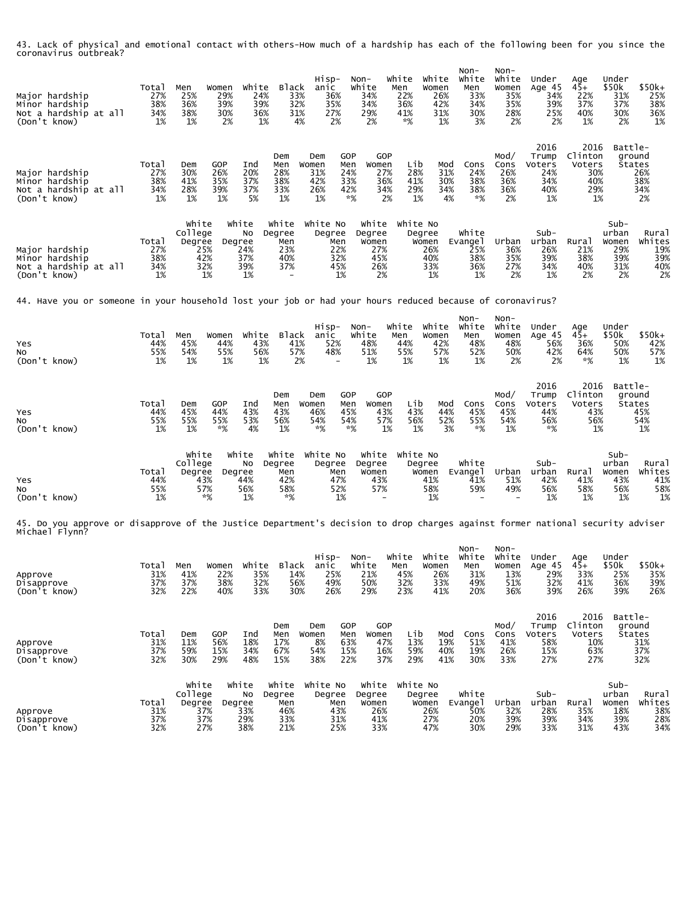43. Lack of physical and emotional contact with others-How much of a hardship has each of the following been for you since the coronavirus outbreak?

| | Total | Men | Women | White | Black | Hisp-anic | Non-White | White Men | White Women | Non-White Men | Non-White Women | Under Age 45 | Age 45+ | Under $50k | $50k+ |
|---|---|---|---|---|---|---|---|---|---|---|---|---|---|---|---|
| Major hardship | 27% | 25% | 29% | 24% | 33% | 36% | 34% | 22% | 26% | 33% | 35% | 34% | 22% | 31% | 25% |
| Minor hardship | 38% | 36% | 39% | 39% | 32% | 35% | 34% | 36% | 42% | 34% | 35% | 39% | 37% | 37% | 38% |
| Not a hardship at all | 34% | 38% | 30% | 36% | 31% | 27% | 29% | 41% | 31% | 30% | 28% | 25% | 40% | 30% | 36% |
| (Don't know) | 1% | 1% | 2% | 1% | 4% | 2% | 2% | *% | 1% | 3% | 2% | 2% | 1% | 2% | 1% |

| | Total | Dem | GOP | Ind | Dem Men | Dem Women | GOP Men | GOP Women | Lib | Mod | Cons | Mod/ Cons | 2016 Trump Voters | 2016 Clinton Voters | Battle-ground States |
|---|---|---|---|---|---|---|---|---|---|---|---|---|---|---|---|
| Major hardship | 27% | 30% | 26% | 20% | 28% | 31% | 24% | 27% | 28% | 31% | 24% | 26% | 24% | 30% | 26% |
| Minor hardship | 38% | 41% | 35% | 37% | 38% | 42% | 33% | 36% | 41% | 30% | 38% | 36% | 34% | 40% | 38% |
| Not a hardship at all | 34% | 28% | 39% | 37% | 33% | 26% | 42% | 34% | 29% | 34% | 38% | 36% | 40% | 29% | 34% |
| (Don't know) | 1% | 1% | 1% | 5% | 1% | 1% | *% | 2% | 1% | 4% | *% | 2% | 1% | 1% | 2% |

| | Total | White College Degree | White No Degree | White Degree Men | White No Degree Men | White Degree Women | White No Degree Women | White Evangel | Urban | Sub-urban | Rural | Sub-urban Women | Rural Whites |
|---|---|---|---|---|---|---|---|---|---|---|---|---|---|
| Major hardship | 27% | 25% | 24% | 23% | 22% | 27% | 26% | 25% | 36% | 26% | 21% | 29% | 19% |
| Minor hardship | 38% | 42% | 37% | 40% | 32% | 45% | 40% | 38% | 35% | 39% | 38% | 39% | 39% |
| Not a hardship at all | 34% | 32% | 39% | 37% | 45% | 26% | 33% | 36% | 27% | 34% | 40% | 31% | 40% |
| (Don't know) | 1% | 1% | 1% | - | 1% | 2% | 1% | 1% | 2% | 1% | 2% | 2% | 2% |

44. Have you or someone in your household lost your job or had your hours reduced because of coronavirus?

| | Total | Men | Women | White | Black | Hisp-anic | Non-White | White Men | White Women | Non-White Men | Non-White Women | Under Age 45 | Age 45+ | Under $50k | $50k+ |
|---|---|---|---|---|---|---|---|---|---|---|---|---|---|---|---|
| Yes | 44% | 45% | 44% | 43% | 41% | 52% | 48% | 44% | 42% | 48% | 48% | 56% | 36% | 50% | 42% |
| No | 55% | 54% | 55% | 56% | 57% | 48% | 51% | 55% | 57% | 52% | 50% | 42% | 64% | 50% | 57% |
| (Don't know) | 1% | 1% | 1% | 1% | 2% | - | 1% | 1% | 1% | 1% | 2% | 2% | *% | 1% | 1% |

| | Total | Dem | GOP | Ind | Dem Men | Dem Women | GOP Men | GOP Women | Lib | Mod | Cons | Mod/ Cons | 2016 Trump Voters | 2016 Clinton Voters | Battle-ground States |
|---|---|---|---|---|---|---|---|---|---|---|---|---|---|---|---|
| Yes | 44% | 45% | 44% | 43% | 43% | 46% | 45% | 43% | 43% | 44% | 45% | 45% | 44% | 43% | 45% |
| No | 55% | 55% | 55% | 53% | 56% | 54% | 54% | 57% | 56% | 52% | 55% | 54% | 56% | 56% | 54% |
| (Don't know) | 1% | 1% | *% | 4% | 1% | *% | *% | 1% | 1% | 3% | *% | 1% | *% | 1% | 1% |

| | Total | White College Degree | White No Degree | White Degree Men | White No Degree Men | White Degree Women | White No Degree Women | White Evangel | Urban | Sub-urban | Rural | Sub-urban Women | Rural Whites |
|---|---|---|---|---|---|---|---|---|---|---|---|---|---|
| Yes | 44% | 43% | 44% | 42% | 47% | 43% | 41% | 41% | 51% | 42% | 41% | 43% | 41% |
| No | 55% | 57% | 56% | 58% | 52% | 57% | 58% | 59% | 49% | 56% | 58% | 56% | 58% |
| (Don't know) | 1% | *% | 1% | *% | 1% | - | 1% | - | - | 1% | 1% | 1% | 1% |

45. Do you approve or disapprove of the Justice Department's decision to drop charges against former national security adviser Michael Flynn?

| | Total | Men | Women | White | Black | Hisp-anic | Non-White | White Men | White Women | Non-White Men | Non-White Women | Under Age 45 | Age 45+ | Under $50k | $50k+ |
|---|---|---|---|---|---|---|---|---|---|---|---|---|---|---|---|
| Approve | 31% | 41% | 22% | 35% | 14% | 25% | 21% | 45% | 26% | 31% | 13% | 29% | 33% | 25% | 35% |
| Disapprove | 37% | 37% | 38% | 32% | 56% | 49% | 50% | 32% | 33% | 49% | 51% | 32% | 41% | 36% | 39% |
| (Don't know) | 32% | 22% | 40% | 33% | 30% | 26% | 29% | 23% | 41% | 20% | 36% | 39% | 26% | 39% | 26% |

| | Total | Dem | GOP | Ind | Dem Men | Dem Women | GOP Men | GOP Women | Lib | Mod | Cons | Mod/ Cons | 2016 Trump Voters | 2016 Clinton Voters | Battle-ground States |
|---|---|---|---|---|---|---|---|---|---|---|---|---|---|---|---|
| Approve | 31% | 11% | 56% | 18% | 17% | 8% | 63% | 47% | 13% | 19% | 51% | 41% | 58% | 10% | 31% |
| Disapprove | 37% | 59% | 15% | 34% | 67% | 54% | 15% | 16% | 59% | 40% | 19% | 26% | 15% | 63% | 37% |
| (Don't know) | 32% | 30% | 29% | 48% | 15% | 38% | 22% | 37% | 29% | 41% | 30% | 33% | 27% | 27% | 32% |

| | Total | White College Degree | White No Degree | White Degree Men | White No Degree Men | White Degree Women | White No Degree Women | White Evangel | Urban | Sub-urban | Rural | Sub-urban Women | Rural Whites |
|---|---|---|---|---|---|---|---|---|---|---|---|---|---|
| Approve | 31% | 37% | 33% | 46% | 43% | 26% | 26% | 50% | 32% | 28% | 35% | 18% | 38% |
| Disapprove | 37% | 37% | 29% | 33% | 31% | 41% | 27% | 20% | 39% | 39% | 34% | 39% | 28% |
| (Don't know) | 32% | 27% | 38% | 21% | 25% | 33% | 47% | 30% | 29% | 33% | 31% | 43% | 34% |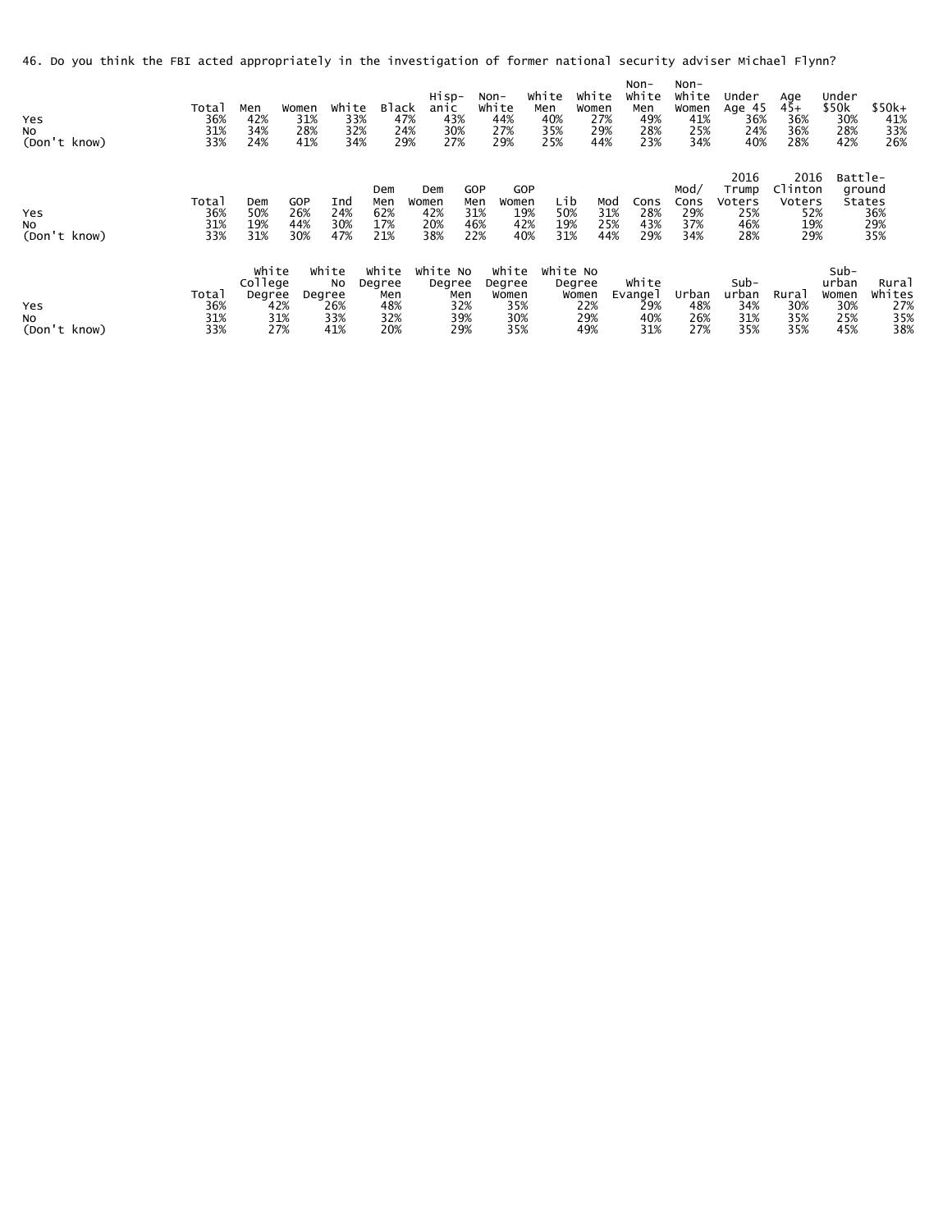46. Do you think the FBI acted appropriately in the investigation of former national security adviser Michael Flynn?

| | Total | Men | Women | White | Black | Hisp-anic | Non-White | White Men | White Women | Non-White Men | Non-White Women | Under Age 45 | Age 45+ | Under $50k | $50k+ |
|---|---|---|---|---|---|---|---|---|---|---|---|---|---|---|---|
| Yes | 36% | 42% | 31% | 33% | 47% | 43% | 44% | 40% | 27% | 49% | 41% | 36% | 36% | 30% | 41% |
| No | 31% | 34% | 28% | 32% | 24% | 30% | 27% | 35% | 29% | 28% | 25% | 24% | 36% | 28% | 33% |
| (Don't know) | 33% | 24% | 41% | 34% | 29% | 27% | 29% | 25% | 44% | 23% | 34% | 40% | 28% | 42% | 26% |

| | Total | Dem | GOP | Ind | Dem Men | Dem Women | GOP Men | GOP Women | Lib | Mod | Cons | Mod/ Cons | 2016 Trump Voters | 2016 Clinton Voters | Battle-ground States |
|---|---|---|---|---|---|---|---|---|---|---|---|---|---|---|---|
| Yes | 36% | 50% | 26% | 24% | 62% | 42% | 31% | 19% | 50% | 31% | 28% | 29% | 25% | 52% | 36% |
| No | 31% | 19% | 44% | 30% | 17% | 20% | 46% | 42% | 19% | 25% | 43% | 37% | 46% | 19% | 29% |
| (Don't know) | 33% | 31% | 30% | 47% | 21% | 38% | 22% | 40% | 31% | 44% | 29% | 34% | 28% | 29% | 35% |

| | Total | White College Degree | White No Degree | White Degree Men | White No Degree Men | White Degree Women | White No Degree Women | White Evangel | Urban | Sub-urban | Rural | Sub-urban Women | Rural Whites |
|---|---|---|---|---|---|---|---|---|---|---|---|---|---|
| Yes | 36% | 42% | 26% | 48% | 32% | 35% | 22% | 29% | 48% | 34% | 30% | 30% | 27% |
| No | 31% | 31% | 33% | 32% | 39% | 30% | 29% | 40% | 26% | 31% | 35% | 25% | 35% |
| (Don't know) | 33% | 27% | 41% | 20% | 29% | 35% | 49% | 31% | 27% | 35% | 35% | 45% | 38% |